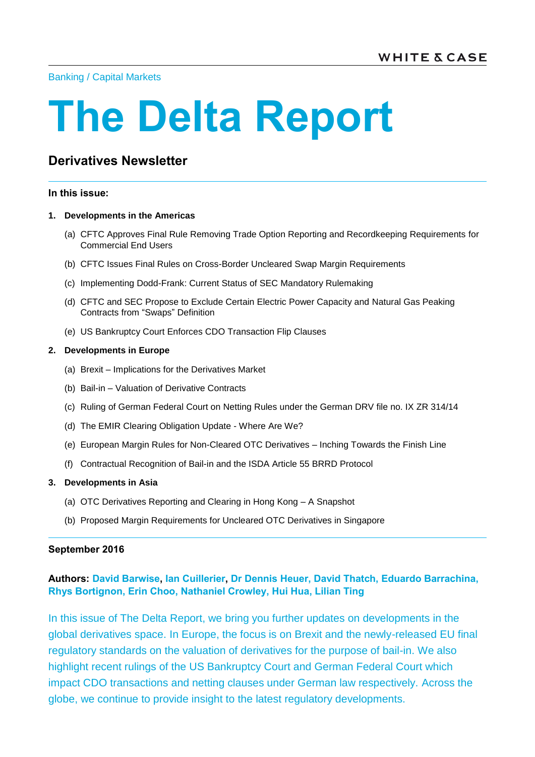WHITE & CASE

Banking / Capital Markets

# The Delta Report

## Derivatives Newsletter

**In this issue:**

1. **Developments in the Americas**
   - (a) CFTC Approves Final Rule Removing Trade Option Reporting and Recordkeeping Requirements for Commercial End Users
   - (b) CFTC Issues Final Rules on Cross-Border Uncleared Swap Margin Requirements
   - (c) Implementing Dodd-Frank: Current Status of SEC Mandatory Rulemaking
   - (d) CFTC and SEC Propose to Exclude Certain Electric Power Capacity and Natural Gas Peaking Contracts from "Swaps" Definition
   - (e) US Bankruptcy Court Enforces CDO Transaction Flip Clauses
2. **Developments in Europe**
   - (a) Brexit – Implications for the Derivatives Market
   - (b) Bail-in – Valuation of Derivative Contracts
   - (c) Ruling of German Federal Court on Netting Rules under the German DRV file no. IX ZR 314/14
   - (d) The EMIR Clearing Obligation Update - Where Are We?
   - (e) European Margin Rules for Non-Cleared OTC Derivatives – Inching Towards the Finish Line
   - (f) Contractual Recognition of Bail-in and the ISDA Article 55 BRRD Protocol
3. **Developments in Asia**
   - (a) OTC Derivatives Reporting and Clearing in Hong Kong – A Snapshot
   - (b) Proposed Margin Requirements for Uncleared OTC Derivatives in Singapore

**September 2016**

**Authors: David Barwise, Ian Cuillerier, Dr Dennis Heuer, David Thatch, Eduardo Barrachina, Rhys Bortignon, Erin Choo, Nathaniel Crowley, Hui Hua, Lilian Ting**

In this issue of The Delta Report, we bring you further updates on developments in the global derivatives space. In Europe, the focus is on Brexit and the newly-released EU final regulatory standards on the valuation of derivatives for the purpose of bail-in. We also highlight recent rulings of the US Bankruptcy Court and German Federal Court which impact CDO transactions and netting clauses under German law respectively. Across the globe, we continue to provide insight to the latest regulatory developments.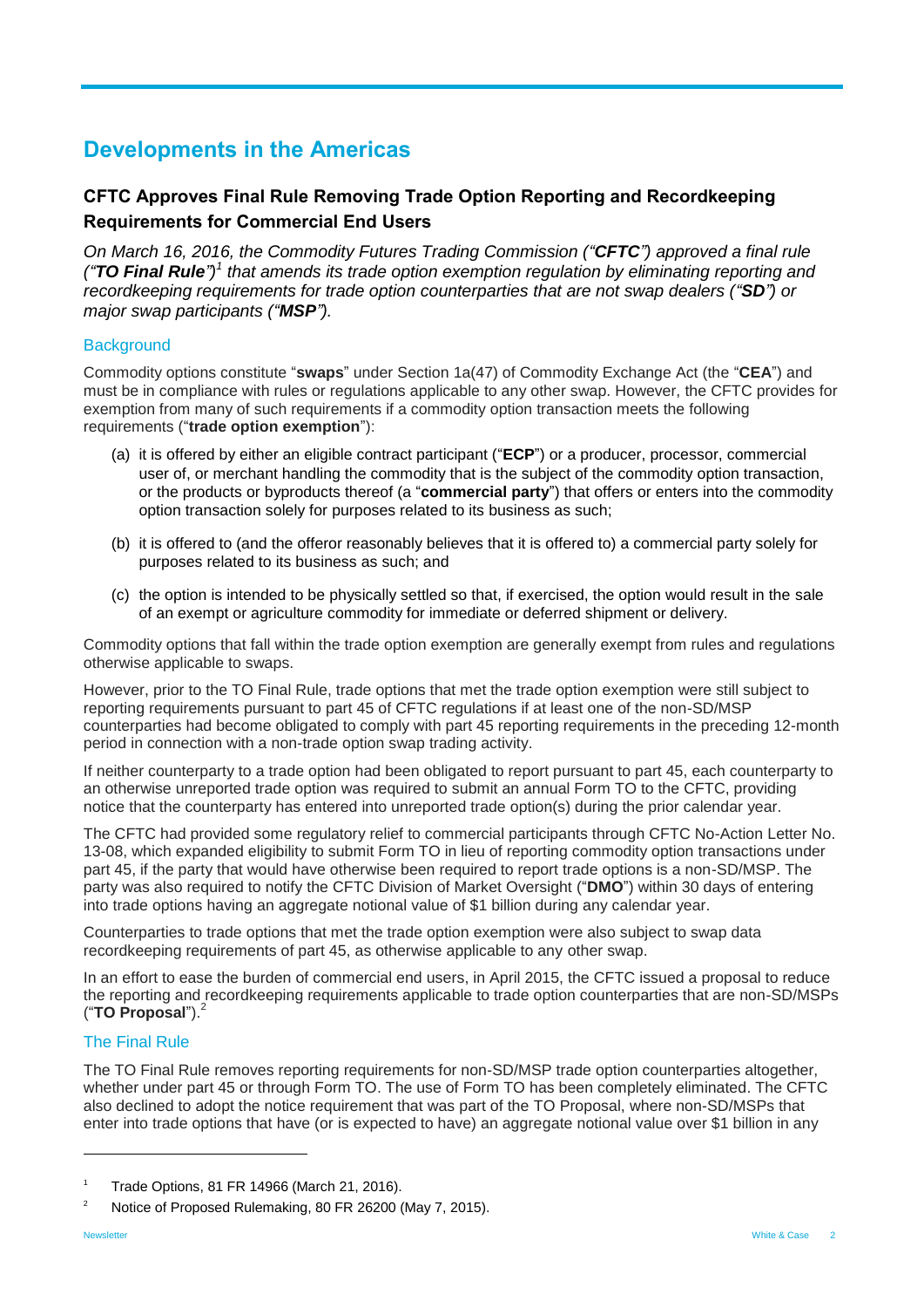# Developments in the Americas

## CFTC Approves Final Rule Removing Trade Option Reporting and Recordkeeping Requirements for Commercial End Users

*On March 16, 2016, the Commodity Futures Trading Commission ("**CFTC**") approved a final rule ("**TO Final Rule**")[1] that amends its trade option exemption regulation by eliminating reporting and recordkeeping requirements for trade option counterparties that are not swap dealers ("**SD**") or major swap participants ("**MSP**").*

### Background

Commodity options constitute "**swaps**" under Section 1a(47) of Commodity Exchange Act (the "**CEA**") and must be in compliance with rules or regulations applicable to any other swap. However, the CFTC provides for exemption from many of such requirements if a commodity option transaction meets the following requirements ("**trade option exemption**"):

(a) it is offered by either an eligible contract participant ("**ECP**") or a producer, processor, commercial user of, or merchant handling the commodity that is the subject of the commodity option transaction, or the products or byproducts thereof (a "**commercial party**") that offers or enters into the commodity option transaction solely for purposes related to its business as such;

(b) it is offered to (and the offeror reasonably believes that it is offered to) a commercial party solely for purposes related to its business as such; and

(c) the option is intended to be physically settled so that, if exercised, the option would result in the sale of an exempt or agriculture commodity for immediate or deferred shipment or delivery.

Commodity options that fall within the trade option exemption are generally exempt from rules and regulations otherwise applicable to swaps.

However, prior to the TO Final Rule, trade options that met the trade option exemption were still subject to reporting requirements pursuant to part 45 of CFTC regulations if at least one of the non-SD/MSP counterparties had become obligated to comply with part 45 reporting requirements in the preceding 12-month period in connection with a non-trade option swap trading activity.

If neither counterparty to a trade option had been obligated to report pursuant to part 45, each counterparty to an otherwise unreported trade option was required to submit an annual Form TO to the CFTC, providing notice that the counterparty has entered into unreported trade option(s) during the prior calendar year.

The CFTC had provided some regulatory relief to commercial participants through CFTC No-Action Letter No. 13-08, which expanded eligibility to submit Form TO in lieu of reporting commodity option transactions under part 45, if the party that would have otherwise been required to report trade options is a non-SD/MSP. The party was also required to notify the CFTC Division of Market Oversight ("**DMO**") within 30 days of entering into trade options having an aggregate notional value of $1 billion during any calendar year.

Counterparties to trade options that met the trade option exemption were also subject to swap data recordkeeping requirements of part 45, as otherwise applicable to any other swap.

In an effort to ease the burden of commercial end users, in April 2015, the CFTC issued a proposal to reduce the reporting and recordkeeping requirements applicable to trade option counterparties that are non-SD/MSPs ("**TO Proposal**").[2]

### The Final Rule

The TO Final Rule removes reporting requirements for non-SD/MSP trade option counterparties altogether, whether under part 45 or through Form TO. The use of Form TO has been completely eliminated. The CFTC also declined to adopt the notice requirement that was part of the TO Proposal, where non-SD/MSPs that enter into trade options that have (or is expected to have) an aggregate notional value over $1 billion in any

---

[1] Trade Options, 81 FR 14966 (March 21, 2016).

[2] Notice of Proposed Rulemaking, 80 FR 26200 (May 7, 2015).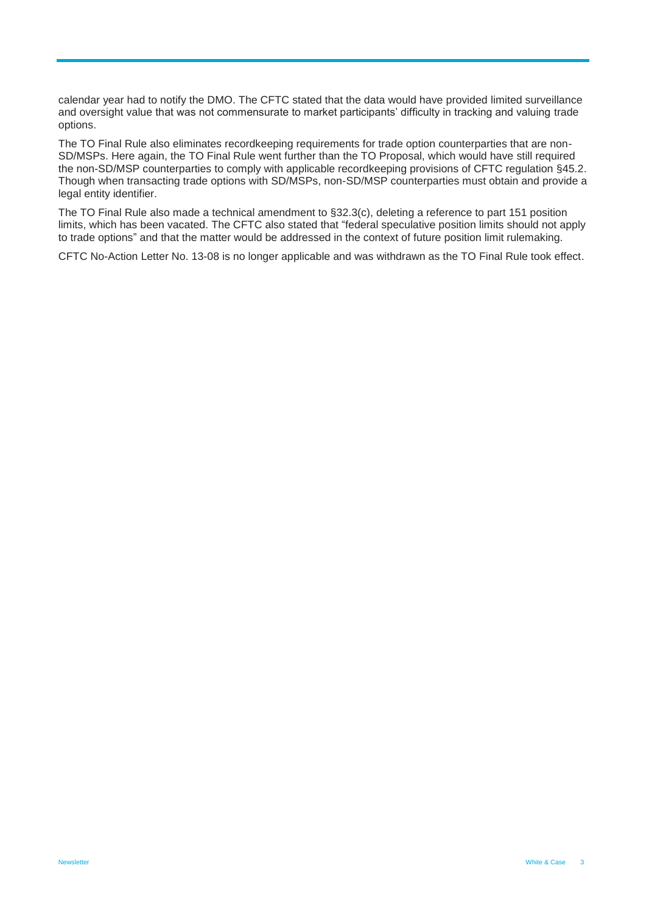calendar year had to notify the DMO. The CFTC stated that the data would have provided limited surveillance and oversight value that was not commensurate to market participants' difficulty in tracking and valuing trade options.

The TO Final Rule also eliminates recordkeeping requirements for trade option counterparties that are non-SD/MSPs. Here again, the TO Final Rule went further than the TO Proposal, which would have still required the non-SD/MSP counterparties to comply with applicable recordkeeping provisions of CFTC regulation §45.2. Though when transacting trade options with SD/MSPs, non-SD/MSP counterparties must obtain and provide a legal entity identifier.

The TO Final Rule also made a technical amendment to §32.3(c), deleting a reference to part 151 position limits, which has been vacated. The CFTC also stated that "federal speculative position limits should not apply to trade options" and that the matter would be addressed in the context of future position limit rulemaking.

CFTC No-Action Letter No. 13-08 is no longer applicable and was withdrawn as the TO Final Rule took effect.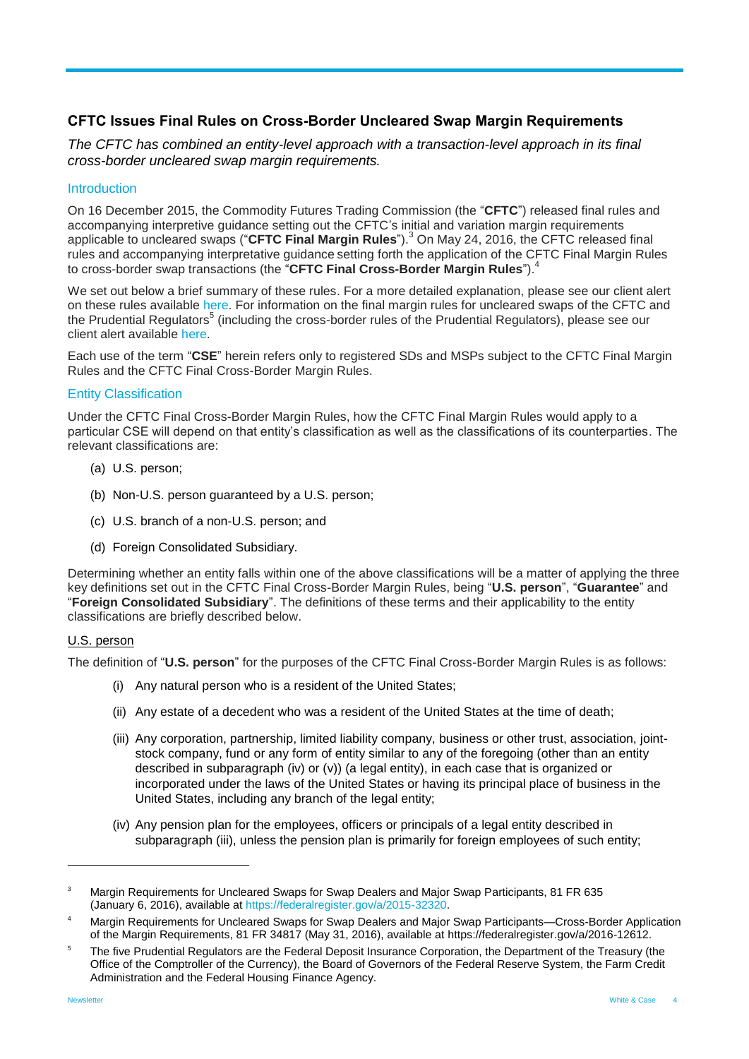## CFTC Issues Final Rules on Cross-Border Uncleared Swap Margin Requirements

*The CFTC has combined an entity-level approach with a transaction-level approach in its final cross-border uncleared swap margin requirements.*

### Introduction

On 16 December 2015, the Commodity Futures Trading Commission (the "**CFTC**") released final rules and accompanying interpretive guidance setting out the CFTC's initial and variation margin requirements applicable to uncleared swaps ("**CFTC Final Margin Rules**").[3] On May 24, 2016, the CFTC released final rules and accompanying interpretative guidance setting forth the application of the CFTC Final Margin Rules to cross-border swap transactions (the "**CFTC Final Cross-Border Margin Rules**").[4]

We set out below a brief summary of these rules. For a more detailed explanation, please see our client alert on these rules available here. For information on the final margin rules for uncleared swaps of the CFTC and the Prudential Regulators[5] (including the cross-border rules of the Prudential Regulators), please see our client alert available here.

Each use of the term "**CSE**" herein refers only to registered SDs and MSPs subject to the CFTC Final Margin Rules and the CFTC Final Cross-Border Margin Rules.

### Entity Classification

Under the CFTC Final Cross-Border Margin Rules, how the CFTC Final Margin Rules would apply to a particular CSE will depend on that entity's classification as well as the classifications of its counterparties. The relevant classifications are:

(a) U.S. person;

(b) Non-U.S. person guaranteed by a U.S. person;

(c) U.S. branch of a non-U.S. person; and

(d) Foreign Consolidated Subsidiary.

Determining whether an entity falls within one of the above classifications will be a matter of applying the three key definitions set out in the CFTC Final Cross-Border Margin Rules, being "**U.S. person**", "**Guarantee**" and "**Foreign Consolidated Subsidiary**". The definitions of these terms and their applicability to the entity classifications are briefly described below.

#### U.S. person

The definition of "**U.S. person**" for the purposes of the CFTC Final Cross-Border Margin Rules is as follows:

(i) Any natural person who is a resident of the United States;

(ii) Any estate of a decedent who was a resident of the United States at the time of death;

(iii) Any corporation, partnership, limited liability company, business or other trust, association, joint-stock company, fund or any form of entity similar to any of the foregoing (other than an entity described in subparagraph (iv) or (v)) (a legal entity), in each case that is organized or incorporated under the laws of the United States or having its principal place of business in the United States, including any branch of the legal entity;

(iv) Any pension plan for the employees, officers or principals of a legal entity described in subparagraph (iii), unless the pension plan is primarily for foreign employees of such entity;

---

[3] Margin Requirements for Uncleared Swaps for Swap Dealers and Major Swap Participants, 81 FR 635 (January 6, 2016), available at https://federalregister.gov/a/2015-32320.

[4] Margin Requirements for Uncleared Swaps for Swap Dealers and Major Swap Participants—Cross-Border Application of the Margin Requirements, 81 FR 34817 (May 31, 2016), available at https://federalregister.gov/a/2016-12612.

[5] The five Prudential Regulators are the Federal Deposit Insurance Corporation, the Department of the Treasury (the Office of the Comptroller of the Currency), the Board of Governors of the Federal Reserve System, the Farm Credit Administration and the Federal Housing Finance Agency.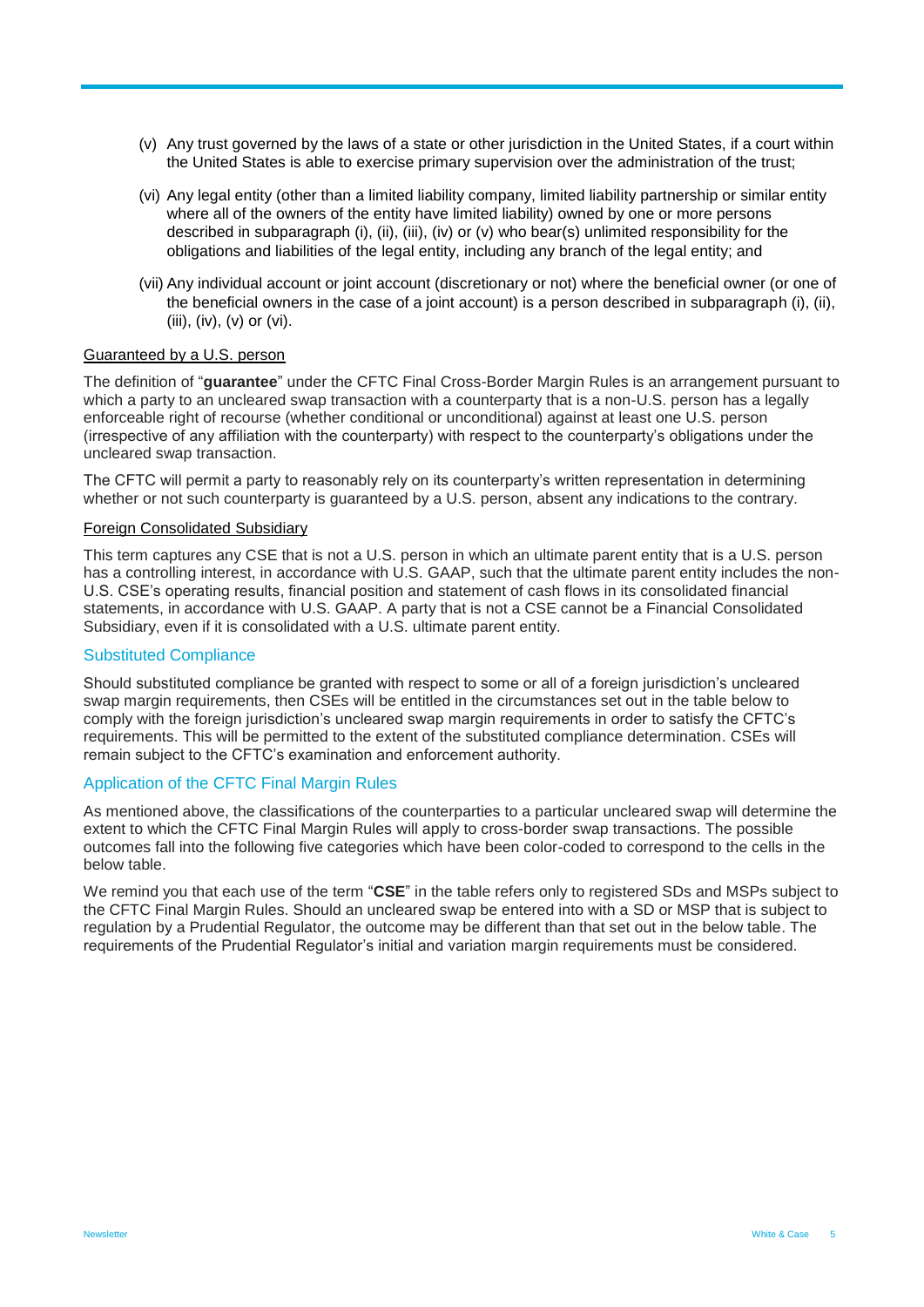(v) Any trust governed by the laws of a state or other jurisdiction in the United States, if a court within the United States is able to exercise primary supervision over the administration of the trust;

(vi) Any legal entity (other than a limited liability company, limited liability partnership or similar entity where all of the owners of the entity have limited liability) owned by one or more persons described in subparagraph (i), (ii), (iii), (iv) or (v) who bear(s) unlimited responsibility for the obligations and liabilities of the legal entity, including any branch of the legal entity; and

(vii) Any individual account or joint account (discretionary or not) where the beneficial owner (or one of the beneficial owners in the case of a joint account) is a person described in subparagraph (i), (ii), (iii), (iv), (v) or (vi).

Guaranteed by a U.S. person

The definition of "**guarantee**" under the CFTC Final Cross-Border Margin Rules is an arrangement pursuant to which a party to an uncleared swap transaction with a counterparty that is a non-U.S. person has a legally enforceable right of recourse (whether conditional or unconditional) against at least one U.S. person (irrespective of any affiliation with the counterparty) with respect to the counterparty's obligations under the uncleared swap transaction.

The CFTC will permit a party to reasonably rely on its counterparty's written representation in determining whether or not such counterparty is guaranteed by a U.S. person, absent any indications to the contrary.

Foreign Consolidated Subsidiary

This term captures any CSE that is not a U.S. person in which an ultimate parent entity that is a U.S. person has a controlling interest, in accordance with U.S. GAAP, such that the ultimate parent entity includes the non-U.S. CSE's operating results, financial position and statement of cash flows in its consolidated financial statements, in accordance with U.S. GAAP. A party that is not a CSE cannot be a Financial Consolidated Subsidiary, even if it is consolidated with a U.S. ultimate parent entity.

## Substituted Compliance

Should substituted compliance be granted with respect to some or all of a foreign jurisdiction's uncleared swap margin requirements, then CSEs will be entitled in the circumstances set out in the table below to comply with the foreign jurisdiction's uncleared swap margin requirements in order to satisfy the CFTC's requirements. This will be permitted to the extent of the substituted compliance determination. CSEs will remain subject to the CFTC's examination and enforcement authority.

## Application of the CFTC Final Margin Rules

As mentioned above, the classifications of the counterparties to a particular uncleared swap will determine the extent to which the CFTC Final Margin Rules will apply to cross-border swap transactions. The possible outcomes fall into the following five categories which have been color-coded to correspond to the cells in the below table.

We remind you that each use of the term "**CSE**" in the table refers only to registered SDs and MSPs subject to the CFTC Final Margin Rules. Should an uncleared swap be entered into with a SD or MSP that is subject to regulation by a Prudential Regulator, the outcome may be different than that set out in the below table. The requirements of the Prudential Regulator's initial and variation margin requirements must be considered.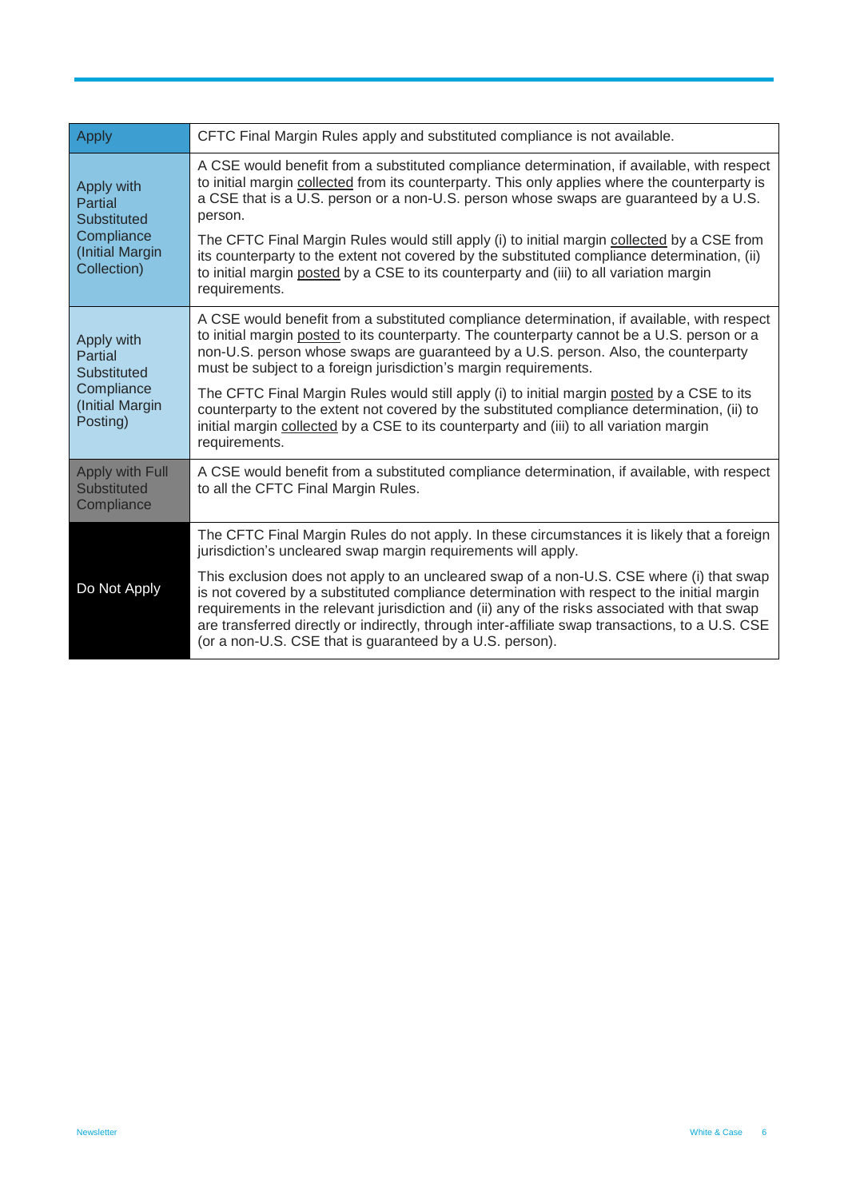| | |
|---|---|
| Apply | CFTC Final Margin Rules apply and substituted compliance is not available. |
| Apply with Partial Substituted Compliance (Initial Margin Collection) | A CSE would benefit from a substituted compliance determination, if available, with respect to initial margin collected from its counterparty. This only applies where the counterparty is a CSE that is a U.S. person or a non-U.S. person whose swaps are guaranteed by a U.S. person.<br><br>The CFTC Final Margin Rules would still apply (i) to initial margin collected by a CSE from its counterparty to the extent not covered by the substituted compliance determination, (ii) to initial margin posted by a CSE to its counterparty and (iii) to all variation margin requirements. |
| Apply with Partial Substituted Compliance (Initial Margin Posting) | A CSE would benefit from a substituted compliance determination, if available, with respect to initial margin posted to its counterparty. The counterparty cannot be a U.S. person or a non-U.S. person whose swaps are guaranteed by a U.S. person. Also, the counterparty must be subject to a foreign jurisdiction's margin requirements.<br><br>The CFTC Final Margin Rules would still apply (i) to initial margin posted by a CSE to its counterparty to the extent not covered by the substituted compliance determination, (ii) to initial margin collected by a CSE to its counterparty and (iii) to all variation margin requirements. |
| Apply with Full Substituted Compliance | A CSE would benefit from a substituted compliance determination, if available, with respect to all the CFTC Final Margin Rules. |
| Do Not Apply | The CFTC Final Margin Rules do not apply. In these circumstances it is likely that a foreign jurisdiction's uncleared swap margin requirements will apply.<br><br>This exclusion does not apply to an uncleared swap of a non-U.S. CSE where (i) that swap is not covered by a substituted compliance determination with respect to the initial margin requirements in the relevant jurisdiction and (ii) any of the risks associated with that swap are transferred directly or indirectly, through inter-affiliate swap transactions, to a U.S. CSE (or a non-U.S. CSE that is guaranteed by a U.S. person). |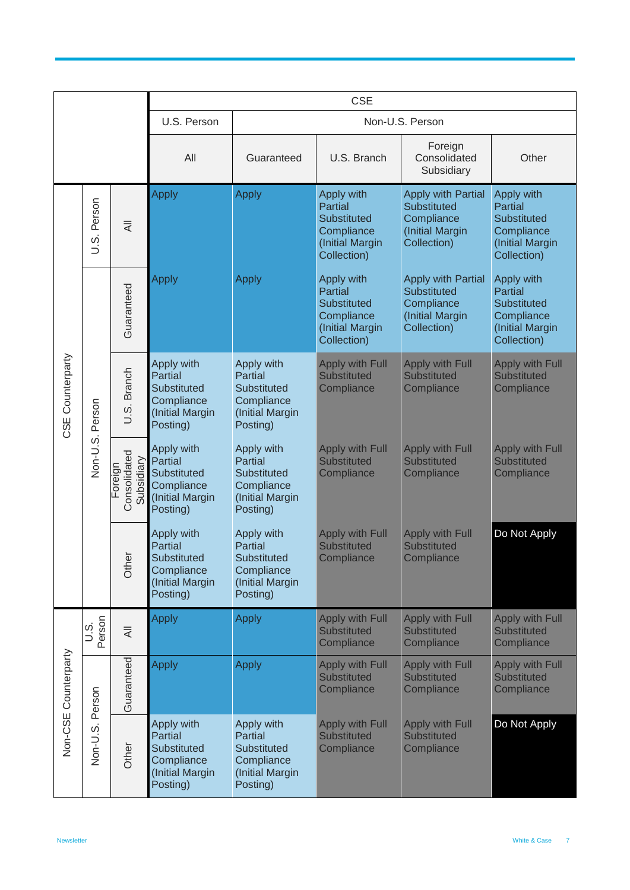| | | | CSE | | | | |
|---|---|---|---|---|---|---|---|
| | | | U.S. Person | Non-U.S. Person | | | |
| | | | All | Guaranteed | U.S. Branch | Foreign Consolidated Subsidiary | Other |
| CSE Counterparty | U.S. Person | All | Apply | Apply | Apply with Partial Substituted Compliance (Initial Margin Collection) | Apply with Partial Substituted Compliance (Initial Margin Collection) | Apply with Partial Substituted Compliance (Initial Margin Collection) |
| | Non-U.S. Person | Guaranteed | Apply | Apply | Apply with Partial Substituted Compliance (Initial Margin Collection) | Apply with Partial Substituted Compliance (Initial Margin Collection) | Apply with Partial Substituted Compliance (Initial Margin Collection) |
| | | U.S. Branch | Apply with Partial Substituted Compliance (Initial Margin Posting) | Apply with Partial Substituted Compliance (Initial Margin Posting) | Apply with Full Substituted Compliance | Apply with Full Substituted Compliance | Apply with Full Substituted Compliance |
| | | Foreign Consolidated Subsidiary | Apply with Partial Substituted Compliance (Initial Margin Posting) | Apply with Partial Substituted Compliance (Initial Margin Posting) | Apply with Full Substituted Compliance | Apply with Full Substituted Compliance | Apply with Full Substituted Compliance |
| | | Other | Apply with Partial Substituted Compliance (Initial Margin Posting) | Apply with Partial Substituted Compliance (Initial Margin Posting) | Apply with Full Substituted Compliance | Apply with Full Substituted Compliance | Do Not Apply |
| Non-CSE Counterparty | U.S. Person | All | Apply | Apply | Apply with Full Substituted Compliance | Apply with Full Substituted Compliance | Apply with Full Substituted Compliance |
| | Non-U.S. Person | Guaranteed | Apply | Apply | Apply with Full Substituted Compliance | Apply with Full Substituted Compliance | Apply with Full Substituted Compliance |
| | | Other | Apply with Partial Substituted Compliance (Initial Margin Posting) | Apply with Partial Substituted Compliance (Initial Margin Posting) | Apply with Full Substituted Compliance | Apply with Full Substituted Compliance | Do Not Apply |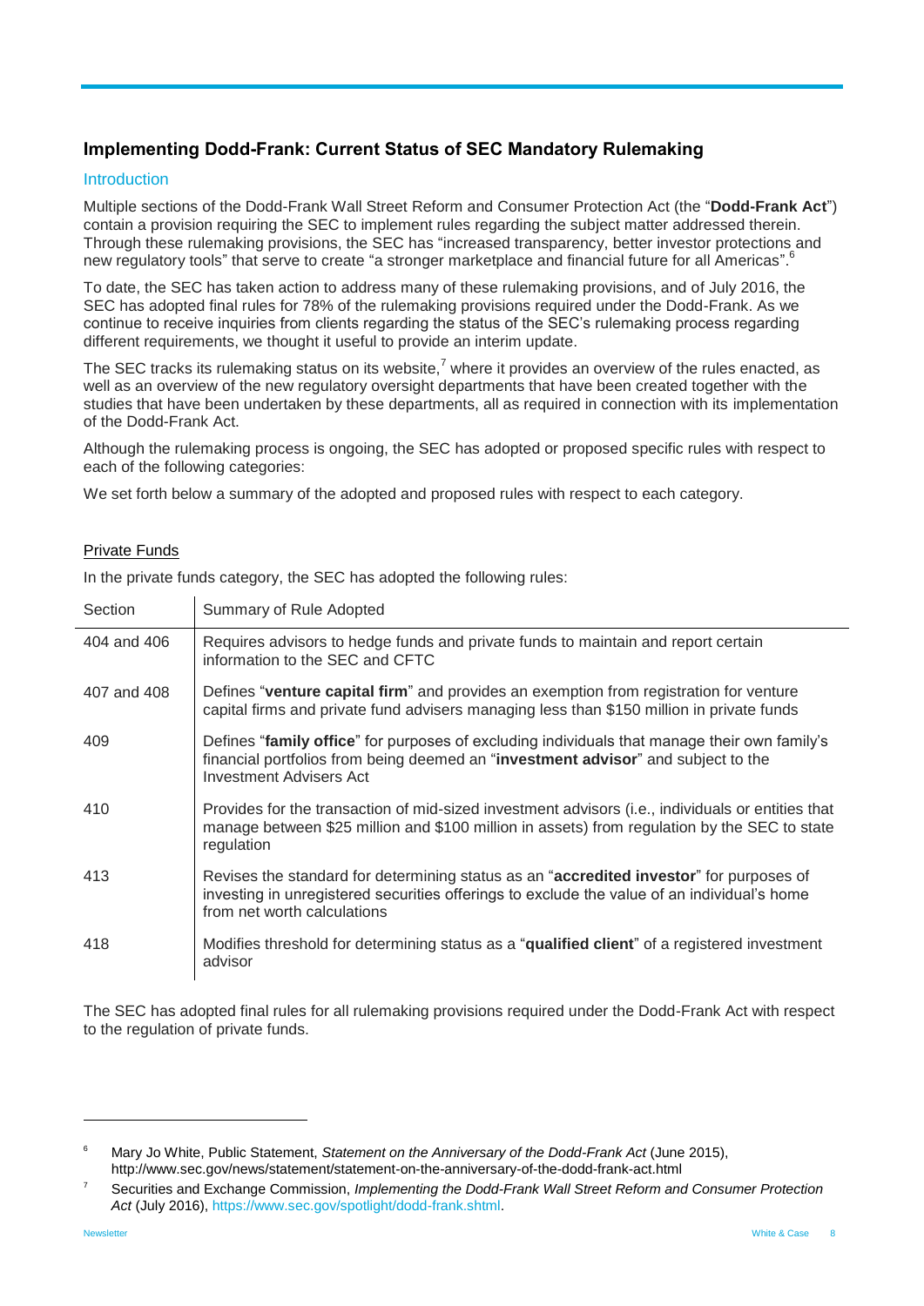## Implementing Dodd-Frank: Current Status of SEC Mandatory Rulemaking

### Introduction

Multiple sections of the Dodd-Frank Wall Street Reform and Consumer Protection Act (the "**Dodd-Frank Act**") contain a provision requiring the SEC to implement rules regarding the subject matter addressed therein. Through these rulemaking provisions, the SEC has "increased transparency, better investor protections and new regulatory tools" that serve to create "a stronger marketplace and financial future for all Americas".[6]

To date, the SEC has taken action to address many of these rulemaking provisions, and of July 2016, the SEC has adopted final rules for 78% of the rulemaking provisions required under the Dodd-Frank. As we continue to receive inquiries from clients regarding the status of the SEC's rulemaking process regarding different requirements, we thought it useful to provide an interim update.

The SEC tracks its rulemaking status on its website,[7] where it provides an overview of the rules enacted, as well as an overview of the new regulatory oversight departments that have been created together with the studies that have been undertaken by these departments, all as required in connection with its implementation of the Dodd-Frank Act.

Although the rulemaking process is ongoing, the SEC has adopted or proposed specific rules with respect to each of the following categories:

We set forth below a summary of the adopted and proposed rules with respect to each category.

<u>Private Funds</u>

In the private funds category, the SEC has adopted the following rules:

| Section | Summary of Rule Adopted |
|---|---|
| 404 and 406 | Requires advisors to hedge funds and private funds to maintain and report certain information to the SEC and CFTC |
| 407 and 408 | Defines "**venture capital firm**" and provides an exemption from registration for venture capital firms and private fund advisers managing less than $150 million in private funds |
| 409 | Defines "**family office**" for purposes of excluding individuals that manage their own family's financial portfolios from being deemed an "**investment advisor**" and subject to the Investment Advisers Act |
| 410 | Provides for the transaction of mid-sized investment advisors (i.e., individuals or entities that manage between $25 million and $100 million in assets) from regulation by the SEC to state regulation |
| 413 | Revises the standard for determining status as an "**accredited investor**" for purposes of investing in unregistered securities offerings to exclude the value of an individual's home from net worth calculations |
| 418 | Modifies threshold for determining status as a "**qualified client**" of a registered investment advisor |

The SEC has adopted final rules for all rulemaking provisions required under the Dodd-Frank Act with respect to the regulation of private funds.

---

[6] Mary Jo White, Public Statement, *Statement on the Anniversary of the Dodd-Frank Act* (June 2015), http://www.sec.gov/news/statement/statement-on-the-anniversary-of-the-dodd-frank-act.html

[7] Securities and Exchange Commission, *Implementing the Dodd-Frank Wall Street Reform and Consumer Protection Act* (July 2016), https://www.sec.gov/spotlight/dodd-frank.shtml.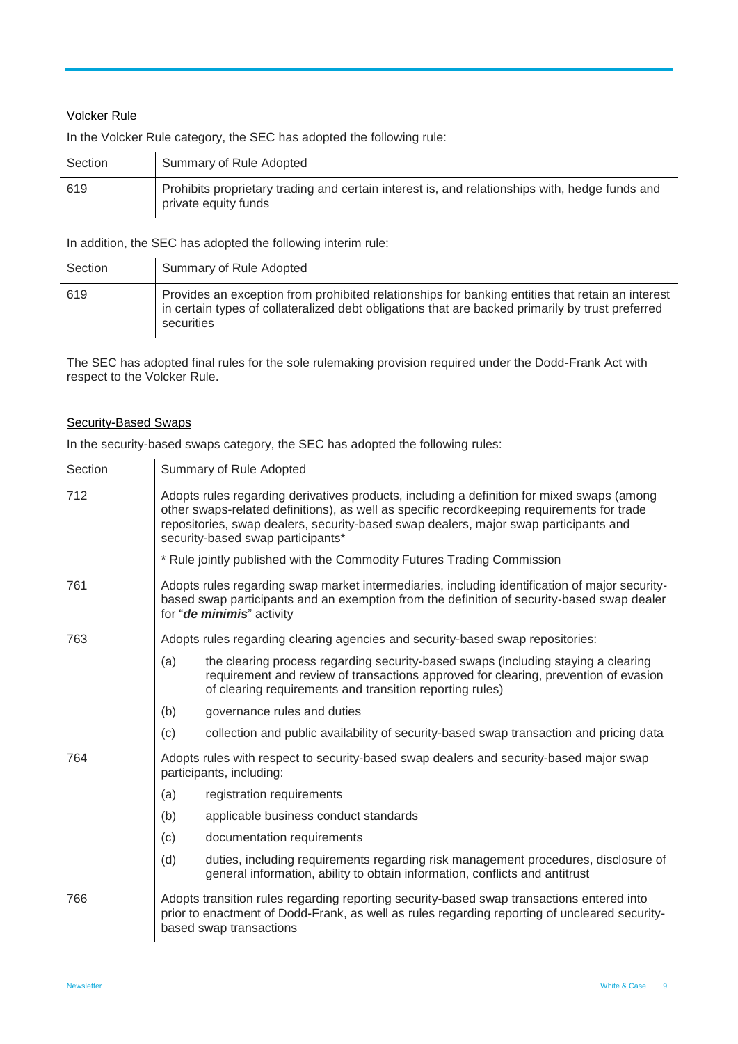Volcker Rule

In the Volcker Rule category, the SEC has adopted the following rule:

| Section | Summary of Rule Adopted |
| --- | --- |
| 619 | Prohibits proprietary trading and certain interest is, and relationships with, hedge funds and private equity funds |

In addition, the SEC has adopted the following interim rule:

| Section | Summary of Rule Adopted |
| --- | --- |
| 619 | Provides an exception from prohibited relationships for banking entities that retain an interest in certain types of collateralized debt obligations that are backed primarily by trust preferred securities |

The SEC has adopted final rules for the sole rulemaking provision required under the Dodd-Frank Act with respect to the Volcker Rule.

Security-Based Swaps

In the security-based swaps category, the SEC has adopted the following rules:

| Section | Summary of Rule Adopted | |
| --- | --- | --- |
| 712 | Adopts rules regarding derivatives products, including a definition for mixed swaps (among other swaps-related definitions), as well as specific recordkeeping requirements for trade repositories, swap dealers, security-based swap dealers, major swap participants and security-based swap participants* | |
| | * Rule jointly published with the Commodity Futures Trading Commission | |
| 761 | Adopts rules regarding swap market intermediaries, including identification of major security-based swap participants and an exemption from the definition of security-based swap dealer for "***de minimis***" activity | |
| 763 | Adopts rules regarding clearing agencies and security-based swap repositories: | |
| | (a) | the clearing process regarding security-based swaps (including staying a clearing requirement and review of transactions approved for clearing, prevention of evasion of clearing requirements and transition reporting rules) |
| | (b) | governance rules and duties |
| | (c) | collection and public availability of security-based swap transaction and pricing data |
| 764 | Adopts rules with respect to security-based swap dealers and security-based major swap participants, including: | |
| | (a) | registration requirements |
| | (b) | applicable business conduct standards |
| | (c) | documentation requirements |
| | (d) | duties, including requirements regarding risk management procedures, disclosure of general information, ability to obtain information, conflicts and antitrust |
| 766 | Adopts transition rules regarding reporting security-based swap transactions entered into prior to enactment of Dodd-Frank, as well as rules regarding reporting of uncleared security-based swap transactions | |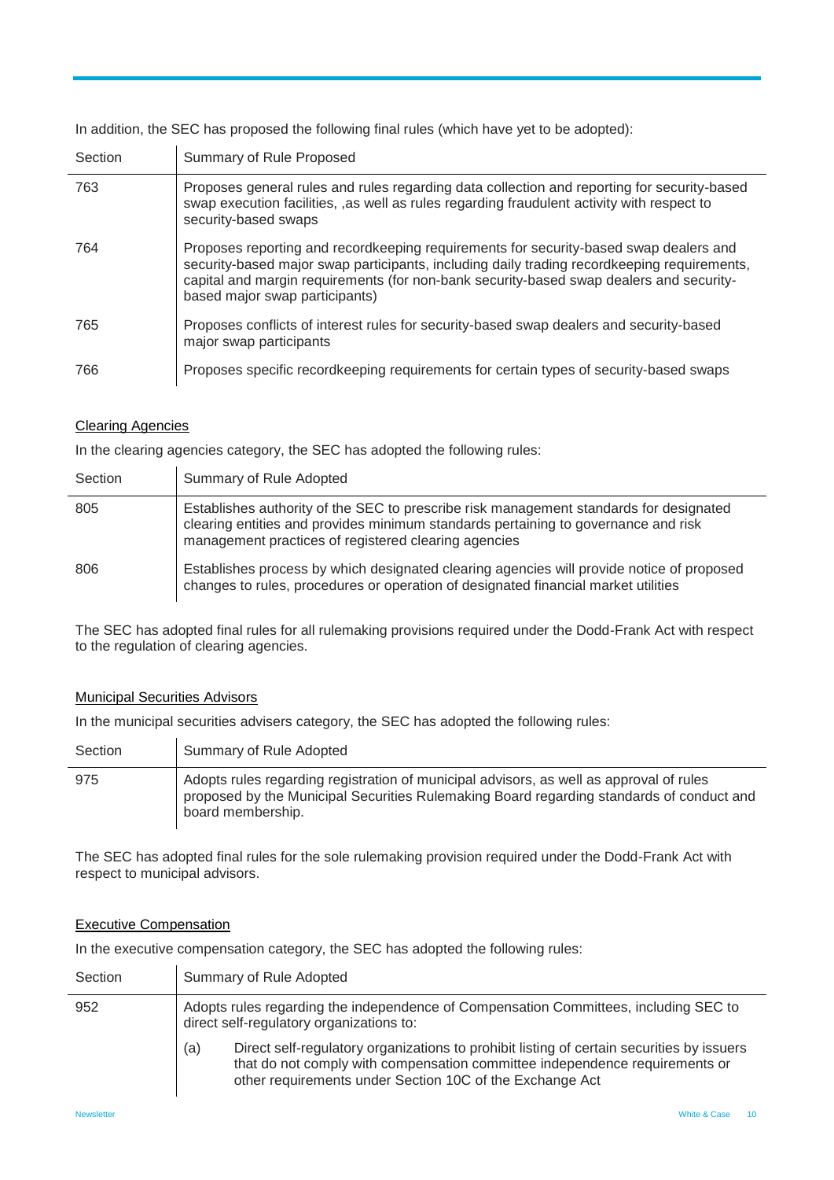In addition, the SEC has proposed the following final rules (which have yet to be adopted):

| Section | Summary of Rule Proposed |
| --- | --- |
| 763 | Proposes general rules and rules regarding data collection and reporting for security-based swap execution facilities, ,as well as rules regarding fraudulent activity with respect to security-based swaps |
| 764 | Proposes reporting and recordkeeping requirements for security-based swap dealers and security-based major swap participants, including daily trading recordkeeping requirements, capital and margin requirements (for non-bank security-based swap dealers and security-based major swap participants) |
| 765 | Proposes conflicts of interest rules for security-based swap dealers and security-based major swap participants |
| 766 | Proposes specific recordkeeping requirements for certain types of security-based swaps |

### Clearing Agencies

In the clearing agencies category, the SEC has adopted the following rules:

| Section | Summary of Rule Adopted |
| --- | --- |
| 805 | Establishes authority of the SEC to prescribe risk management standards for designated clearing entities and provides minimum standards pertaining to governance and risk management practices of registered clearing agencies |
| 806 | Establishes process by which designated clearing agencies will provide notice of proposed changes to rules, procedures or operation of designated financial market utilities |

The SEC has adopted final rules for all rulemaking provisions required under the Dodd-Frank Act with respect to the regulation of clearing agencies.

### Municipal Securities Advisors

In the municipal securities advisers category, the SEC has adopted the following rules:

| Section | Summary of Rule Adopted |
| --- | --- |
| 975 | Adopts rules regarding registration of municipal advisors, as well as approval of rules proposed by the Municipal Securities Rulemaking Board regarding standards of conduct and board membership. |

The SEC has adopted final rules for the sole rulemaking provision required under the Dodd-Frank Act with respect to municipal advisors.

### Executive Compensation

In the executive compensation category, the SEC has adopted the following rules:

| Section | Summary of Rule Adopted |
| --- | --- |
| 952 | Adopts rules regarding the independence of Compensation Committees, including SEC to direct self-regulatory organizations to:<br><br>(a) Direct self-regulatory organizations to prohibit listing of certain securities by issuers that do not comply with compensation committee independence requirements or other requirements under Section 10C of the Exchange Act |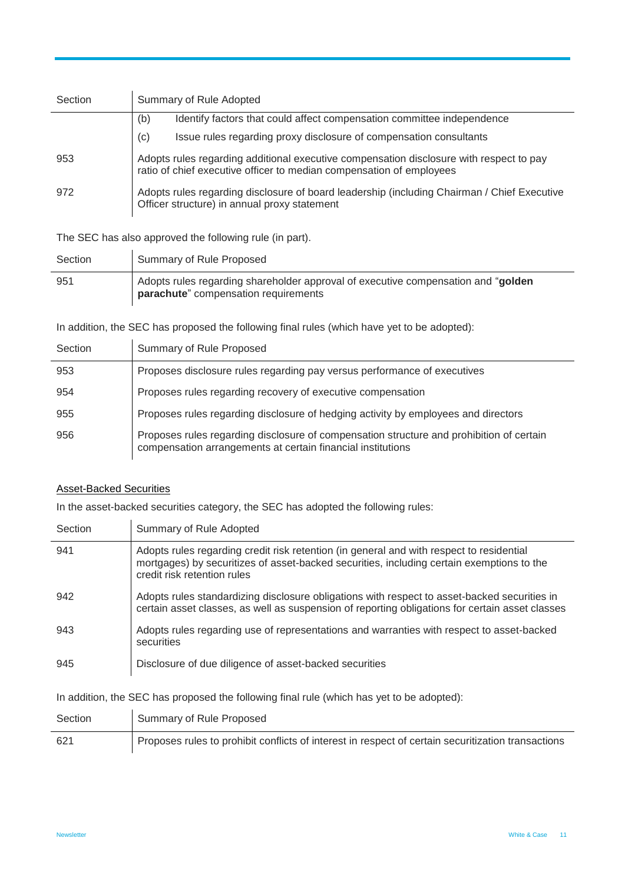| Section | Summary of Rule Adopted |
|---|---|
| | (b) Identify factors that could affect compensation committee independence |
| | (c) Issue rules regarding proxy disclosure of compensation consultants |
| 953 | Adopts rules regarding additional executive compensation disclosure with respect to pay ratio of chief executive officer to median compensation of employees |
| 972 | Adopts rules regarding disclosure of board leadership (including Chairman / Chief Executive Officer structure) in annual proxy statement |

The SEC has also approved the following rule (in part).

| Section | Summary of Rule Proposed |
|---|---|
| 951 | Adopts rules regarding shareholder approval of executive compensation and "**golden parachute**" compensation requirements |

In addition, the SEC has proposed the following final rules (which have yet to be adopted):

| Section | Summary of Rule Proposed |
|---|---|
| 953 | Proposes disclosure rules regarding pay versus performance of executives |
| 954 | Proposes rules regarding recovery of executive compensation |
| 955 | Proposes rules regarding disclosure of hedging activity by employees and directors |
| 956 | Proposes rules regarding disclosure of compensation structure and prohibition of certain compensation arrangements at certain financial institutions |

<u>Asset-Backed Securities</u>

In the asset-backed securities category, the SEC has adopted the following rules:

| Section | Summary of Rule Adopted |
|---|---|
| 941 | Adopts rules regarding credit risk retention (in general and with respect to residential mortgages) by securitizes of asset-backed securities, including certain exemptions to the credit risk retention rules |
| 942 | Adopts rules standardizing disclosure obligations with respect to asset-backed securities in certain asset classes, as well as suspension of reporting obligations for certain asset classes |
| 943 | Adopts rules regarding use of representations and warranties with respect to asset-backed securities |
| 945 | Disclosure of due diligence of asset-backed securities |

In addition, the SEC has proposed the following final rule (which has yet to be adopted):

| Section | Summary of Rule Proposed |
|---|---|
| 621 | Proposes rules to prohibit conflicts of interest in respect of certain securitization transactions |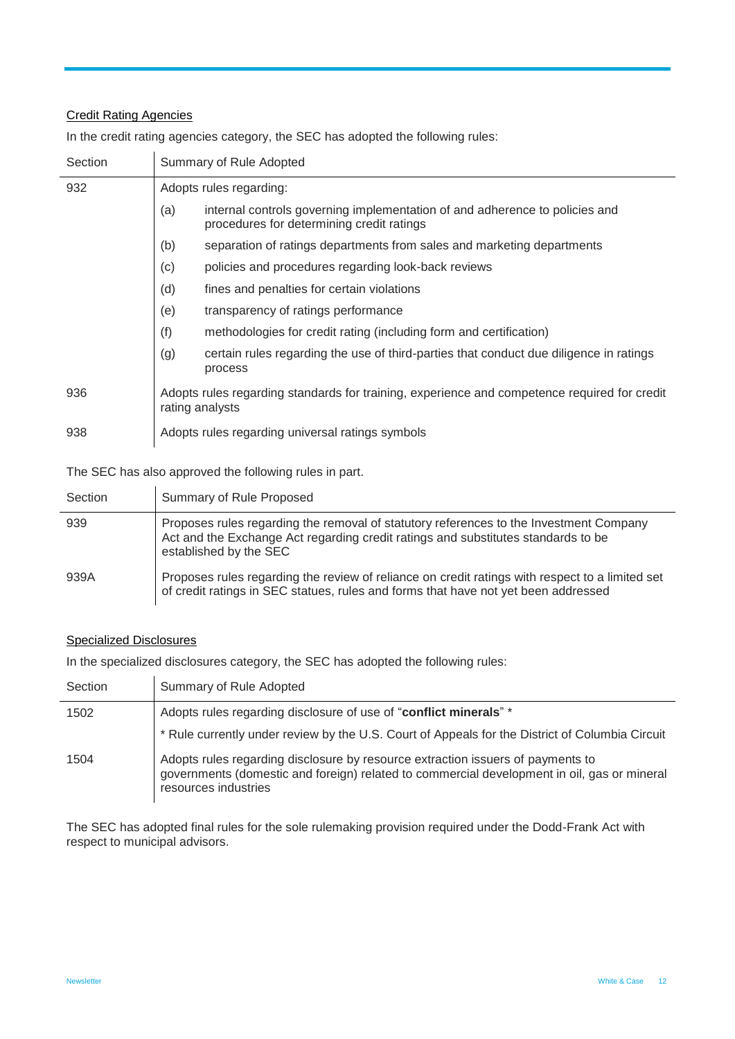Credit Rating Agencies

In the credit rating agencies category, the SEC has adopted the following rules:

| Section | Summary of Rule Adopted | |
|---|---|---|
| 932 | Adopts rules regarding: | |
| | (a) | internal controls governing implementation of and adherence to policies and procedures for determining credit ratings |
| | (b) | separation of ratings departments from sales and marketing departments |
| | (c) | policies and procedures regarding look-back reviews |
| | (d) | fines and penalties for certain violations |
| | (e) | transparency of ratings performance |
| | (f) | methodologies for credit rating (including form and certification) |
| | (g) | certain rules regarding the use of third-parties that conduct due diligence in ratings process |
| 936 | Adopts rules regarding standards for training, experience and competence required for credit rating analysts | |
| 938 | Adopts rules regarding universal ratings symbols | |

The SEC has also approved the following rules in part.

| Section | Summary of Rule Proposed |
|---|---|
| 939 | Proposes rules regarding the removal of statutory references to the Investment Company Act and the Exchange Act regarding credit ratings and substitutes standards to be established by the SEC |
| 939A | Proposes rules regarding the review of reliance on credit ratings with respect to a limited set of credit ratings in SEC statues, rules and forms that have not yet been addressed |

Specialized Disclosures

In the specialized disclosures category, the SEC has adopted the following rules:

| Section | Summary of Rule Adopted |
|---|---|
| 1502 | Adopts rules regarding disclosure of use of "**conflict minerals**" * |
| | * Rule currently under review by the U.S. Court of Appeals for the District of Columbia Circuit |
| 1504 | Adopts rules regarding disclosure by resource extraction issuers of payments to governments (domestic and foreign) related to commercial development in oil, gas or mineral resources industries |

The SEC has adopted final rules for the sole rulemaking provision required under the Dodd-Frank Act with respect to municipal advisors.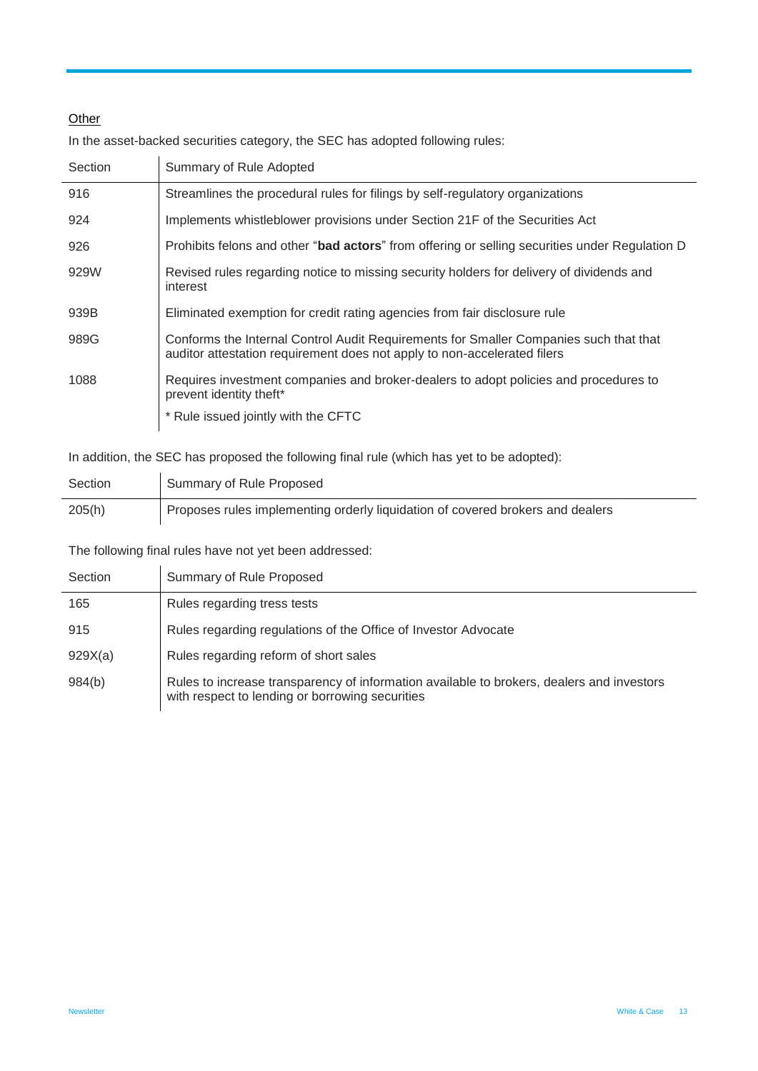Other

In the asset-backed securities category, the SEC has adopted following rules:

| Section | Summary of Rule Adopted |
|---|---|
| 916 | Streamlines the procedural rules for filings by self-regulatory organizations |
| 924 | Implements whistleblower provisions under Section 21F of the Securities Act |
| 926 | Prohibits felons and other "**bad actors**" from offering or selling securities under Regulation D |
| 929W | Revised rules regarding notice to missing security holders for delivery of dividends and interest |
| 939B | Eliminated exemption for credit rating agencies from fair disclosure rule |
| 989G | Conforms the Internal Control Audit Requirements for Smaller Companies such that that auditor attestation requirement does not apply to non-accelerated filers |
| 1088 | Requires investment companies and broker-dealers to adopt policies and procedures to prevent identity theft* <br> * Rule issued jointly with the CFTC |

In addition, the SEC has proposed the following final rule (which has yet to be adopted):

| Section | Summary of Rule Proposed |
|---|---|
| 205(h) | Proposes rules implementing orderly liquidation of covered brokers and dealers |

The following final rules have not yet been addressed:

| Section | Summary of Rule Proposed |
|---|---|
| 165 | Rules regarding tress tests |
| 915 | Rules regarding regulations of the Office of Investor Advocate |
| 929X(a) | Rules regarding reform of short sales |
| 984(b) | Rules to increase transparency of information available to brokers, dealers and investors with respect to lending or borrowing securities |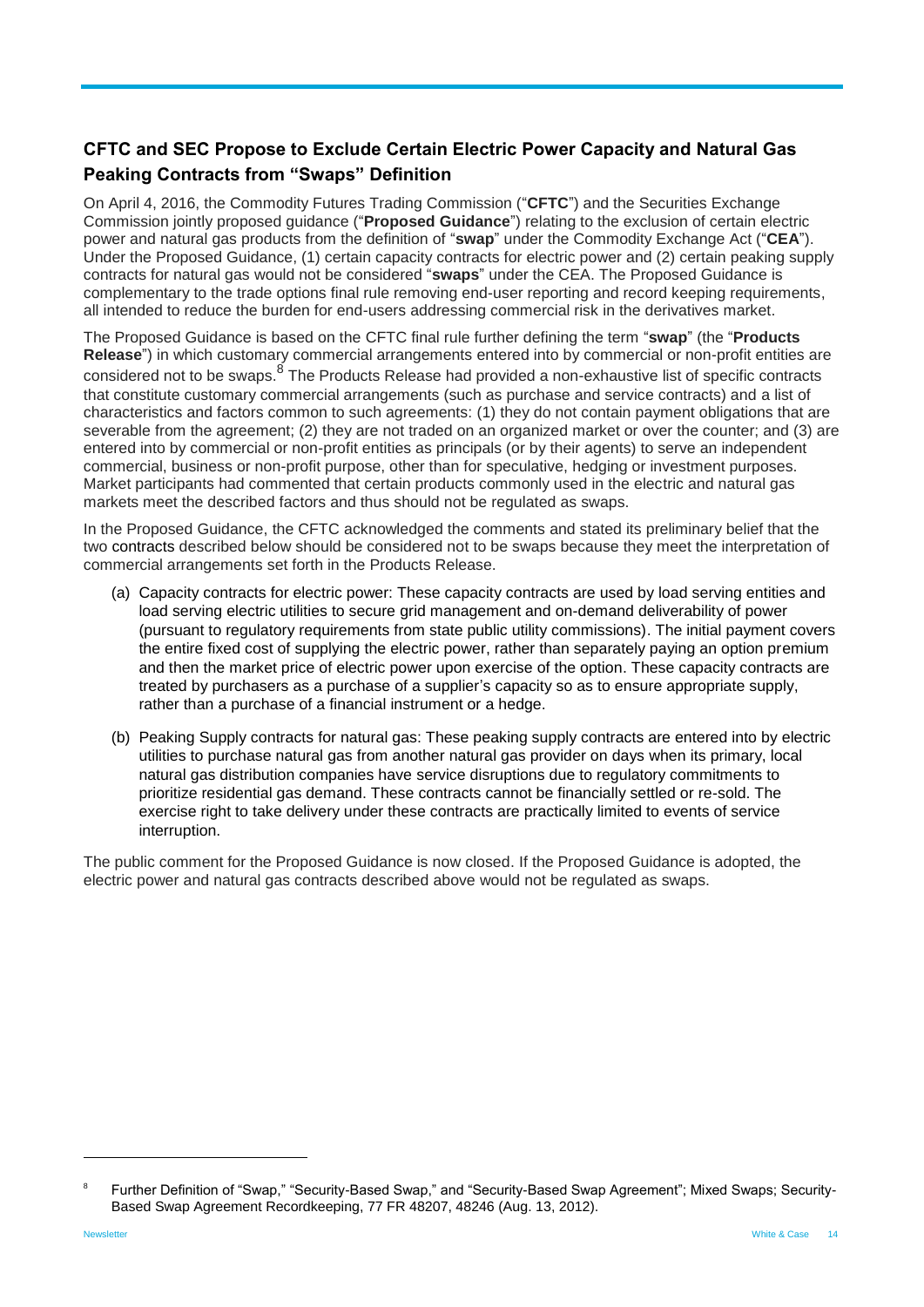## CFTC and SEC Propose to Exclude Certain Electric Power Capacity and Natural Gas Peaking Contracts from "Swaps" Definition

On April 4, 2016, the Commodity Futures Trading Commission ("**CFTC**") and the Securities Exchange Commission jointly proposed guidance ("**Proposed Guidance**") relating to the exclusion of certain electric power and natural gas products from the definition of "**swap**" under the Commodity Exchange Act ("**CEA**"). Under the Proposed Guidance, (1) certain capacity contracts for electric power and (2) certain peaking supply contracts for natural gas would not be considered "**swaps**" under the CEA. The Proposed Guidance is complementary to the trade options final rule removing end-user reporting and record keeping requirements, all intended to reduce the burden for end-users addressing commercial risk in the derivatives market.

The Proposed Guidance is based on the CFTC final rule further defining the term "**swap**" (the "**Products Release**") in which customary commercial arrangements entered into by commercial or non-profit entities are considered not to be swaps.[8] The Products Release had provided a non-exhaustive list of specific contracts that constitute customary commercial arrangements (such as purchase and service contracts) and a list of characteristics and factors common to such agreements: (1) they do not contain payment obligations that are severable from the agreement; (2) they are not traded on an organized market or over the counter; and (3) are entered into by commercial or non-profit entities as principals (or by their agents) to serve an independent commercial, business or non-profit purpose, other than for speculative, hedging or investment purposes. Market participants had commented that certain products commonly used in the electric and natural gas markets meet the described factors and thus should not be regulated as swaps.

In the Proposed Guidance, the CFTC acknowledged the comments and stated its preliminary belief that the two contracts described below should be considered not to be swaps because they meet the interpretation of commercial arrangements set forth in the Products Release.

(a) Capacity contracts for electric power: These capacity contracts are used by load serving entities and load serving electric utilities to secure grid management and on-demand deliverability of power (pursuant to regulatory requirements from state public utility commissions). The initial payment covers the entire fixed cost of supplying the electric power, rather than separately paying an option premium and then the market price of electric power upon exercise of the option. These capacity contracts are treated by purchasers as a purchase of a supplier's capacity so as to ensure appropriate supply, rather than a purchase of a financial instrument or a hedge.

(b) Peaking Supply contracts for natural gas: These peaking supply contracts are entered into by electric utilities to purchase natural gas from another natural gas provider on days when its primary, local natural gas distribution companies have service disruptions due to regulatory commitments to prioritize residential gas demand. These contracts cannot be financially settled or re-sold. The exercise right to take delivery under these contracts are practically limited to events of service interruption.

The public comment for the Proposed Guidance is now closed. If the Proposed Guidance is adopted, the electric power and natural gas contracts described above would not be regulated as swaps.

---

[8] Further Definition of "Swap," "Security-Based Swap," and "Security-Based Swap Agreement"; Mixed Swaps; Security-Based Swap Agreement Recordkeeping, 77 FR 48207, 48246 (Aug. 13, 2012).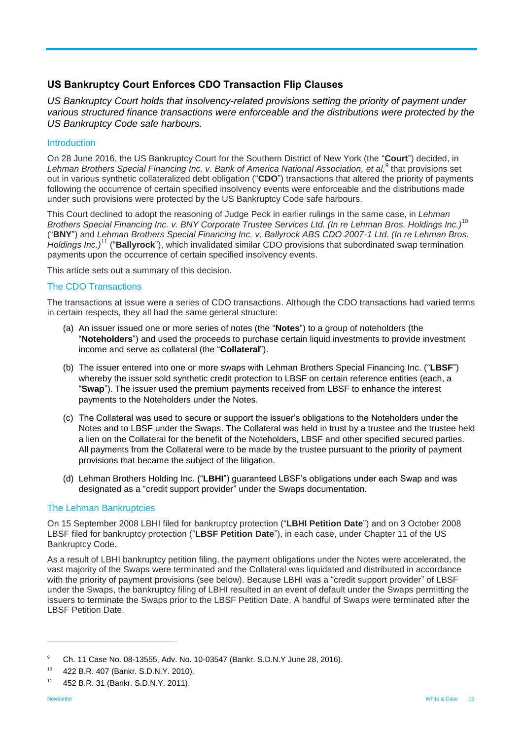## US Bankruptcy Court Enforces CDO Transaction Flip Clauses

*US Bankruptcy Court holds that insolvency-related provisions setting the priority of payment under various structured finance transactions were enforceable and the distributions were protected by the US Bankruptcy Code safe harbours.*

### Introduction

On 28 June 2016, the US Bankruptcy Court for the Southern District of New York (the "**Court**") decided, in *Lehman Brothers Special Financing Inc. v. Bank of America National Association, et al,*[9] that provisions set out in various synthetic collateralized debt obligation ("**CDO**") transactions that altered the priority of payments following the occurrence of certain specified insolvency events were enforceable and the distributions made under such provisions were protected by the US Bankruptcy Code safe harbours.

This Court declined to adopt the reasoning of Judge Peck in earlier rulings in the same case, in *Lehman Brothers Special Financing Inc. v. BNY Corporate Trustee Services Ltd. (In re Lehman Bros. Holdings Inc.)*[10] ("**BNY**") and *Lehman Brothers Special Financing Inc. v. Ballyrock ABS CDO 2007-1 Ltd. (In re Lehman Bros. Holdings Inc.)*[11] ("**Ballyrock**"), which invalidated similar CDO provisions that subordinated swap termination payments upon the occurrence of certain specified insolvency events.

This article sets out a summary of this decision.

### The CDO Transactions

The transactions at issue were a series of CDO transactions. Although the CDO transactions had varied terms in certain respects, they all had the same general structure:

(a) An issuer issued one or more series of notes (the "**Notes**") to a group of noteholders (the "**Noteholders**") and used the proceeds to purchase certain liquid investments to provide investment income and serve as collateral (the "**Collateral**").

(b) The issuer entered into one or more swaps with Lehman Brothers Special Financing Inc. ("**LBSF**") whereby the issuer sold synthetic credit protection to LBSF on certain reference entities (each, a "**Swap**"). The issuer used the premium payments received from LBSF to enhance the interest payments to the Noteholders under the Notes.

(c) The Collateral was used to secure or support the issuer's obligations to the Noteholders under the Notes and to LBSF under the Swaps. The Collateral was held in trust by a trustee and the trustee held a lien on the Collateral for the benefit of the Noteholders, LBSF and other specified secured parties. All payments from the Collateral were to be made by the trustee pursuant to the priority of payment provisions that became the subject of the litigation.

(d) Lehman Brothers Holding Inc. ("**LBHI**") guaranteed LBSF's obligations under each Swap and was designated as a "credit support provider" under the Swaps documentation.

### The Lehman Bankruptcies

On 15 September 2008 LBHI filed for bankruptcy protection ("**LBHI Petition Date**") and on 3 October 2008 LBSF filed for bankruptcy protection ("**LBSF Petition Date**"), in each case, under Chapter 11 of the US Bankruptcy Code.

As a result of LBHI bankruptcy petition filing, the payment obligations under the Notes were accelerated, the vast majority of the Swaps were terminated and the Collateral was liquidated and distributed in accordance with the priority of payment provisions (see below). Because LBHI was a "credit support provider" of LBSF under the Swaps, the bankruptcy filing of LBHI resulted in an event of default under the Swaps permitting the issuers to terminate the Swaps prior to the LBSF Petition Date. A handful of Swaps were terminated after the LBSF Petition Date.

---

[9] Ch. 11 Case No. 08-13555, Adv. No. 10-03547 (Bankr. S.D.N.Y June 28, 2016).

[10] 422 B.R. 407 (Bankr. S.D.N.Y. 2010).

[11] 452 B.R. 31 (Bankr. S.D.N.Y. 2011).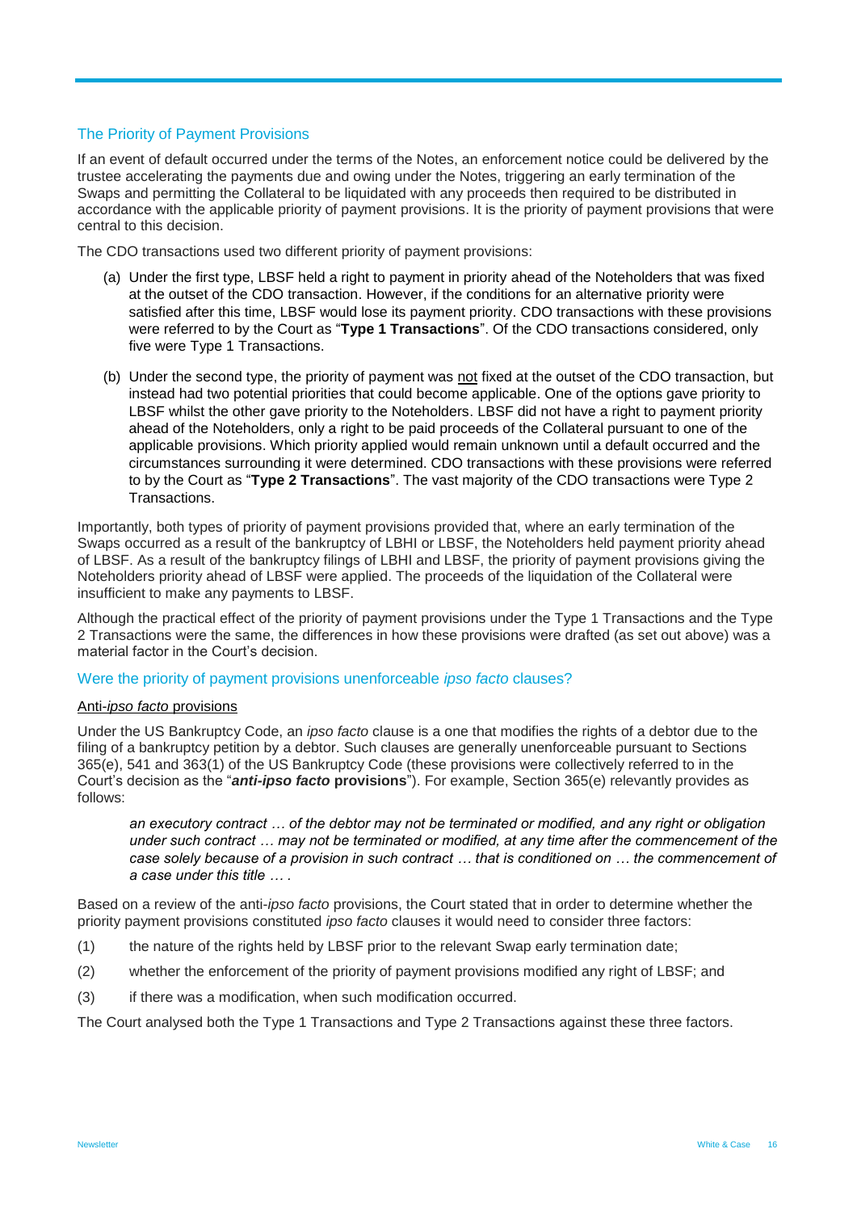## The Priority of Payment Provisions

If an event of default occurred under the terms of the Notes, an enforcement notice could be delivered by the trustee accelerating the payments due and owing under the Notes, triggering an early termination of the Swaps and permitting the Collateral to be liquidated with any proceeds then required to be distributed in accordance with the applicable priority of payment provisions. It is the priority of payment provisions that were central to this decision.

The CDO transactions used two different priority of payment provisions:

(a) Under the first type, LBSF held a right to payment in priority ahead of the Noteholders that was fixed at the outset of the CDO transaction. However, if the conditions for an alternative priority were satisfied after this time, LBSF would lose its payment priority. CDO transactions with these provisions were referred to by the Court as "**Type 1 Transactions**". Of the CDO transactions considered, only five were Type 1 Transactions.

(b) Under the second type, the priority of payment was not fixed at the outset of the CDO transaction, but instead had two potential priorities that could become applicable. One of the options gave priority to LBSF whilst the other gave priority to the Noteholders. LBSF did not have a right to payment priority ahead of the Noteholders, only a right to be paid proceeds of the Collateral pursuant to one of the applicable provisions. Which priority applied would remain unknown until a default occurred and the circumstances surrounding it were determined. CDO transactions with these provisions were referred to by the Court as "**Type 2 Transactions**". The vast majority of the CDO transactions were Type 2 Transactions.

Importantly, both types of priority of payment provisions provided that, where an early termination of the Swaps occurred as a result of the bankruptcy of LBHI or LBSF, the Noteholders held payment priority ahead of LBSF. As a result of the bankruptcy filings of LBHI and LBSF, the priority of payment provisions giving the Noteholders priority ahead of LBSF were applied. The proceeds of the liquidation of the Collateral were insufficient to make any payments to LBSF.

Although the practical effect of the priority of payment provisions under the Type 1 Transactions and the Type 2 Transactions were the same, the differences in how these provisions were drafted (as set out above) was a material factor in the Court's decision.

## Were the priority of payment provisions unenforceable *ipso facto* clauses?

### Anti-*ipso facto* provisions

Under the US Bankruptcy Code, an *ipso facto* clause is a one that modifies the rights of a debtor due to the filing of a bankruptcy petition by a debtor. Such clauses are generally unenforceable pursuant to Sections 365(e), 541 and 363(1) of the US Bankruptcy Code (these provisions were collectively referred to in the Court's decision as the "***anti-ipso facto* provisions**"). For example, Section 365(e) relevantly provides as follows:

> *an executory contract … of the debtor may not be terminated or modified, and any right or obligation under such contract … may not be terminated or modified, at any time after the commencement of the case solely because of a provision in such contract … that is conditioned on … the commencement of a case under this title … .*

Based on a review of the anti-*ipso facto* provisions, the Court stated that in order to determine whether the priority payment provisions constituted *ipso facto* clauses it would need to consider three factors:

(1) the nature of the rights held by LBSF prior to the relevant Swap early termination date;

(2) whether the enforcement of the priority of payment provisions modified any right of LBSF; and

(3) if there was a modification, when such modification occurred.

The Court analysed both the Type 1 Transactions and Type 2 Transactions against these three factors.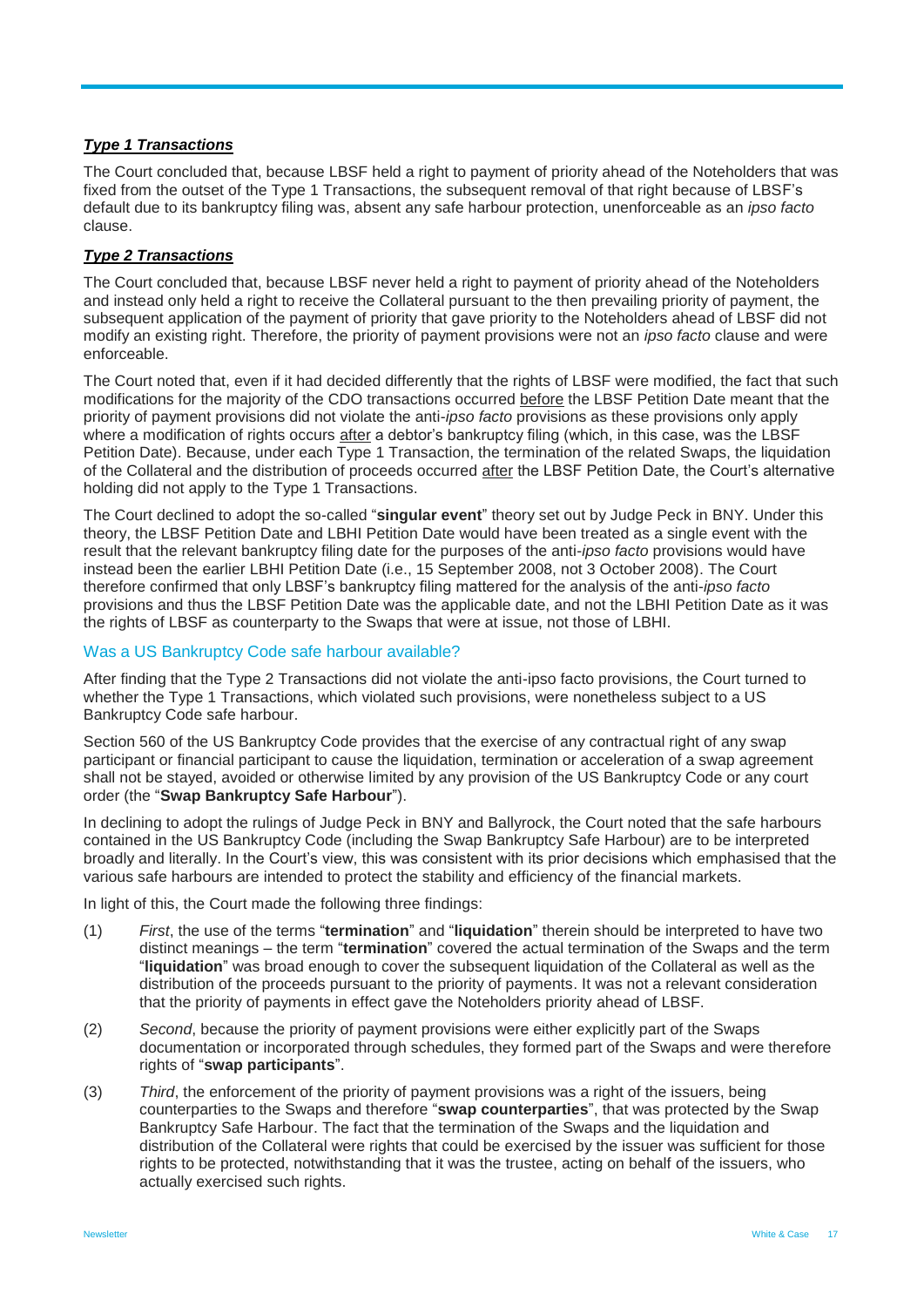### ***Type 1 Transactions***

The Court concluded that, because LBSF held a right to payment of priority ahead of the Noteholders that was fixed from the outset of the Type 1 Transactions, the subsequent removal of that right because of LBSF's default due to its bankruptcy filing was, absent any safe harbour protection, unenforceable as an *ipso facto* clause.

### ***Type 2 Transactions***

The Court concluded that, because LBSF never held a right to payment of priority ahead of the Noteholders and instead only held a right to receive the Collateral pursuant to the then prevailing priority of payment, the subsequent application of the payment of priority that gave priority to the Noteholders ahead of LBSF did not modify an existing right. Therefore, the priority of payment provisions were not an *ipso facto* clause and were enforceable.

The Court noted that, even if it had decided differently that the rights of LBSF were modified, the fact that such modifications for the majority of the CDO transactions occurred before the LBSF Petition Date meant that the priority of payment provisions did not violate the anti-*ipso facto* provisions as these provisions only apply where a modification of rights occurs after a debtor's bankruptcy filing (which, in this case, was the LBSF Petition Date). Because, under each Type 1 Transaction, the termination of the related Swaps, the liquidation of the Collateral and the distribution of proceeds occurred after the LBSF Petition Date, the Court's alternative holding did not apply to the Type 1 Transactions.

The Court declined to adopt the so-called "**singular event**" theory set out by Judge Peck in BNY. Under this theory, the LBSF Petition Date and LBHI Petition Date would have been treated as a single event with the result that the relevant bankruptcy filing date for the purposes of the anti-*ipso facto* provisions would have instead been the earlier LBHI Petition Date (i.e., 15 September 2008, not 3 October 2008). The Court therefore confirmed that only LBSF's bankruptcy filing mattered for the analysis of the anti-*ipso facto* provisions and thus the LBSF Petition Date was the applicable date, and not the LBHI Petition Date as it was the rights of LBSF as counterparty to the Swaps that were at issue, not those of LBHI.

## Was a US Bankruptcy Code safe harbour available?

After finding that the Type 2 Transactions did not violate the anti-ipso facto provisions, the Court turned to whether the Type 1 Transactions, which violated such provisions, were nonetheless subject to a US Bankruptcy Code safe harbour.

Section 560 of the US Bankruptcy Code provides that the exercise of any contractual right of any swap participant or financial participant to cause the liquidation, termination or acceleration of a swap agreement shall not be stayed, avoided or otherwise limited by any provision of the US Bankruptcy Code or any court order (the "**Swap Bankruptcy Safe Harbour**").

In declining to adopt the rulings of Judge Peck in BNY and Ballyrock, the Court noted that the safe harbours contained in the US Bankruptcy Code (including the Swap Bankruptcy Safe Harbour) are to be interpreted broadly and literally. In the Court's view, this was consistent with its prior decisions which emphasised that the various safe harbours are intended to protect the stability and efficiency of the financial markets.

In light of this, the Court made the following three findings:

(1) *First*, the use of the terms "**termination**" and "**liquidation**" therein should be interpreted to have two distinct meanings – the term "**termination**" covered the actual termination of the Swaps and the term "**liquidation**" was broad enough to cover the subsequent liquidation of the Collateral as well as the distribution of the proceeds pursuant to the priority of payments. It was not a relevant consideration that the priority of payments in effect gave the Noteholders priority ahead of LBSF.

(2) *Second*, because the priority of payment provisions were either explicitly part of the Swaps documentation or incorporated through schedules, they formed part of the Swaps and were therefore rights of "**swap participants**".

(3) *Third*, the enforcement of the priority of payment provisions was a right of the issuers, being counterparties to the Swaps and therefore "**swap counterparties**", that was protected by the Swap Bankruptcy Safe Harbour. The fact that the termination of the Swaps and the liquidation and distribution of the Collateral were rights that could be exercised by the issuer was sufficient for those rights to be protected, notwithstanding that it was the trustee, acting on behalf of the issuers, who actually exercised such rights.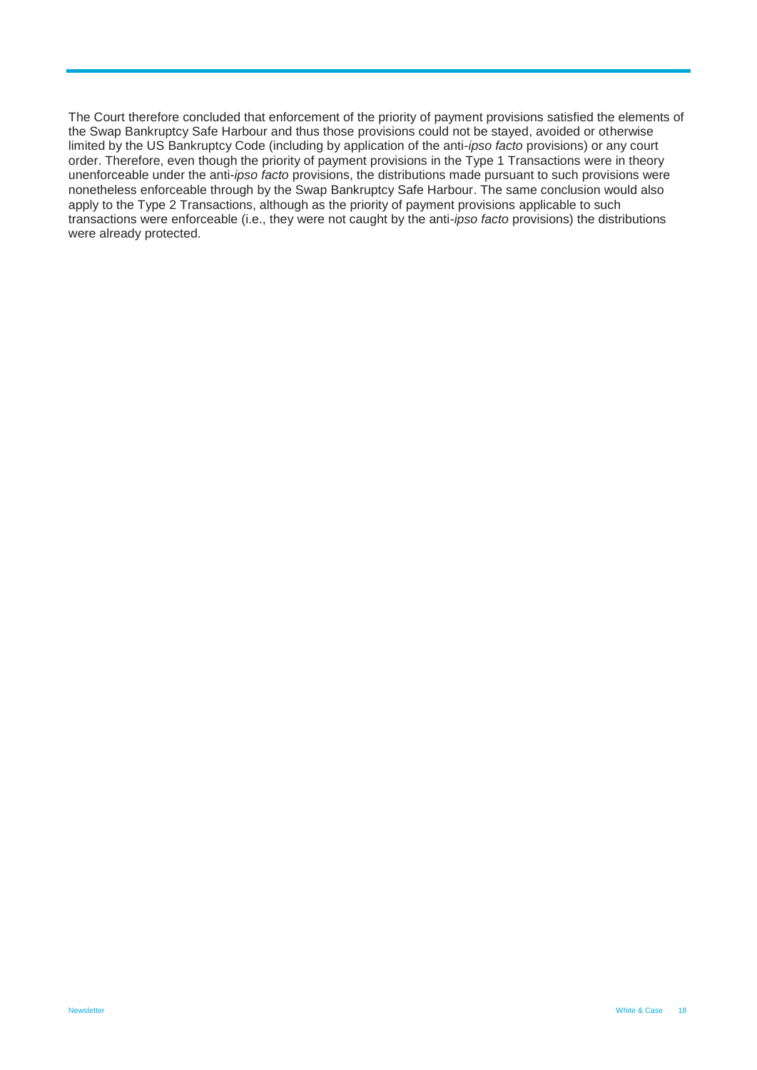The Court therefore concluded that enforcement of the priority of payment provisions satisfied the elements of the Swap Bankruptcy Safe Harbour and thus those provisions could not be stayed, avoided or otherwise limited by the US Bankruptcy Code (including by application of the anti-*ipso facto* provisions) or any court order. Therefore, even though the priority of payment provisions in the Type 1 Transactions were in theory unenforceable under the anti-*ipso facto* provisions, the distributions made pursuant to such provisions were nonetheless enforceable through by the Swap Bankruptcy Safe Harbour. The same conclusion would also apply to the Type 2 Transactions, although as the priority of payment provisions applicable to such transactions were enforceable (i.e., they were not caught by the anti-*ipso facto* provisions) the distributions were already protected.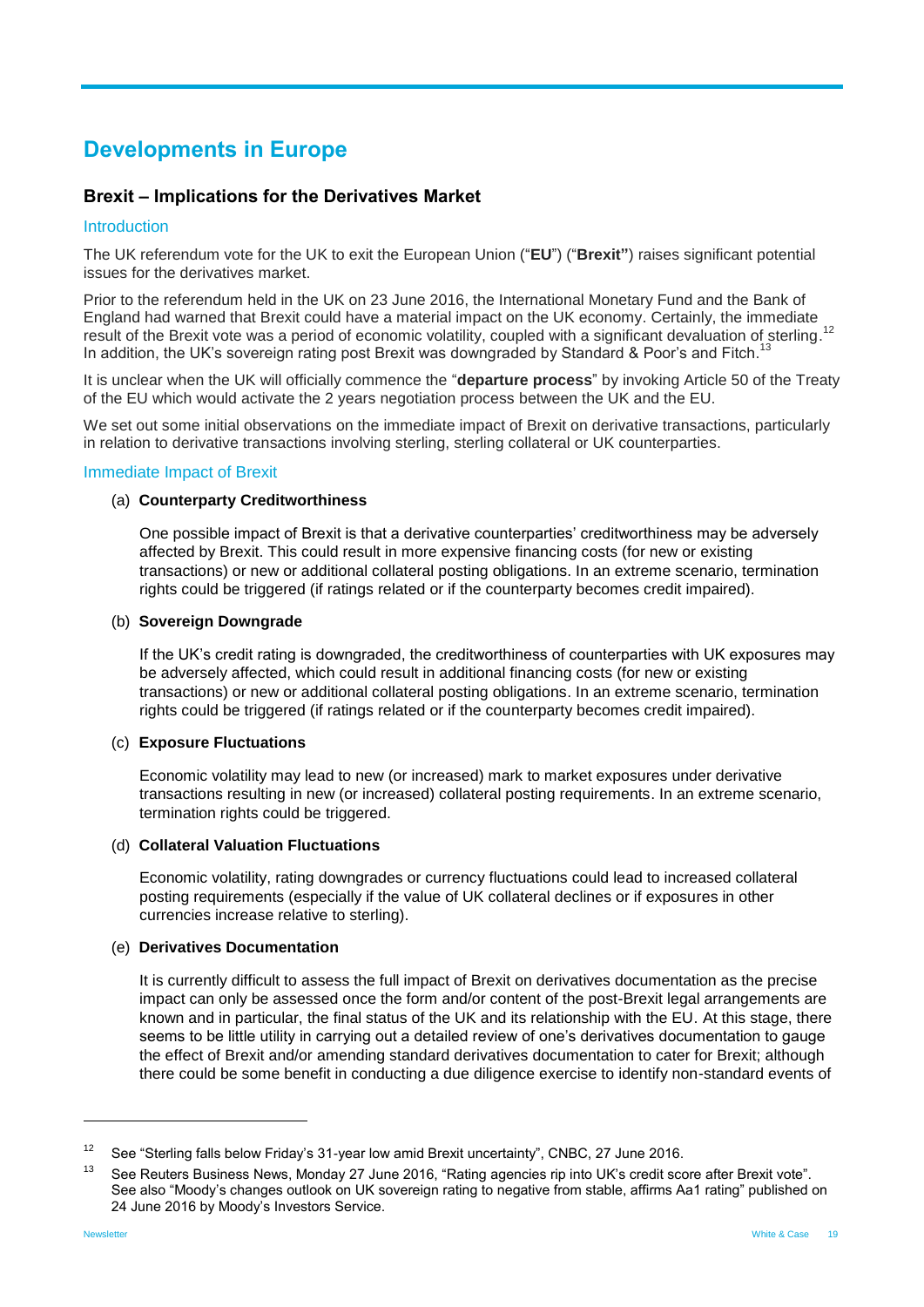# Developments in Europe

## Brexit – Implications for the Derivatives Market

### Introduction

The UK referendum vote for the UK to exit the European Union ("**EU**") ("**Brexit"**) raises significant potential issues for the derivatives market.

Prior to the referendum held in the UK on 23 June 2016, the International Monetary Fund and the Bank of England had warned that Brexit could have a material impact on the UK economy. Certainly, the immediate result of the Brexit vote was a period of economic volatility, coupled with a significant devaluation of sterling.[12] In addition, the UK's sovereign rating post Brexit was downgraded by Standard & Poor's and Fitch.[13]

It is unclear when the UK will officially commence the "**departure process**" by invoking Article 50 of the Treaty of the EU which would activate the 2 years negotiation process between the UK and the EU.

We set out some initial observations on the immediate impact of Brexit on derivative transactions, particularly in relation to derivative transactions involving sterling, sterling collateral or UK counterparties.

### Immediate Impact of Brexit

(a) **Counterparty Creditworthiness**

One possible impact of Brexit is that a derivative counterparties' creditworthiness may be adversely affected by Brexit. This could result in more expensive financing costs (for new or existing transactions) or new or additional collateral posting obligations. In an extreme scenario, termination rights could be triggered (if ratings related or if the counterparty becomes credit impaired).

(b) **Sovereign Downgrade**

If the UK's credit rating is downgraded, the creditworthiness of counterparties with UK exposures may be adversely affected, which could result in additional financing costs (for new or existing transactions) or new or additional collateral posting obligations. In an extreme scenario, termination rights could be triggered (if ratings related or if the counterparty becomes credit impaired).

(c) **Exposure Fluctuations**

Economic volatility may lead to new (or increased) mark to market exposures under derivative transactions resulting in new (or increased) collateral posting requirements. In an extreme scenario, termination rights could be triggered.

(d) **Collateral Valuation Fluctuations**

Economic volatility, rating downgrades or currency fluctuations could lead to increased collateral posting requirements (especially if the value of UK collateral declines or if exposures in other currencies increase relative to sterling).

(e) **Derivatives Documentation**

It is currently difficult to assess the full impact of Brexit on derivatives documentation as the precise impact can only be assessed once the form and/or content of the post-Brexit legal arrangements are known and in particular, the final status of the UK and its relationship with the EU. At this stage, there seems to be little utility in carrying out a detailed review of one's derivatives documentation to gauge the effect of Brexit and/or amending standard derivatives documentation to cater for Brexit; although there could be some benefit in conducting a due diligence exercise to identify non-standard events of

---

[12] See "Sterling falls below Friday's 31-year low amid Brexit uncertainty", CNBC, 27 June 2016.

[13] See Reuters Business News, Monday 27 June 2016, "Rating agencies rip into UK's credit score after Brexit vote". See also "Moody's changes outlook on UK sovereign rating to negative from stable, affirms Aa1 rating" published on 24 June 2016 by Moody's Investors Service.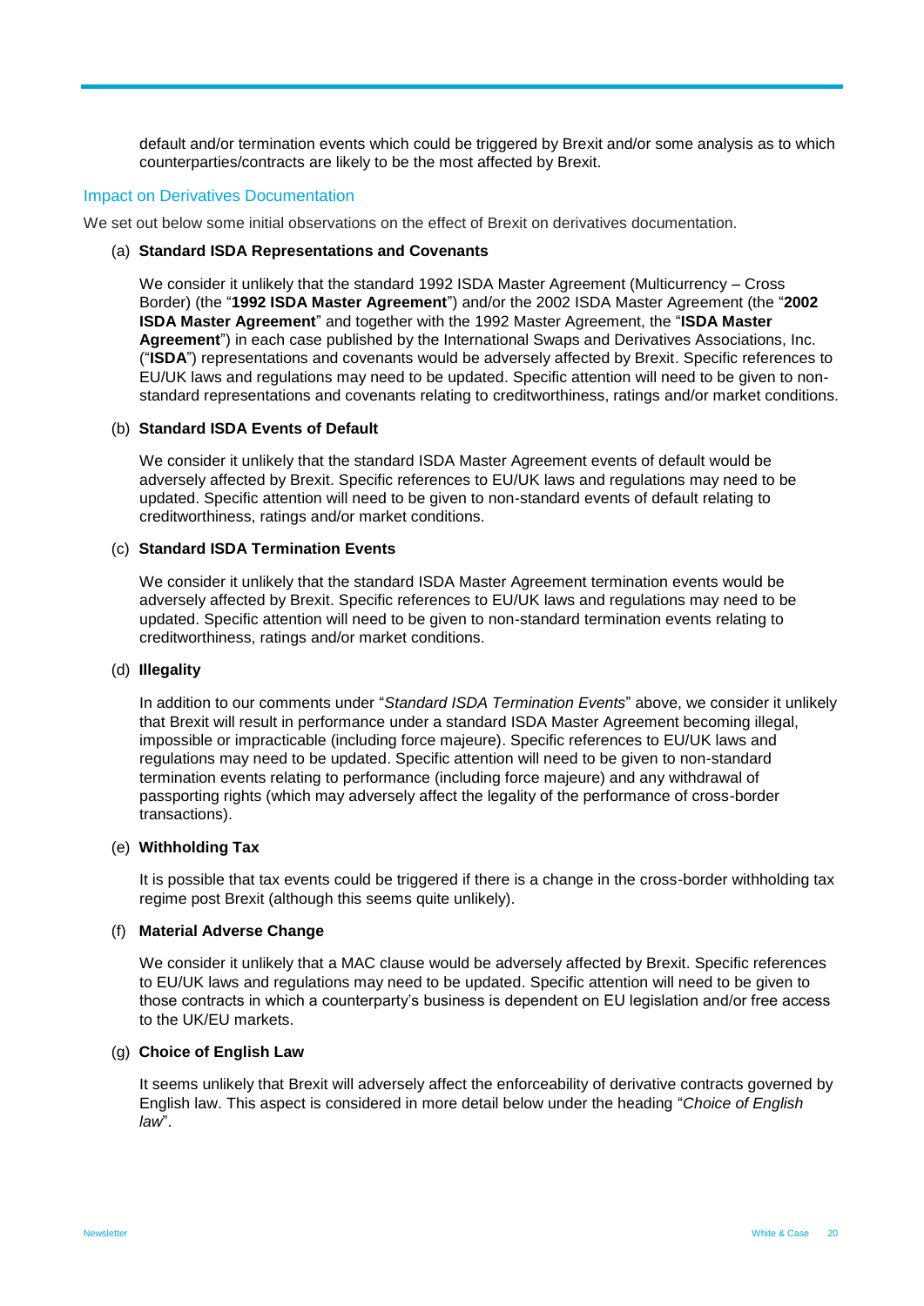default and/or termination events which could be triggered by Brexit and/or some analysis as to which counterparties/contracts are likely to be the most affected by Brexit.

## Impact on Derivatives Documentation

We set out below some initial observations on the effect of Brexit on derivatives documentation.

(a) **Standard ISDA Representations and Covenants**

We consider it unlikely that the standard 1992 ISDA Master Agreement (Multicurrency – Cross Border) (the "**1992 ISDA Master Agreement**") and/or the 2002 ISDA Master Agreement (the "**2002 ISDA Master Agreement**" and together with the 1992 Master Agreement, the "**ISDA Master Agreement**") in each case published by the International Swaps and Derivatives Associations, Inc. ("**ISDA**") representations and covenants would be adversely affected by Brexit. Specific references to EU/UK laws and regulations may need to be updated. Specific attention will need to be given to non-standard representations and covenants relating to creditworthiness, ratings and/or market conditions.

(b) **Standard ISDA Events of Default**

We consider it unlikely that the standard ISDA Master Agreement events of default would be adversely affected by Brexit. Specific references to EU/UK laws and regulations may need to be updated. Specific attention will need to be given to non-standard events of default relating to creditworthiness, ratings and/or market conditions.

(c) **Standard ISDA Termination Events**

We consider it unlikely that the standard ISDA Master Agreement termination events would be adversely affected by Brexit. Specific references to EU/UK laws and regulations may need to be updated. Specific attention will need to be given to non-standard termination events relating to creditworthiness, ratings and/or market conditions.

(d) **Illegality**

In addition to our comments under "*Standard ISDA Termination Events*" above, we consider it unlikely that Brexit will result in performance under a standard ISDA Master Agreement becoming illegal, impossible or impracticable (including force majeure). Specific references to EU/UK laws and regulations may need to be updated. Specific attention will need to be given to non-standard termination events relating to performance (including force majeure) and any withdrawal of passporting rights (which may adversely affect the legality of the performance of cross-border transactions).

(e) **Withholding Tax**

It is possible that tax events could be triggered if there is a change in the cross-border withholding tax regime post Brexit (although this seems quite unlikely).

(f) **Material Adverse Change**

We consider it unlikely that a MAC clause would be adversely affected by Brexit. Specific references to EU/UK laws and regulations may need to be updated. Specific attention will need to be given to those contracts in which a counterparty's business is dependent on EU legislation and/or free access to the UK/EU markets.

(g) **Choice of English Law**

It seems unlikely that Brexit will adversely affect the enforceability of derivative contracts governed by English law. This aspect is considered in more detail below under the heading "*Choice of English law*".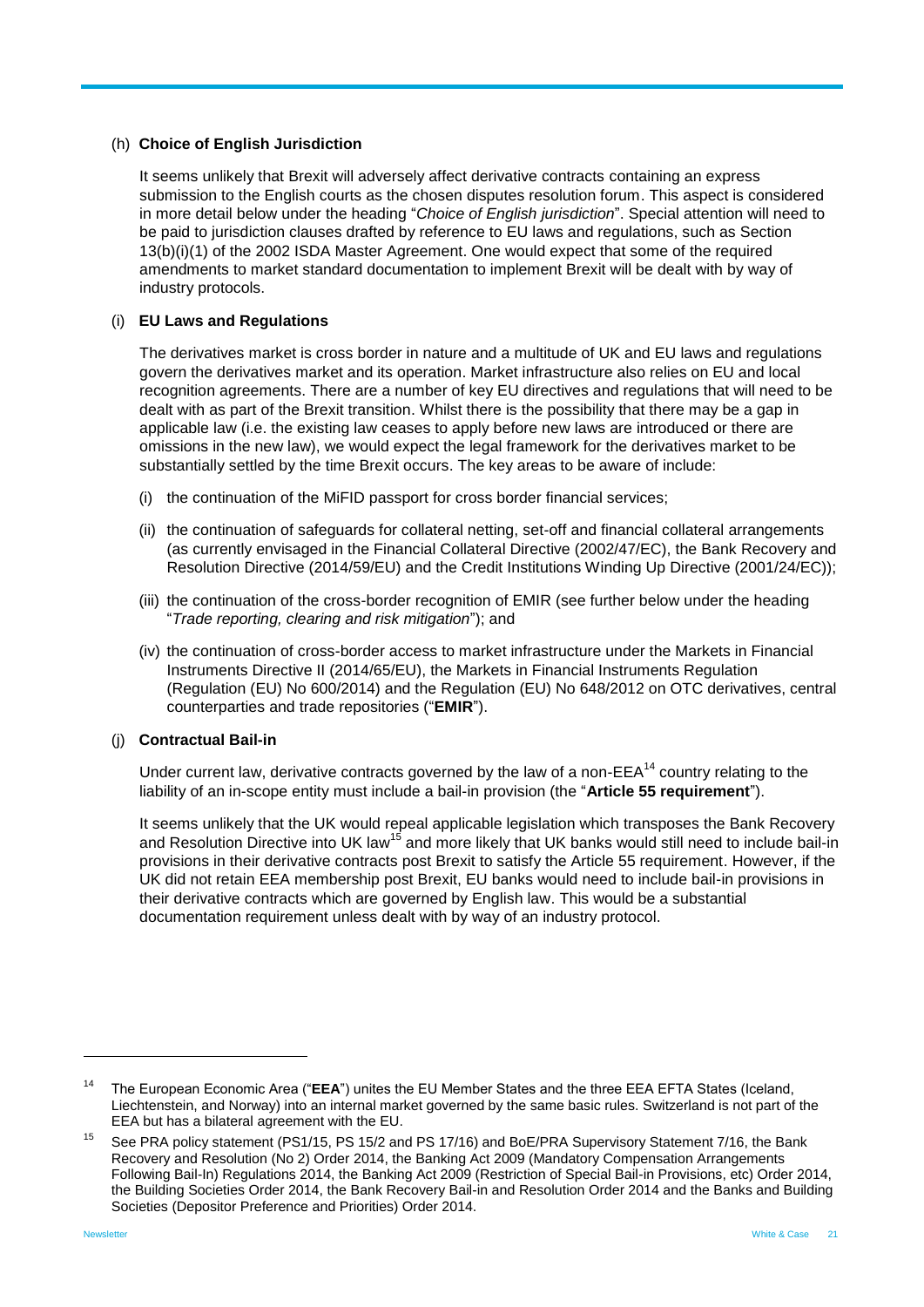(h) **Choice of English Jurisdiction**

It seems unlikely that Brexit will adversely affect derivative contracts containing an express submission to the English courts as the chosen disputes resolution forum. This aspect is considered in more detail below under the heading "*Choice of English jurisdiction*". Special attention will need to be paid to jurisdiction clauses drafted by reference to EU laws and regulations, such as Section 13(b)(i)(1) of the 2002 ISDA Master Agreement. One would expect that some of the required amendments to market standard documentation to implement Brexit will be dealt with by way of industry protocols.

(i) **EU Laws and Regulations**

The derivatives market is cross border in nature and a multitude of UK and EU laws and regulations govern the derivatives market and its operation. Market infrastructure also relies on EU and local recognition agreements. There are a number of key EU directives and regulations that will need to be dealt with as part of the Brexit transition. Whilst there is the possibility that there may be a gap in applicable law (i.e. the existing law ceases to apply before new laws are introduced or there are omissions in the new law), we would expect the legal framework for the derivatives market to be substantially settled by the time Brexit occurs. The key areas to be aware of include:

(i) the continuation of the MiFID passport for cross border financial services;

(ii) the continuation of safeguards for collateral netting, set-off and financial collateral arrangements (as currently envisaged in the Financial Collateral Directive (2002/47/EC), the Bank Recovery and Resolution Directive (2014/59/EU) and the Credit Institutions Winding Up Directive (2001/24/EC));

(iii) the continuation of the cross-border recognition of EMIR (see further below under the heading "*Trade reporting, clearing and risk mitigation*"); and

(iv) the continuation of cross-border access to market infrastructure under the Markets in Financial Instruments Directive II (2014/65/EU), the Markets in Financial Instruments Regulation (Regulation (EU) No 600/2014) and the Regulation (EU) No 648/2012 on OTC derivatives, central counterparties and trade repositories ("**EMIR**").

(j) **Contractual Bail-in**

Under current law, derivative contracts governed by the law of a non-EEA[14] country relating to the liability of an in-scope entity must include a bail-in provision (the "**Article 55 requirement**").

It seems unlikely that the UK would repeal applicable legislation which transposes the Bank Recovery and Resolution Directive into UK law[15] and more likely that UK banks would still need to include bail-in provisions in their derivative contracts post Brexit to satisfy the Article 55 requirement. However, if the UK did not retain EEA membership post Brexit, EU banks would need to include bail-in provisions in their derivative contracts which are governed by English law. This would be a substantial documentation requirement unless dealt with by way of an industry protocol.

---

[14] The European Economic Area ("**EEA**") unites the EU Member States and the three EEA EFTA States (Iceland, Liechtenstein, and Norway) into an internal market governed by the same basic rules. Switzerland is not part of the EEA but has a bilateral agreement with the EU.

[15] See PRA policy statement (PS1/15, PS 15/2 and PS 17/16) and BoE/PRA Supervisory Statement 7/16, the Bank Recovery and Resolution (No 2) Order 2014, the Banking Act 2009 (Mandatory Compensation Arrangements Following Bail-In) Regulations 2014, the Banking Act 2009 (Restriction of Special Bail-in Provisions, etc) Order 2014, the Building Societies Order 2014, the Bank Recovery Bail-in and Resolution Order 2014 and the Banks and Building Societies (Depositor Preference and Priorities) Order 2014.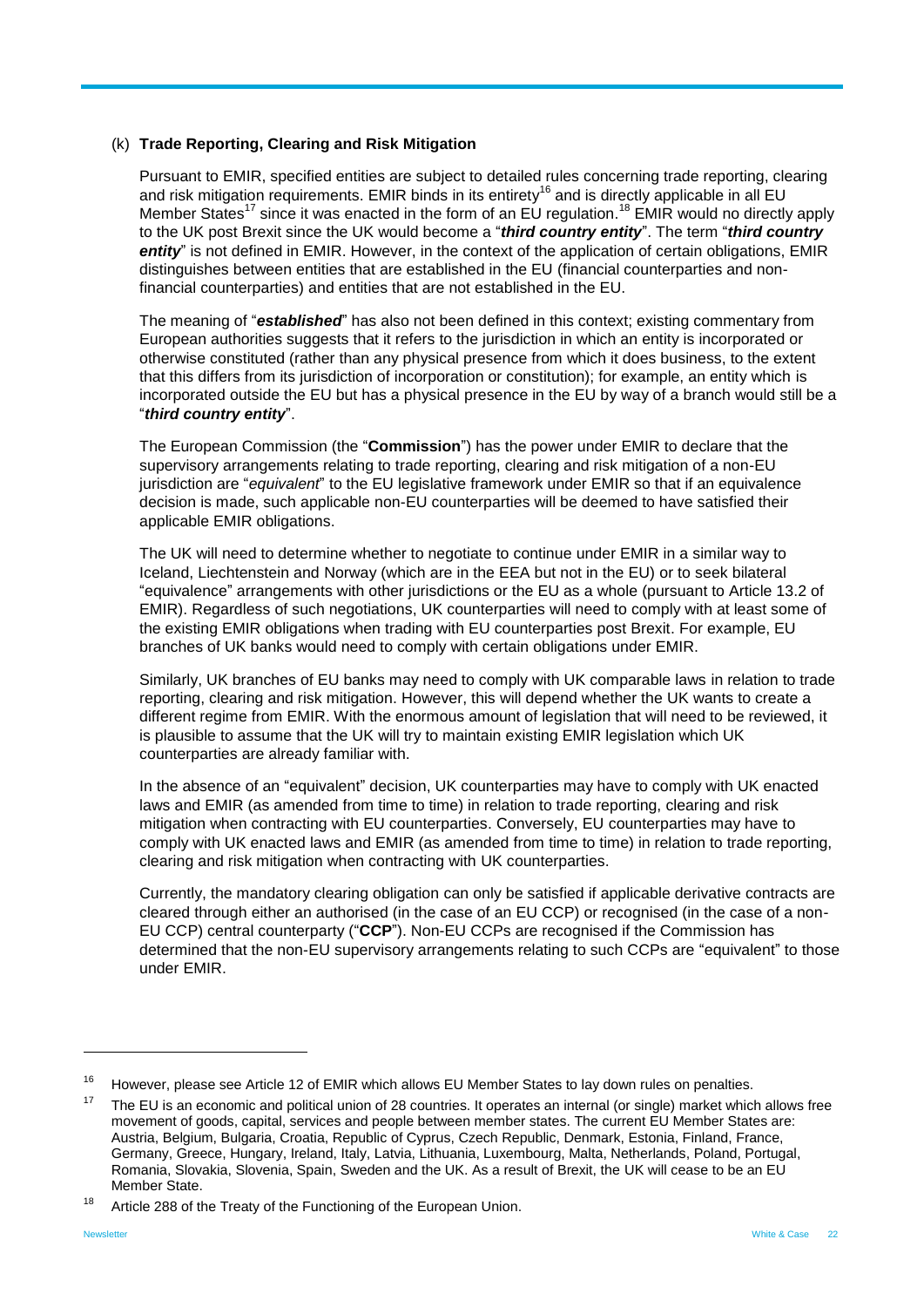(k) **Trade Reporting, Clearing and Risk Mitigation**

Pursuant to EMIR, specified entities are subject to detailed rules concerning trade reporting, clearing and risk mitigation requirements. EMIR binds in its entirety[16] and is directly applicable in all EU Member States[17] since it was enacted in the form of an EU regulation.[18] EMIR would no directly apply to the UK post Brexit since the UK would become a "***third country entity***". The term "***third country entity***" is not defined in EMIR. However, in the context of the application of certain obligations, EMIR distinguishes between entities that are established in the EU (financial counterparties and non-financial counterparties) and entities that are not established in the EU.

The meaning of "***established***" has also not been defined in this context; existing commentary from European authorities suggests that it refers to the jurisdiction in which an entity is incorporated or otherwise constituted (rather than any physical presence from which it does business, to the extent that this differs from its jurisdiction of incorporation or constitution); for example, an entity which is incorporated outside the EU but has a physical presence in the EU by way of a branch would still be a "***third country entity***".

The European Commission (the "**Commission**") has the power under EMIR to declare that the supervisory arrangements relating to trade reporting, clearing and risk mitigation of a non-EU jurisdiction are "*equivalent*" to the EU legislative framework under EMIR so that if an equivalence decision is made, such applicable non-EU counterparties will be deemed to have satisfied their applicable EMIR obligations.

The UK will need to determine whether to negotiate to continue under EMIR in a similar way to Iceland, Liechtenstein and Norway (which are in the EEA but not in the EU) or to seek bilateral "equivalence" arrangements with other jurisdictions or the EU as a whole (pursuant to Article 13.2 of EMIR). Regardless of such negotiations, UK counterparties will need to comply with at least some of the existing EMIR obligations when trading with EU counterparties post Brexit. For example, EU branches of UK banks would need to comply with certain obligations under EMIR.

Similarly, UK branches of EU banks may need to comply with UK comparable laws in relation to trade reporting, clearing and risk mitigation. However, this will depend whether the UK wants to create a different regime from EMIR. With the enormous amount of legislation that will need to be reviewed, it is plausible to assume that the UK will try to maintain existing EMIR legislation which UK counterparties are already familiar with.

In the absence of an "equivalent" decision, UK counterparties may have to comply with UK enacted laws and EMIR (as amended from time to time) in relation to trade reporting, clearing and risk mitigation when contracting with EU counterparties. Conversely, EU counterparties may have to comply with UK enacted laws and EMIR (as amended from time to time) in relation to trade reporting, clearing and risk mitigation when contracting with UK counterparties.

Currently, the mandatory clearing obligation can only be satisfied if applicable derivative contracts are cleared through either an authorised (in the case of an EU CCP) or recognised (in the case of a non-EU CCP) central counterparty ("**CCP**"). Non-EU CCPs are recognised if the Commission has determined that the non-EU supervisory arrangements relating to such CCPs are "equivalent" to those under EMIR.

---

[16] However, please see Article 12 of EMIR which allows EU Member States to lay down rules on penalties.

[17] The EU is an economic and political union of 28 countries. It operates an internal (or single) market which allows free movement of goods, capital, services and people between member states. The current EU Member States are: Austria, Belgium, Bulgaria, Croatia, Republic of Cyprus, Czech Republic, Denmark, Estonia, Finland, France, Germany, Greece, Hungary, Ireland, Italy, Latvia, Lithuania, Luxembourg, Malta, Netherlands, Poland, Portugal, Romania, Slovakia, Slovenia, Spain, Sweden and the UK. As a result of Brexit, the UK will cease to be an EU Member State.

[18] Article 288 of the Treaty of the Functioning of the European Union.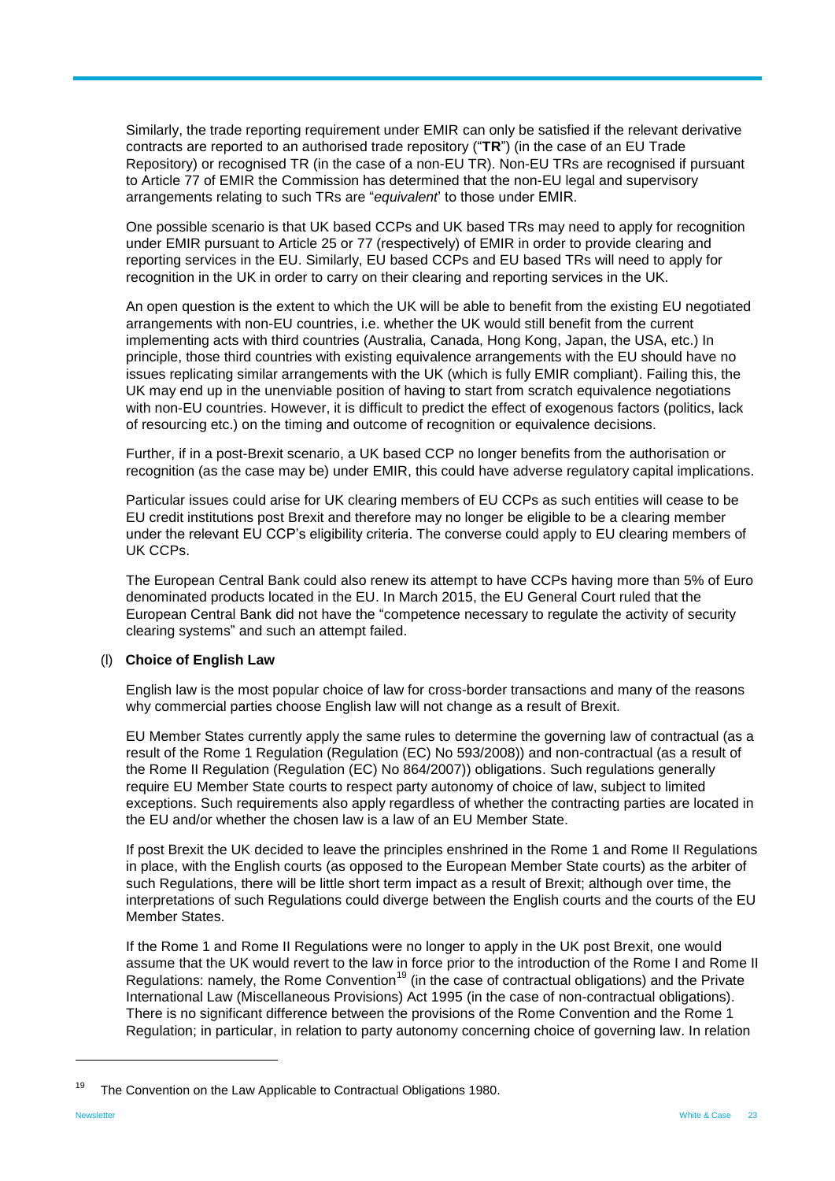Similarly, the trade reporting requirement under EMIR can only be satisfied if the relevant derivative contracts are reported to an authorised trade repository ("**TR**") (in the case of an EU Trade Repository) or recognised TR (in the case of a non-EU TR). Non-EU TRs are recognised if pursuant to Article 77 of EMIR the Commission has determined that the non-EU legal and supervisory arrangements relating to such TRs are "*equivalent*" to those under EMIR.

One possible scenario is that UK based CCPs and UK based TRs may need to apply for recognition under EMIR pursuant to Article 25 or 77 (respectively) of EMIR in order to provide clearing and reporting services in the EU. Similarly, EU based CCPs and EU based TRs will need to apply for recognition in the UK in order to carry on their clearing and reporting services in the UK.

An open question is the extent to which the UK will be able to benefit from the existing EU negotiated arrangements with non-EU countries, i.e. whether the UK would still benefit from the current implementing acts with third countries (Australia, Canada, Hong Kong, Japan, the USA, etc.) In principle, those third countries with existing equivalence arrangements with the EU should have no issues replicating similar arrangements with the UK (which is fully EMIR compliant). Failing this, the UK may end up in the unenviable position of having to start from scratch equivalence negotiations with non-EU countries. However, it is difficult to predict the effect of exogenous factors (politics, lack of resourcing etc.) on the timing and outcome of recognition or equivalence decisions.

Further, if in a post-Brexit scenario, a UK based CCP no longer benefits from the authorisation or recognition (as the case may be) under EMIR, this could have adverse regulatory capital implications.

Particular issues could arise for UK clearing members of EU CCPs as such entities will cease to be EU credit institutions post Brexit and therefore may no longer be eligible to be a clearing member under the relevant EU CCP's eligibility criteria. The converse could apply to EU clearing members of UK CCPs.

The European Central Bank could also renew its attempt to have CCPs having more than 5% of Euro denominated products located in the EU. In March 2015, the EU General Court ruled that the European Central Bank did not have the "competence necessary to regulate the activity of security clearing systems" and such an attempt failed.

### (l) **Choice of English Law**

English law is the most popular choice of law for cross-border transactions and many of the reasons why commercial parties choose English law will not change as a result of Brexit.

EU Member States currently apply the same rules to determine the governing law of contractual (as a result of the Rome 1 Regulation (Regulation (EC) No 593/2008)) and non-contractual (as a result of the Rome II Regulation (Regulation (EC) No 864/2007)) obligations. Such regulations generally require EU Member State courts to respect party autonomy of choice of law, subject to limited exceptions. Such requirements also apply regardless of whether the contracting parties are located in the EU and/or whether the chosen law is a law of an EU Member State.

If post Brexit the UK decided to leave the principles enshrined in the Rome 1 and Rome II Regulations in place, with the English courts (as opposed to the European Member State courts) as the arbiter of such Regulations, there will be little short term impact as a result of Brexit; although over time, the interpretations of such Regulations could diverge between the English courts and the courts of the EU Member States.

If the Rome 1 and Rome II Regulations were no longer to apply in the UK post Brexit, one would assume that the UK would revert to the law in force prior to the introduction of the Rome I and Rome II Regulations: namely, the Rome Convention[19] (in the case of contractual obligations) and the Private International Law (Miscellaneous Provisions) Act 1995 (in the case of non-contractual obligations). There is no significant difference between the provisions of the Rome Convention and the Rome 1 Regulation; in particular, in relation to party autonomy concerning choice of governing law. In relation

---

[19] The Convention on the Law Applicable to Contractual Obligations 1980.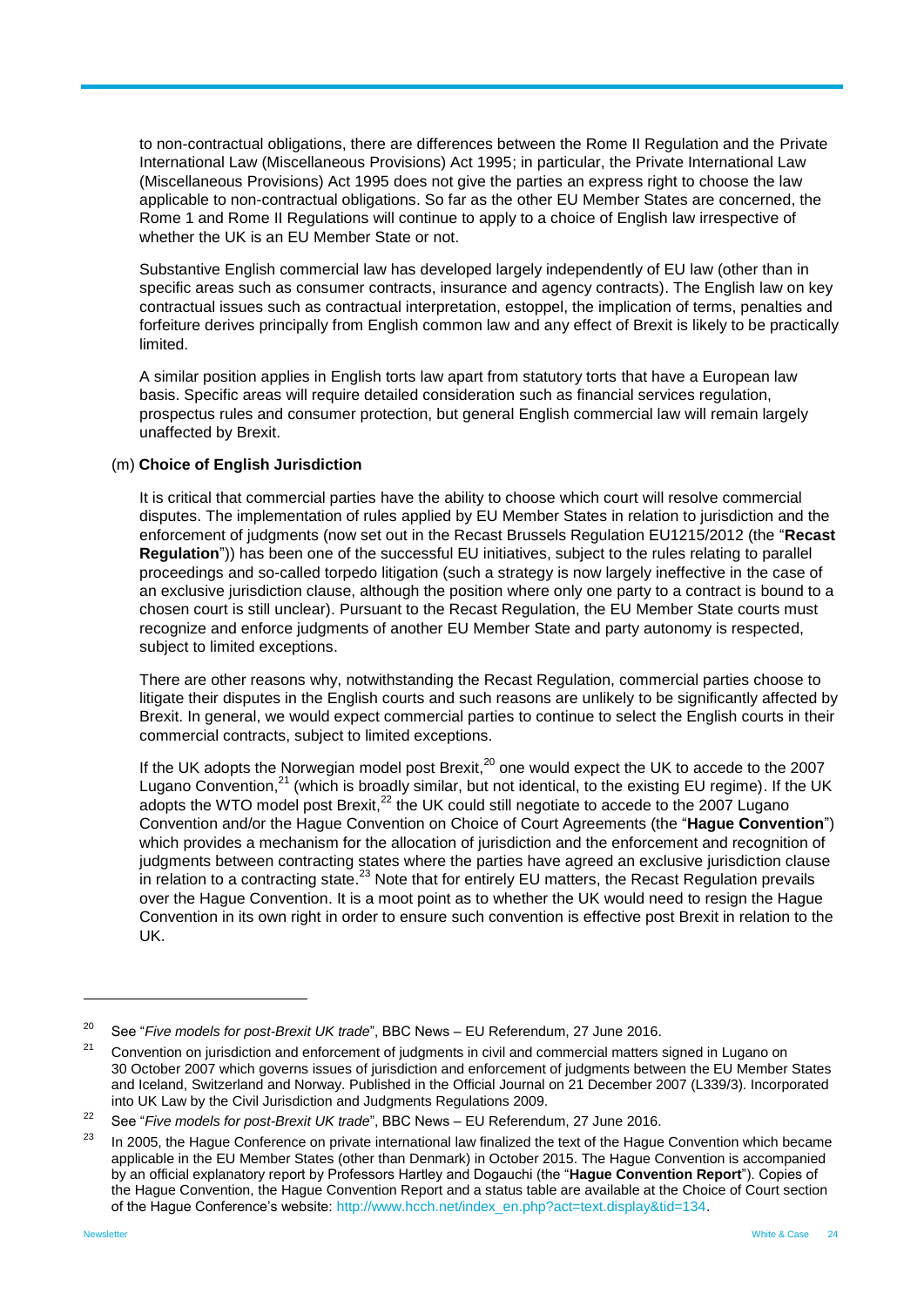to non-contractual obligations, there are differences between the Rome II Regulation and the Private International Law (Miscellaneous Provisions) Act 1995; in particular, the Private International Law (Miscellaneous Provisions) Act 1995 does not give the parties an express right to choose the law applicable to non-contractual obligations. So far as the other EU Member States are concerned, the Rome 1 and Rome II Regulations will continue to apply to a choice of English law irrespective of whether the UK is an EU Member State or not.

Substantive English commercial law has developed largely independently of EU law (other than in specific areas such as consumer contracts, insurance and agency contracts). The English law on key contractual issues such as contractual interpretation, estoppel, the implication of terms, penalties and forfeiture derives principally from English common law and any effect of Brexit is likely to be practically limited.

A similar position applies in English torts law apart from statutory torts that have a European law basis. Specific areas will require detailed consideration such as financial services regulation, prospectus rules and consumer protection, but general English commercial law will remain largely unaffected by Brexit.

(m) **Choice of English Jurisdiction**

It is critical that commercial parties have the ability to choose which court will resolve commercial disputes. The implementation of rules applied by EU Member States in relation to jurisdiction and the enforcement of judgments (now set out in the Recast Brussels Regulation EU1215/2012 (the "**Recast Regulation**")) has been one of the successful EU initiatives, subject to the rules relating to parallel proceedings and so-called torpedo litigation (such a strategy is now largely ineffective in the case of an exclusive jurisdiction clause, although the position where only one party to a contract is bound to a chosen court is still unclear). Pursuant to the Recast Regulation, the EU Member State courts must recognize and enforce judgments of another EU Member State and party autonomy is respected, subject to limited exceptions.

There are other reasons why, notwithstanding the Recast Regulation, commercial parties choose to litigate their disputes in the English courts and such reasons are unlikely to be significantly affected by Brexit. In general, we would expect commercial parties to continue to select the English courts in their commercial contracts, subject to limited exceptions.

If the UK adopts the Norwegian model post Brexit,[20] one would expect the UK to accede to the 2007 Lugano Convention,[21] (which is broadly similar, but not identical, to the existing EU regime). If the UK adopts the WTO model post Brexit,[22] the UK could still negotiate to accede to the 2007 Lugano Convention and/or the Hague Convention on Choice of Court Agreements (the "**Hague Convention**") which provides a mechanism for the allocation of jurisdiction and the enforcement and recognition of judgments between contracting states where the parties have agreed an exclusive jurisdiction clause in relation to a contracting state.[23] Note that for entirely EU matters, the Recast Regulation prevails over the Hague Convention. It is a moot point as to whether the UK would need to resign the Hague Convention in its own right in order to ensure such convention is effective post Brexit in relation to the UK.

---

[20] See "*Five models for post-Brexit UK trade*", BBC News – EU Referendum, 27 June 2016.

[21] Convention on jurisdiction and enforcement of judgments in civil and commercial matters signed in Lugano on 30 October 2007 which governs issues of jurisdiction and enforcement of judgments between the EU Member States and Iceland, Switzerland and Norway. Published in the Official Journal on 21 December 2007 (L339/3). Incorporated into UK Law by the Civil Jurisdiction and Judgments Regulations 2009.

[22] See "*Five models for post-Brexit UK trade*", BBC News – EU Referendum, 27 June 2016.

[23] In 2005, the Hague Conference on private international law finalized the text of the Hague Convention which became applicable in the EU Member States (other than Denmark) in October 2015. The Hague Convention is accompanied by an official explanatory report by Professors Hartley and Dogauchi (the "**Hague Convention Report**"). Copies of the Hague Convention, the Hague Convention Report and a status table are available at the Choice of Court section of the Hague Conference's website: http://www.hcch.net/index_en.php?act=text.display&tid=134.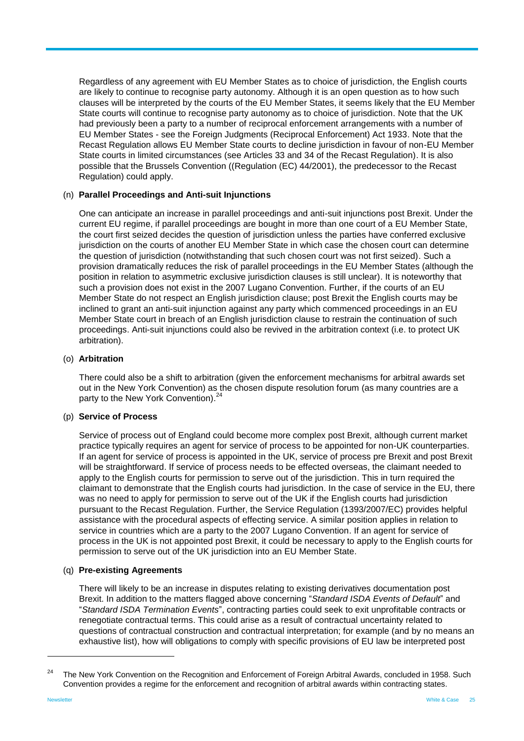Regardless of any agreement with EU Member States as to choice of jurisdiction, the English courts are likely to continue to recognise party autonomy. Although it is an open question as to how such clauses will be interpreted by the courts of the EU Member States, it seems likely that the EU Member State courts will continue to recognise party autonomy as to choice of jurisdiction. Note that the UK had previously been a party to a number of reciprocal enforcement arrangements with a number of EU Member States - see the Foreign Judgments (Reciprocal Enforcement) Act 1933. Note that the Recast Regulation allows EU Member State courts to decline jurisdiction in favour of non-EU Member State courts in limited circumstances (see Articles 33 and 34 of the Recast Regulation). It is also possible that the Brussels Convention ((Regulation (EC) 44/2001), the predecessor to the Recast Regulation) could apply.

(n) **Parallel Proceedings and Anti-suit Injunctions**

One can anticipate an increase in parallel proceedings and anti-suit injunctions post Brexit. Under the current EU regime, if parallel proceedings are bought in more than one court of a EU Member State, the court first seized decides the question of jurisdiction unless the parties have conferred exclusive jurisdiction on the courts of another EU Member State in which case the chosen court can determine the question of jurisdiction (notwithstanding that such chosen court was not first seized). Such a provision dramatically reduces the risk of parallel proceedings in the EU Member States (although the position in relation to asymmetric exclusive jurisdiction clauses is still unclear). It is noteworthy that such a provision does not exist in the 2007 Lugano Convention. Further, if the courts of an EU Member State do not respect an English jurisdiction clause; post Brexit the English courts may be inclined to grant an anti-suit injunction against any party which commenced proceedings in an EU Member State court in breach of an English jurisdiction clause to restrain the continuation of such proceedings. Anti-suit injunctions could also be revived in the arbitration context (i.e. to protect UK arbitration).

(o) **Arbitration**

There could also be a shift to arbitration (given the enforcement mechanisms for arbitral awards set out in the New York Convention) as the chosen dispute resolution forum (as many countries are a party to the New York Convention).[24]

(p) **Service of Process**

Service of process out of England could become more complex post Brexit, although current market practice typically requires an agent for service of process to be appointed for non-UK counterparties. If an agent for service of process is appointed in the UK, service of process pre Brexit and post Brexit will be straightforward. If service of process needs to be effected overseas, the claimant needed to apply to the English courts for permission to serve out of the jurisdiction. This in turn required the claimant to demonstrate that the English courts had jurisdiction. In the case of service in the EU, there was no need to apply for permission to serve out of the UK if the English courts had jurisdiction pursuant to the Recast Regulation. Further, the Service Regulation (1393/2007/EC) provides helpful assistance with the procedural aspects of effecting service. A similar position applies in relation to service in countries which are a party to the 2007 Lugano Convention. If an agent for service of process in the UK is not appointed post Brexit, it could be necessary to apply to the English courts for permission to serve out of the UK jurisdiction into an EU Member State.

(q) **Pre-existing Agreements**

There will likely to be an increase in disputes relating to existing derivatives documentation post Brexit. In addition to the matters flagged above concerning "*Standard ISDA Events of Default*" and "*Standard ISDA Termination Events*", contracting parties could seek to exit unprofitable contracts or renegotiate contractual terms. This could arise as a result of contractual uncertainty related to questions of contractual construction and contractual interpretation; for example (and by no means an exhaustive list), how will obligations to comply with specific provisions of EU law be interpreted post

---

[24] The New York Convention on the Recognition and Enforcement of Foreign Arbitral Awards, concluded in 1958. Such Convention provides a regime for the enforcement and recognition of arbitral awards within contracting states.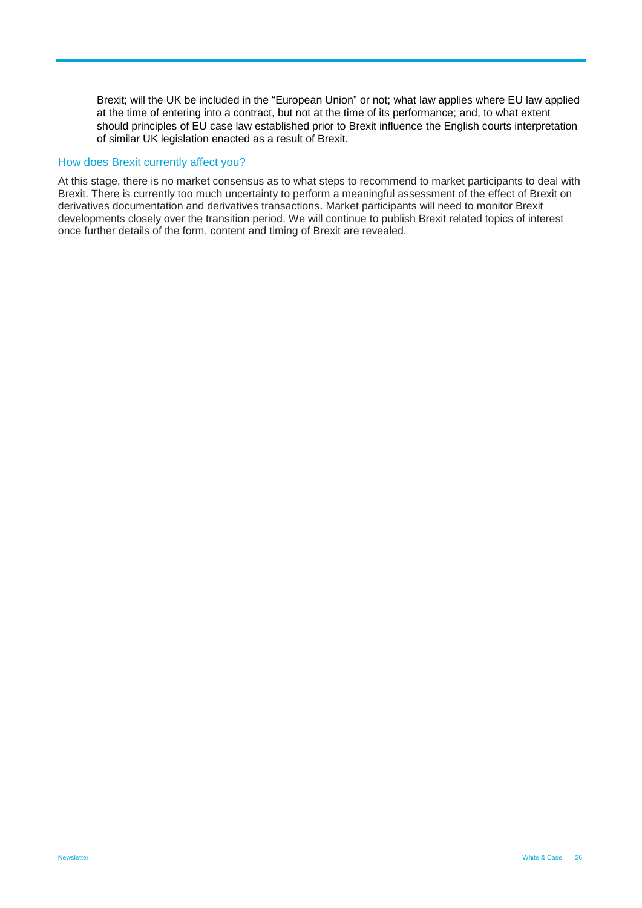Brexit; will the UK be included in the "European Union" or not; what law applies where EU law applied at the time of entering into a contract, but not at the time of its performance; and, to what extent should principles of EU case law established prior to Brexit influence the English courts interpretation of similar UK legislation enacted as a result of Brexit.

### How does Brexit currently affect you?

At this stage, there is no market consensus as to what steps to recommend to market participants to deal with Brexit. There is currently too much uncertainty to perform a meaningful assessment of the effect of Brexit on derivatives documentation and derivatives transactions. Market participants will need to monitor Brexit developments closely over the transition period. We will continue to publish Brexit related topics of interest once further details of the form, content and timing of Brexit are revealed.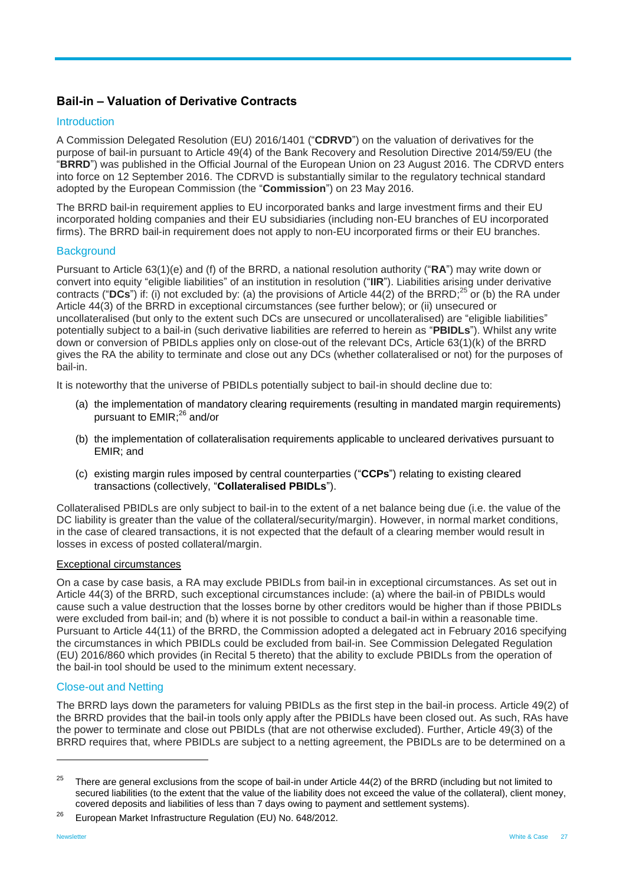## Bail-in – Valuation of Derivative Contracts

### Introduction

A Commission Delegated Resolution (EU) 2016/1401 ("**CDRVD**") on the valuation of derivatives for the purpose of bail-in pursuant to Article 49(4) of the Bank Recovery and Resolution Directive 2014/59/EU (the "**BRRD**") was published in the Official Journal of the European Union on 23 August 2016. The CDRVD enters into force on 12 September 2016. The CDRVD is substantially similar to the regulatory technical standard adopted by the European Commission (the "**Commission**") on 23 May 2016.

The BRRD bail-in requirement applies to EU incorporated banks and large investment firms and their EU incorporated holding companies and their EU subsidiaries (including non-EU branches of EU incorporated firms). The BRRD bail-in requirement does not apply to non-EU incorporated firms or their EU branches.

### Background

Pursuant to Article 63(1)(e) and (f) of the BRRD, a national resolution authority ("**RA**") may write down or convert into equity "eligible liabilities" of an institution in resolution ("**IIR**"). Liabilities arising under derivative contracts ("**DCs**") if: (i) not excluded by: (a) the provisions of Article 44(2) of the BRRD;[25] or (b) the RA under Article 44(3) of the BRRD in exceptional circumstances (see further below); or (ii) unsecured or uncollateralised (but only to the extent such DCs are unsecured or uncollateralised) are "eligible liabilities" potentially subject to a bail-in (such derivative liabilities are referred to herein as "**PBIDLs**"). Whilst any write down or conversion of PBIDLs applies only on close-out of the relevant DCs, Article 63(1)(k) of the BRRD gives the RA the ability to terminate and close out any DCs (whether collateralised or not) for the purposes of bail-in.

It is noteworthy that the universe of PBIDLs potentially subject to bail-in should decline due to:

(a) the implementation of mandatory clearing requirements (resulting in mandated margin requirements) pursuant to EMIR;[26] and/or

(b) the implementation of collateralisation requirements applicable to uncleared derivatives pursuant to EMIR; and

(c) existing margin rules imposed by central counterparties ("**CCPs**") relating to existing cleared transactions (collectively, "**Collateralised PBIDLs**").

Collateralised PBIDLs are only subject to bail-in to the extent of a net balance being due (i.e. the value of the DC liability is greater than the value of the collateral/security/margin). However, in normal market conditions, in the case of cleared transactions, it is not expected that the default of a clearing member would result in losses in excess of posted collateral/margin.

#### Exceptional circumstances

On a case by case basis, a RA may exclude PBIDLs from bail-in in exceptional circumstances. As set out in Article 44(3) of the BRRD, such exceptional circumstances include: (a) where the bail-in of PBIDLs would cause such a value destruction that the losses borne by other creditors would be higher than if those PBIDLs were excluded from bail-in; and (b) where it is not possible to conduct a bail-in within a reasonable time. Pursuant to Article 44(11) of the BRRD, the Commission adopted a delegated act in February 2016 specifying the circumstances in which PBIDLs could be excluded from bail-in. See Commission Delegated Regulation (EU) 2016/860 which provides (in Recital 5 thereto) that the ability to exclude PBIDLs from the operation of the bail-in tool should be used to the minimum extent necessary.

### Close-out and Netting

The BRRD lays down the parameters for valuing PBIDLs as the first step in the bail-in process. Article 49(2) of the BRRD provides that the bail-in tools only apply after the PBIDLs have been closed out. As such, RAs have the power to terminate and close out PBIDLs (that are not otherwise excluded). Further, Article 49(3) of the BRRD requires that, where PBIDLs are subject to a netting agreement, the PBIDLs are to be determined on a

---

[25] There are general exclusions from the scope of bail-in under Article 44(2) of the BRRD (including but not limited to secured liabilities (to the extent that the value of the liability does not exceed the value of the collateral), client money, covered deposits and liabilities of less than 7 days owing to payment and settlement systems).

[26] European Market Infrastructure Regulation (EU) No. 648/2012.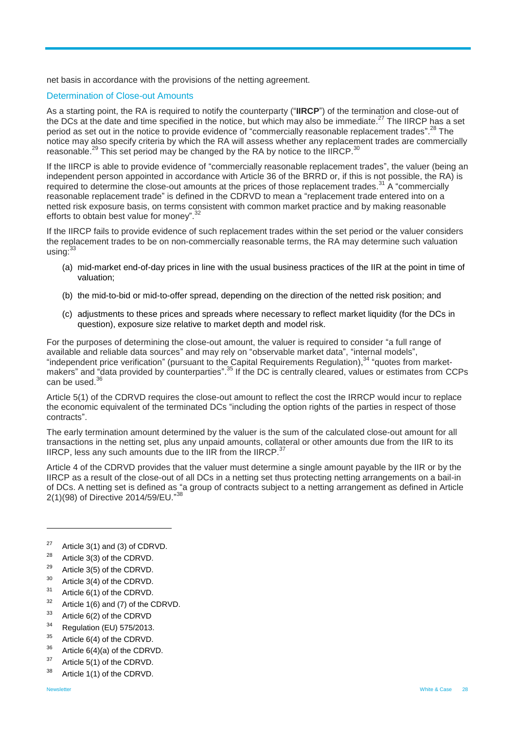net basis in accordance with the provisions of the netting agreement.

### Determination of Close-out Amounts

As a starting point, the RA is required to notify the counterparty ("**IIRCP**") of the termination and close-out of the DCs at the date and time specified in the notice, but which may also be immediate.[27] The IIRCP has a set period as set out in the notice to provide evidence of "commercially reasonable replacement trades".[28] The notice may also specify criteria by which the RA will assess whether any replacement trades are commercially reasonable.[29] This set period may be changed by the RA by notice to the IIRCP.[30]

If the IIRCP is able to provide evidence of "commercially reasonable replacement trades", the valuer (being an independent person appointed in accordance with Article 36 of the BRRD or, if this is not possible, the RA) is required to determine the close-out amounts at the prices of those replacement trades.[31] A "commercially reasonable replacement trade" is defined in the CDRVD to mean a "replacement trade entered into on a netted risk exposure basis, on terms consistent with common market practice and by making reasonable efforts to obtain best value for money".[32]

If the IIRCP fails to provide evidence of such replacement trades within the set period or the valuer considers the replacement trades to be on non-commercially reasonable terms, the RA may determine such valuation using:[33]

(a) mid-market end-of-day prices in line with the usual business practices of the IIR at the point in time of valuation;

(b) the mid-to-bid or mid-to-offer spread, depending on the direction of the netted risk position; and

(c) adjustments to these prices and spreads where necessary to reflect market liquidity (for the DCs in question), exposure size relative to market depth and model risk.

For the purposes of determining the close-out amount, the valuer is required to consider "a full range of available and reliable data sources" and may rely on "observable market data", "internal models", "independent price verification" (pursuant to the Capital Requirements Regulation),[34] "quotes from market-makers" and "data provided by counterparties".[35] If the DC is centrally cleared, values or estimates from CCPs can be used.[36]

Article 5(1) of the CDRVD requires the close-out amount to reflect the cost the IRRCP would incur to replace the economic equivalent of the terminated DCs "including the option rights of the parties in respect of those contracts".

The early termination amount determined by the valuer is the sum of the calculated close-out amount for all transactions in the netting set, plus any unpaid amounts, collateral or other amounts due from the IIR to its IIRCP, less any such amounts due to the IIR from the IIRCP.[37]

Article 4 of the CDRVD provides that the valuer must determine a single amount payable by the IIR or by the IIRCP as a result of the close-out of all DCs in a netting set thus protecting netting arrangements on a bail-in of DCs. A netting set is defined as "a group of contracts subject to a netting arrangement as defined in Article 2(1)(98) of Directive 2014/59/EU."[38]

---

[27] Article 3(1) and (3) of CDRVD.

[28] Article 3(3) of the CDRVD.

[29] Article 3(5) of the CDRVD.

[30] Article 3(4) of the CDRVD.

[31] Article 6(1) of the CDRVD.

[32] Article 1(6) and (7) of the CDRVD.

[33] Article 6(2) of the CDRVD

[34] Regulation (EU) 575/2013.

[35] Article 6(4) of the CDRVD.

[36] Article 6(4)(a) of the CDRVD.

[37] Article 5(1) of the CDRVD.

[38] Article 1(1) of the CDRVD.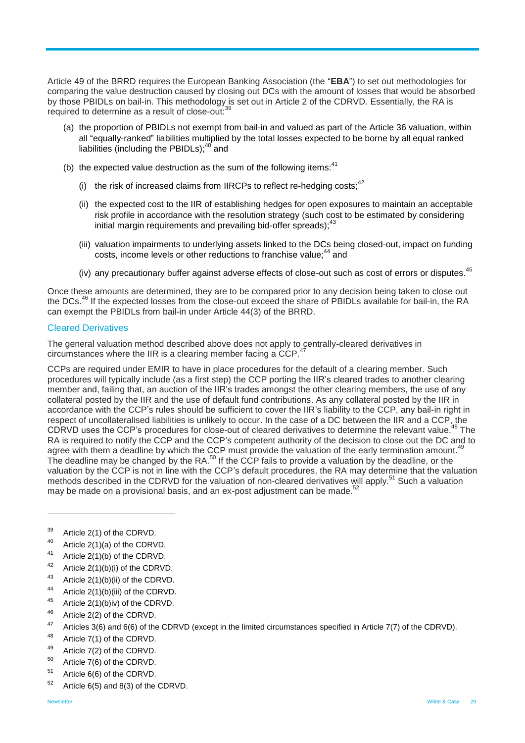Article 49 of the BRRD requires the European Banking Association (the "**EBA**") to set out methodologies for comparing the value destruction caused by closing out DCs with the amount of losses that would be absorbed by those PBIDLs on bail-in. This methodology is set out in Article 2 of the CDRVD. Essentially, the RA is required to determine as a result of close-out:[39]

(a) the proportion of PBIDLs not exempt from bail-in and valued as part of the Article 36 valuation, within all "equally-ranked" liabilities multiplied by the total losses expected to be borne by all equal ranked liabilities (including the PBIDLs);[40] and

(b) the expected value destruction as the sum of the following items:[41]

   (i) the risk of increased claims from IIRCPs to reflect re-hedging costs;[42]

   (ii) the expected cost to the IIR of establishing hedges for open exposures to maintain an acceptable risk profile in accordance with the resolution strategy (such cost to be estimated by considering initial margin requirements and prevailing bid-offer spreads);[43]

   (iii) valuation impairments to underlying assets linked to the DCs being closed-out, impact on funding costs, income levels or other reductions to franchise value;[44] and

   (iv) any precautionary buffer against adverse effects of close-out such as cost of errors or disputes.[45]

Once these amounts are determined, they are to be compared prior to any decision being taken to close out the DCs.[46] If the expected losses from the close-out exceed the share of PBIDLs available for bail-in, the RA can exempt the PBIDLs from bail-in under Article 44(3) of the BRRD.

## Cleared Derivatives

The general valuation method described above does not apply to centrally-cleared derivatives in circumstances where the IIR is a clearing member facing a CCP.[47]

CCPs are required under EMIR to have in place procedures for the default of a clearing member. Such procedures will typically include (as a first step) the CCP porting the IIR's cleared trades to another clearing member and, failing that, an auction of the IIR's trades amongst the other clearing members, the use of any collateral posted by the IIR and the use of default fund contributions. As any collateral posted by the IIR in accordance with the CCP's rules should be sufficient to cover the IIR's liability to the CCP, any bail-in right in respect of uncollateralised liabilities is unlikely to occur. In the case of a DC between the IIR and a CCP, the CDRVD uses the CCP's procedures for close-out of cleared derivatives to determine the relevant value.[48] The RA is required to notify the CCP and the CCP's competent authority of the decision to close out the DC and to agree with them a deadline by which the CCP must provide the valuation of the early termination amount.[49] The deadline may be changed by the RA.[50] If the CCP fails to provide a valuation by the deadline, or the valuation by the CCP is not in line with the CCP's default procedures, the RA may determine that the valuation methods described in the CDRVD for the valuation of non-cleared derivatives will apply.[51] Such a valuation may be made on a provisional basis, and an ex-post adjustment can be made.[52]

---

[39] Article 2(1) of the CDRVD.

[40] Article 2(1)(a) of the CDRVD.

[41] Article 2(1)(b) of the CDRVD.

[42] Article 2(1)(b)(i) of the CDRVD.

[43] Article 2(1)(b)(ii) of the CDRVD.

[44] Article 2(1)(b)(iii) of the CDRVD.

[45] Article 2(1)(b)iv) of the CDRVD.

[46] Article 2(2) of the CDRVD.

[47] Articles 3(6) and 6(6) of the CDRVD (except in the limited circumstances specified in Article 7(7) of the CDRVD).

[48] Article 7(1) of the CDRVD.

[49] Article 7(2) of the CDRVD.

[50] Article 7(6) of the CDRVD.

[51] Article 6(6) of the CDRVD.

[52] Article 6(5) and 8(3) of the CDRVD.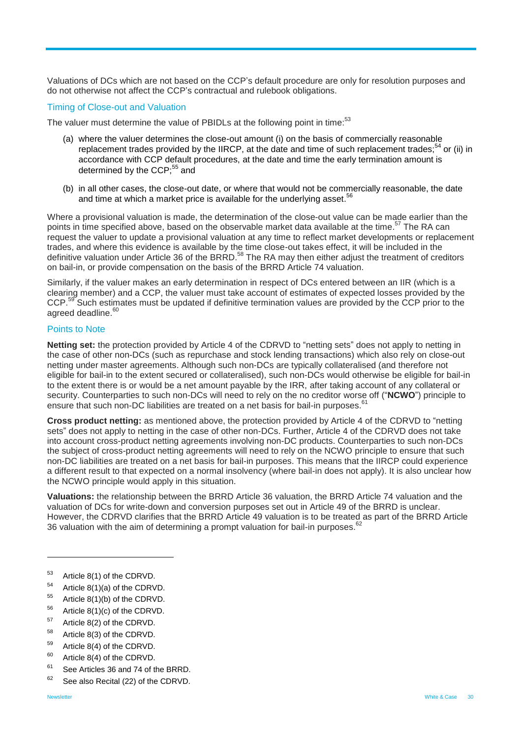Valuations of DCs which are not based on the CCP's default procedure are only for resolution purposes and do not otherwise not affect the CCP's contractual and rulebook obligations.

### Timing of Close-out and Valuation

The valuer must determine the value of PBIDLs at the following point in time:[53]

(a) where the valuer determines the close-out amount (i) on the basis of commercially reasonable replacement trades provided by the IIRCP, at the date and time of such replacement trades;[54] or (ii) in accordance with CCP default procedures, at the date and time the early termination amount is determined by the CCP;[55] and

(b) in all other cases, the close-out date, or where that would not be commercially reasonable, the date and time at which a market price is available for the underlying asset.[56]

Where a provisional valuation is made, the determination of the close-out value can be made earlier than the points in time specified above, based on the observable market data available at the time.[57] The RA can request the valuer to update a provisional valuation at any time to reflect market developments or replacement trades, and where this evidence is available by the time close-out takes effect, it will be included in the definitive valuation under Article 36 of the BRRD.[58] The RA may then either adjust the treatment of creditors on bail-in, or provide compensation on the basis of the BRRD Article 74 valuation.

Similarly, if the valuer makes an early determination in respect of DCs entered between an IIR (which is a clearing member) and a CCP, the valuer must take account of estimates of expected losses provided by the CCP.[59] Such estimates must be updated if definitive termination values are provided by the CCP prior to the agreed deadline.[60]

### Points to Note

**Netting set:** the protection provided by Article 4 of the CDRVD to "netting sets" does not apply to netting in the case of other non-DCs (such as repurchase and stock lending transactions) which also rely on close-out netting under master agreements. Although such non-DCs are typically collateralised (and therefore not eligible for bail-in to the extent secured or collateralised), such non-DCs would otherwise be eligible for bail-in to the extent there is or would be a net amount payable by the IRR, after taking account of any collateral or security. Counterparties to such non-DCs will need to rely on the no creditor worse off ("**NCWO**") principle to ensure that such non-DC liabilities are treated on a net basis for bail-in purposes.[61]

**Cross product netting:** as mentioned above, the protection provided by Article 4 of the CDRVD to "netting sets" does not apply to netting in the case of other non-DCs. Further, Article 4 of the CDRVD does not take into account cross-product netting agreements involving non-DC products. Counterparties to such non-DCs the subject of cross-product netting agreements will need to rely on the NCWO principle to ensure that such non-DC liabilities are treated on a net basis for bail-in purposes. This means that the IIRCP could experience a different result to that expected on a normal insolvency (where bail-in does not apply). It is also unclear how the NCWO principle would apply in this situation.

**Valuations:** the relationship between the BRRD Article 36 valuation, the BRRD Article 74 valuation and the valuation of DCs for write-down and conversion purposes set out in Article 49 of the BRRD is unclear. However, the CDRVD clarifies that the BRRD Article 49 valuation is to be treated as part of the BRRD Article 36 valuation with the aim of determining a prompt valuation for bail-in purposes.[62]

---

[53] Article 8(1) of the CDRVD.

[54] Article 8(1)(a) of the CDRVD.

[55] Article 8(1)(b) of the CDRVD.

[56] Article 8(1)(c) of the CDRVD.

[57] Article 8(2) of the CDRVD.

[58] Article 8(3) of the CDRVD.

[59] Article 8(4) of the CDRVD.

[60] Article 8(4) of the CDRVD.

[61] See Articles 36 and 74 of the BRRD.

[62] See also Recital (22) of the CDRVD.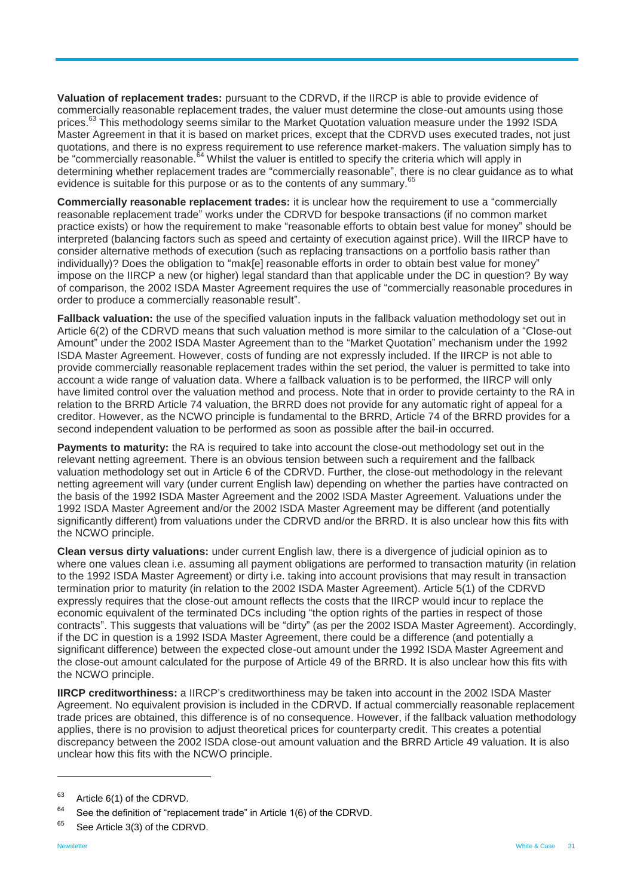**Valuation of replacement trades:** pursuant to the CDRVD, if the IIRCP is able to provide evidence of commercially reasonable replacement trades, the valuer must determine the close-out amounts using those prices.[63] This methodology seems similar to the Market Quotation valuation measure under the 1992 ISDA Master Agreement in that it is based on market prices, except that the CDRVD uses executed trades, not just quotations, and there is no express requirement to use reference market-makers. The valuation simply has to be "commercially reasonable.[64] Whilst the valuer is entitled to specify the criteria which will apply in determining whether replacement trades are "commercially reasonable", there is no clear guidance as to what evidence is suitable for this purpose or as to the contents of any summary.[65]

**Commercially reasonable replacement trades:** it is unclear how the requirement to use a "commercially reasonable replacement trade" works under the CDRVD for bespoke transactions (if no common market practice exists) or how the requirement to make "reasonable efforts to obtain best value for money" should be interpreted (balancing factors such as speed and certainty of execution against price). Will the IIRCP have to consider alternative methods of execution (such as replacing transactions on a portfolio basis rather than individually)? Does the obligation to "mak[e] reasonable efforts in order to obtain best value for money" impose on the IIRCP a new (or higher) legal standard than that applicable under the DC in question? By way of comparison, the 2002 ISDA Master Agreement requires the use of "commercially reasonable procedures in order to produce a commercially reasonable result".

**Fallback valuation:** the use of the specified valuation inputs in the fallback valuation methodology set out in Article 6(2) of the CDRVD means that such valuation method is more similar to the calculation of a "Close-out Amount" under the 2002 ISDA Master Agreement than to the "Market Quotation" mechanism under the 1992 ISDA Master Agreement. However, costs of funding are not expressly included. If the IIRCP is not able to provide commercially reasonable replacement trades within the set period, the valuer is permitted to take into account a wide range of valuation data. Where a fallback valuation is to be performed, the IIRCP will only have limited control over the valuation method and process. Note that in order to provide certainty to the RA in relation to the BRRD Article 74 valuation, the BRRD does not provide for any automatic right of appeal for a creditor. However, as the NCWO principle is fundamental to the BRRD, Article 74 of the BRRD provides for a second independent valuation to be performed as soon as possible after the bail-in occurred.

**Payments to maturity:** the RA is required to take into account the close-out methodology set out in the relevant netting agreement. There is an obvious tension between such a requirement and the fallback valuation methodology set out in Article 6 of the CDRVD. Further, the close-out methodology in the relevant netting agreement will vary (under current English law) depending on whether the parties have contracted on the basis of the 1992 ISDA Master Agreement and the 2002 ISDA Master Agreement. Valuations under the 1992 ISDA Master Agreement and/or the 2002 ISDA Master Agreement may be different (and potentially significantly different) from valuations under the CDRVD and/or the BRRD. It is also unclear how this fits with the NCWO principle.

**Clean versus dirty valuations:** under current English law, there is a divergence of judicial opinion as to where one values clean i.e. assuming all payment obligations are performed to transaction maturity (in relation to the 1992 ISDA Master Agreement) or dirty i.e. taking into account provisions that may result in transaction termination prior to maturity (in relation to the 2002 ISDA Master Agreement). Article 5(1) of the CDRVD expressly requires that the close-out amount reflects the costs that the IIRCP would incur to replace the economic equivalent of the terminated DCs including "the option rights of the parties in respect of those contracts". This suggests that valuations will be "dirty" (as per the 2002 ISDA Master Agreement). Accordingly, if the DC in question is a 1992 ISDA Master Agreement, there could be a difference (and potentially a significant difference) between the expected close-out amount under the 1992 ISDA Master Agreement and the close-out amount calculated for the purpose of Article 49 of the BRRD. It is also unclear how this fits with the NCWO principle.

**IIRCP creditworthiness:** a IIRCP's creditworthiness may be taken into account in the 2002 ISDA Master Agreement. No equivalent provision is included in the CDRVD. If actual commercially reasonable replacement trade prices are obtained, this difference is of no consequence. However, if the fallback valuation methodology applies, there is no provision to adjust theoretical prices for counterparty credit. This creates a potential discrepancy between the 2002 ISDA close-out amount valuation and the BRRD Article 49 valuation. It is also unclear how this fits with the NCWO principle.

---

[63] Article 6(1) of the CDRVD.

[64] See the definition of "replacement trade" in Article 1(6) of the CDRVD.

[65] See Article 3(3) of the CDRVD.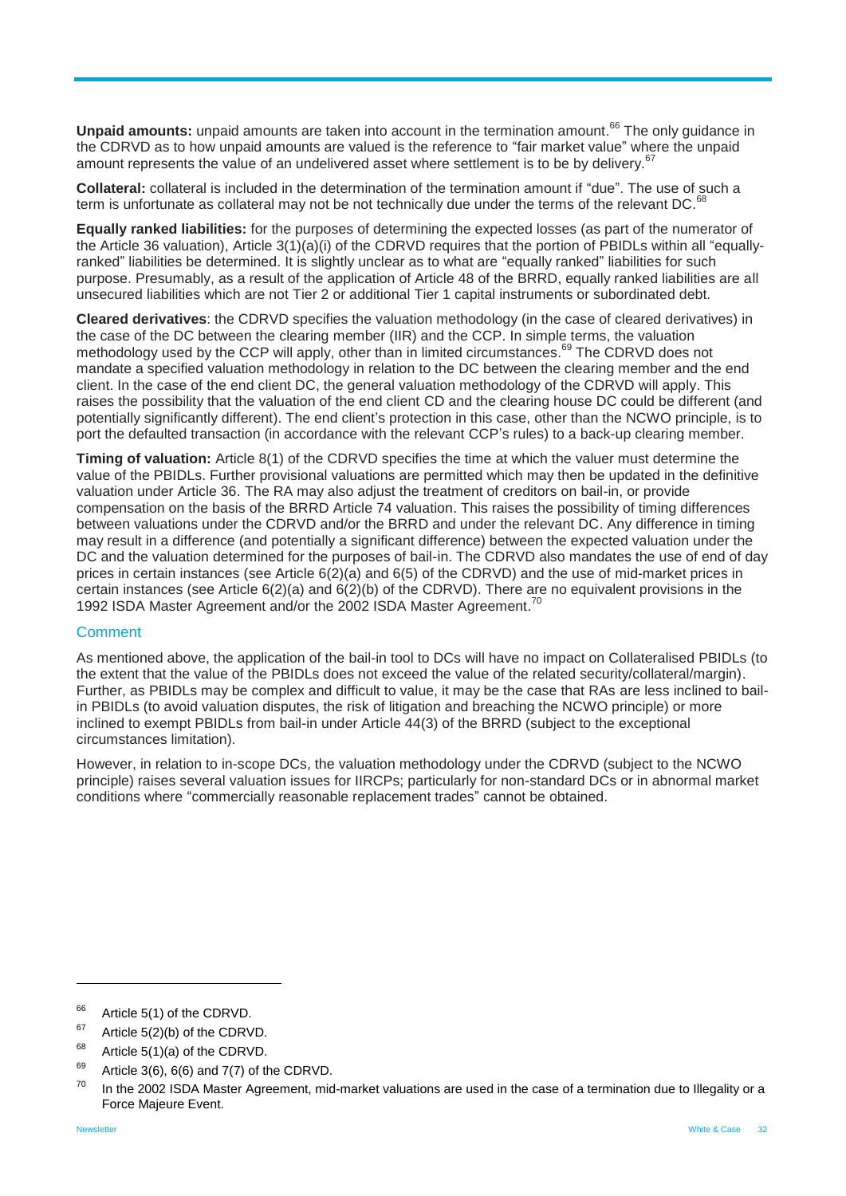**Unpaid amounts:** unpaid amounts are taken into account in the termination amount.[66] The only guidance in the CDRVD as to how unpaid amounts are valued is the reference to "fair market value" where the unpaid amount represents the value of an undelivered asset where settlement is to be by delivery.[67]

**Collateral:** collateral is included in the determination of the termination amount if "due". The use of such a term is unfortunate as collateral may not be not technically due under the terms of the relevant DC.[68]

**Equally ranked liabilities:** for the purposes of determining the expected losses (as part of the numerator of the Article 36 valuation), Article 3(1)(a)(i) of the CDRVD requires that the portion of PBIDLs within all "equally-ranked" liabilities be determined. It is slightly unclear as to what are "equally ranked" liabilities for such purpose. Presumably, as a result of the application of Article 48 of the BRRD, equally ranked liabilities are all unsecured liabilities which are not Tier 2 or additional Tier 1 capital instruments or subordinated debt.

**Cleared derivatives**: the CDRVD specifies the valuation methodology (in the case of cleared derivatives) in the case of the DC between the clearing member (IIR) and the CCP. In simple terms, the valuation methodology used by the CCP will apply, other than in limited circumstances.[69] The CDRVD does not mandate a specified valuation methodology in relation to the DC between the clearing member and the end client. In the case of the end client DC, the general valuation methodology of the CDRVD will apply. This raises the possibility that the valuation of the end client CD and the clearing house DC could be different (and potentially significantly different). The end client's protection in this case, other than the NCWO principle, is to port the defaulted transaction (in accordance with the relevant CCP's rules) to a back-up clearing member.

**Timing of valuation:** Article 8(1) of the CDRVD specifies the time at which the valuer must determine the value of the PBIDLs. Further provisional valuations are permitted which may then be updated in the definitive valuation under Article 36. The RA may also adjust the treatment of creditors on bail-in, or provide compensation on the basis of the BRRD Article 74 valuation. This raises the possibility of timing differences between valuations under the CDRVD and/or the BRRD and under the relevant DC. Any difference in timing may result in a difference (and potentially a significant difference) between the expected valuation under the DC and the valuation determined for the purposes of bail-in. The CDRVD also mandates the use of end of day prices in certain instances (see Article 6(2)(a) and 6(5) of the CDRVD) and the use of mid-market prices in certain instances (see Article 6(2)(a) and 6(2)(b) of the CDRVD). There are no equivalent provisions in the 1992 ISDA Master Agreement and/or the 2002 ISDA Master Agreement.[70]

## Comment

As mentioned above, the application of the bail-in tool to DCs will have no impact on Collateralised PBIDLs (to the extent that the value of the PBIDLs does not exceed the value of the related security/collateral/margin). Further, as PBIDLs may be complex and difficult to value, it may be the case that RAs are less inclined to bail-in PBIDLs (to avoid valuation disputes, the risk of litigation and breaching the NCWO principle) or more inclined to exempt PBIDLs from bail-in under Article 44(3) of the BRRD (subject to the exceptional circumstances limitation).

However, in relation to in-scope DCs, the valuation methodology under the CDRVD (subject to the NCWO principle) raises several valuation issues for IIRCPs; particularly for non-standard DCs or in abnormal market conditions where "commercially reasonable replacement trades" cannot be obtained.

---

[66] Article 5(1) of the CDRVD.

[67] Article 5(2)(b) of the CDRVD.

[68] Article 5(1)(a) of the CDRVD.

[69] Article 3(6), 6(6) and 7(7) of the CDRVD.

[70] In the 2002 ISDA Master Agreement, mid-market valuations are used in the case of a termination due to Illegality or a Force Majeure Event.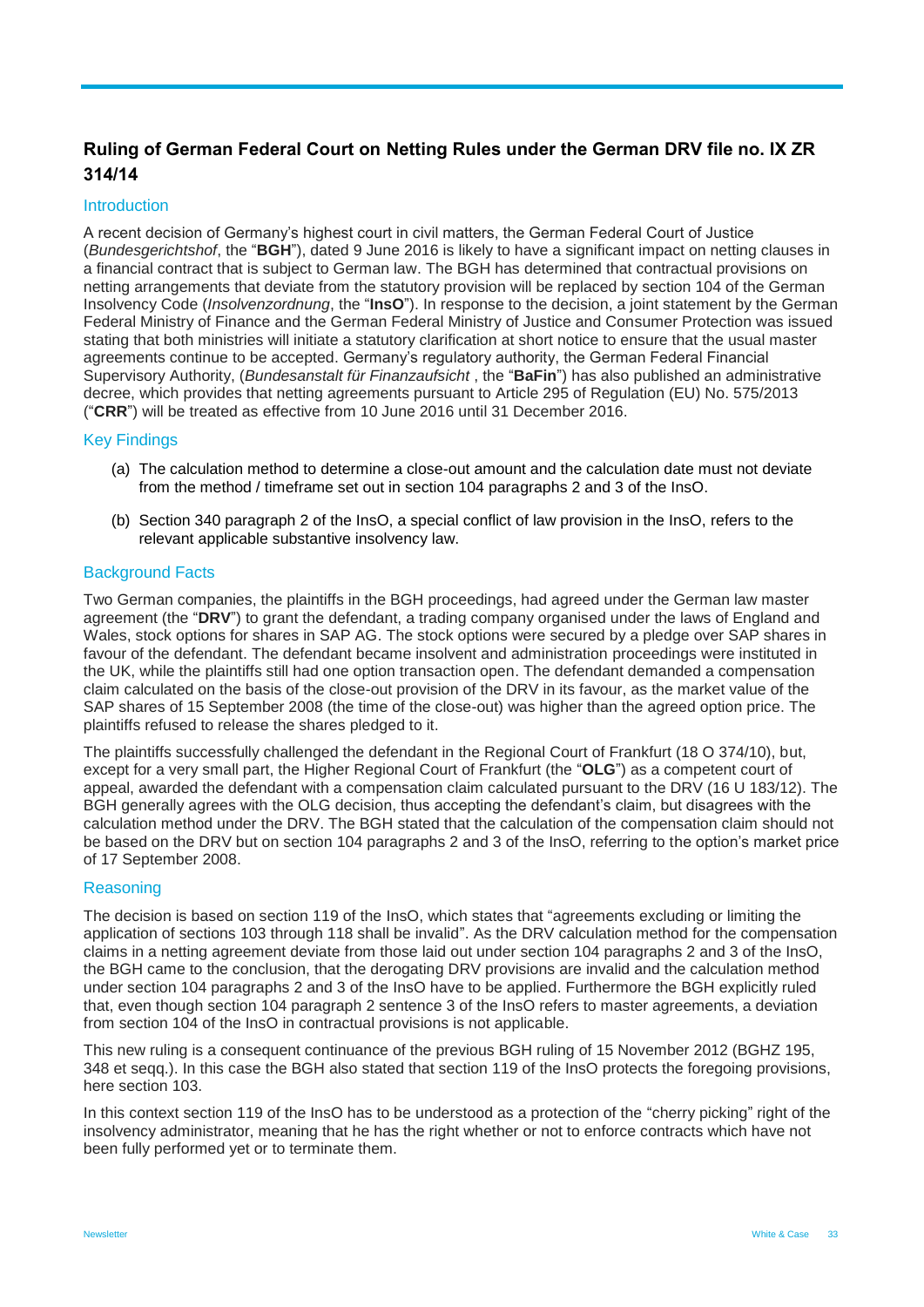## Ruling of German Federal Court on Netting Rules under the German DRV file no. IX ZR 314/14

### Introduction

A recent decision of Germany's highest court in civil matters, the German Federal Court of Justice (*Bundesgerichtshof*, the "**BGH**"), dated 9 June 2016 is likely to have a significant impact on netting clauses in a financial contract that is subject to German law. The BGH has determined that contractual provisions on netting arrangements that deviate from the statutory provision will be replaced by section 104 of the German Insolvency Code (*Insolvenzordnung*, the "**InsO**"). In response to the decision, a joint statement by the German Federal Ministry of Finance and the German Federal Ministry of Justice and Consumer Protection was issued stating that both ministries will initiate a statutory clarification at short notice to ensure that the usual master agreements continue to be accepted. Germany's regulatory authority, the German Federal Financial Supervisory Authority, (*Bundesanstalt für Finanzaufsicht* , the "**BaFin**") has also published an administrative decree, which provides that netting agreements pursuant to Article 295 of Regulation (EU) No. 575/2013 ("**CRR**") will be treated as effective from 10 June 2016 until 31 December 2016.

### Key Findings

(a) The calculation method to determine a close-out amount and the calculation date must not deviate from the method / timeframe set out in section 104 paragraphs 2 and 3 of the InsO.

(b) Section 340 paragraph 2 of the InsO, a special conflict of law provision in the InsO, refers to the relevant applicable substantive insolvency law.

### Background Facts

Two German companies, the plaintiffs in the BGH proceedings, had agreed under the German law master agreement (the "**DRV**") to grant the defendant, a trading company organised under the laws of England and Wales, stock options for shares in SAP AG. The stock options were secured by a pledge over SAP shares in favour of the defendant. The defendant became insolvent and administration proceedings were instituted in the UK, while the plaintiffs still had one option transaction open. The defendant demanded a compensation claim calculated on the basis of the close-out provision of the DRV in its favour, as the market value of the SAP shares of 15 September 2008 (the time of the close-out) was higher than the agreed option price. The plaintiffs refused to release the shares pledged to it.

The plaintiffs successfully challenged the defendant in the Regional Court of Frankfurt (18 O 374/10), but, except for a very small part, the Higher Regional Court of Frankfurt (the "**OLG**") as a competent court of appeal, awarded the defendant with a compensation claim calculated pursuant to the DRV (16 U 183/12). The BGH generally agrees with the OLG decision, thus accepting the defendant's claim, but disagrees with the calculation method under the DRV. The BGH stated that the calculation of the compensation claim should not be based on the DRV but on section 104 paragraphs 2 and 3 of the InsO, referring to the option's market price of 17 September 2008.

### Reasoning

The decision is based on section 119 of the InsO, which states that "agreements excluding or limiting the application of sections 103 through 118 shall be invalid". As the DRV calculation method for the compensation claims in a netting agreement deviate from those laid out under section 104 paragraphs 2 and 3 of the InsO, the BGH came to the conclusion, that the derogating DRV provisions are invalid and the calculation method under section 104 paragraphs 2 and 3 of the InsO have to be applied. Furthermore the BGH explicitly ruled that, even though section 104 paragraph 2 sentence 3 of the InsO refers to master agreements, a deviation from section 104 of the InsO in contractual provisions is not applicable.

This new ruling is a consequent continuance of the previous BGH ruling of 15 November 2012 (BGHZ 195, 348 et seqq.). In this case the BGH also stated that section 119 of the InsO protects the foregoing provisions, here section 103.

In this context section 119 of the InsO has to be understood as a protection of the "cherry picking" right of the insolvency administrator, meaning that he has the right whether or not to enforce contracts which have not been fully performed yet or to terminate them.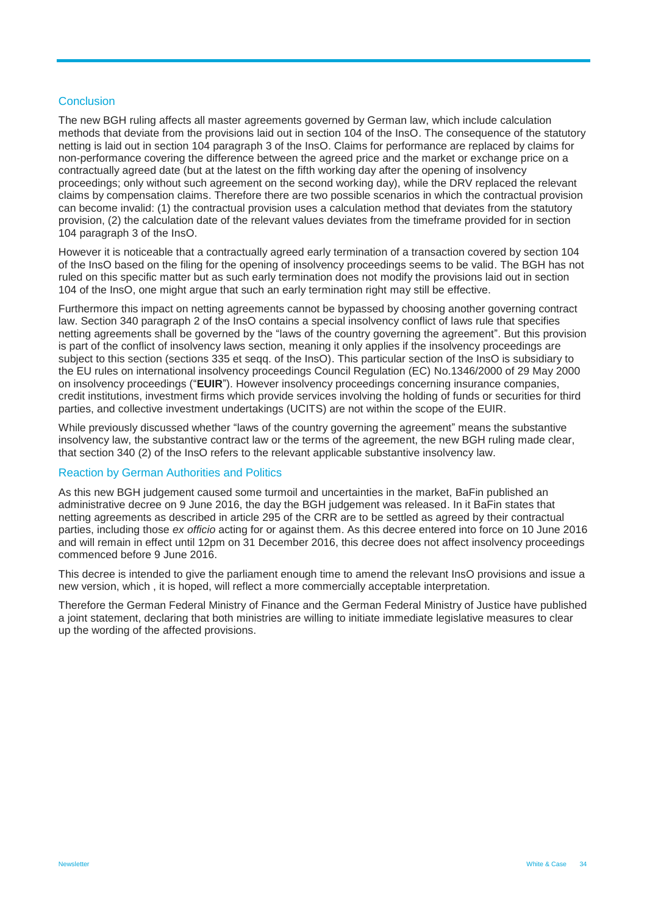## Conclusion

The new BGH ruling affects all master agreements governed by German law, which include calculation methods that deviate from the provisions laid out in section 104 of the InsO. The consequence of the statutory netting is laid out in section 104 paragraph 3 of the InsO. Claims for performance are replaced by claims for non-performance covering the difference between the agreed price and the market or exchange price on a contractually agreed date (but at the latest on the fifth working day after the opening of insolvency proceedings; only without such agreement on the second working day), while the DRV replaced the relevant claims by compensation claims. Therefore there are two possible scenarios in which the contractual provision can become invalid: (1) the contractual provision uses a calculation method that deviates from the statutory provision, (2) the calculation date of the relevant values deviates from the timeframe provided for in section 104 paragraph 3 of the InsO.

However it is noticeable that a contractually agreed early termination of a transaction covered by section 104 of the InsO based on the filing for the opening of insolvency proceedings seems to be valid. The BGH has not ruled on this specific matter but as such early termination does not modify the provisions laid out in section 104 of the InsO, one might argue that such an early termination right may still be effective.

Furthermore this impact on netting agreements cannot be bypassed by choosing another governing contract law. Section 340 paragraph 2 of the InsO contains a special insolvency conflict of laws rule that specifies netting agreements shall be governed by the "laws of the country governing the agreement". But this provision is part of the conflict of insolvency laws section, meaning it only applies if the insolvency proceedings are subject to this section (sections 335 et seqq. of the InsO). This particular section of the InsO is subsidiary to the EU rules on international insolvency proceedings Council Regulation (EC) No.1346/2000 of 29 May 2000 on insolvency proceedings ("**EUIR**"). However insolvency proceedings concerning insurance companies, credit institutions, investment firms which provide services involving the holding of funds or securities for third parties, and collective investment undertakings (UCITS) are not within the scope of the EUIR.

While previously discussed whether "laws of the country governing the agreement" means the substantive insolvency law, the substantive contract law or the terms of the agreement, the new BGH ruling made clear, that section 340 (2) of the InsO refers to the relevant applicable substantive insolvency law.

## Reaction by German Authorities and Politics

As this new BGH judgement caused some turmoil and uncertainties in the market, BaFin published an administrative decree on 9 June 2016, the day the BGH judgement was released. In it BaFin states that netting agreements as described in article 295 of the CRR are to be settled as agreed by their contractual parties, including those *ex officio* acting for or against them. As this decree entered into force on 10 June 2016 and will remain in effect until 12pm on 31 December 2016, this decree does not affect insolvency proceedings commenced before 9 June 2016.

This decree is intended to give the parliament enough time to amend the relevant InsO provisions and issue a new version, which , it is hoped, will reflect a more commercially acceptable interpretation.

Therefore the German Federal Ministry of Finance and the German Federal Ministry of Justice have published a joint statement, declaring that both ministries are willing to initiate immediate legislative measures to clear up the wording of the affected provisions.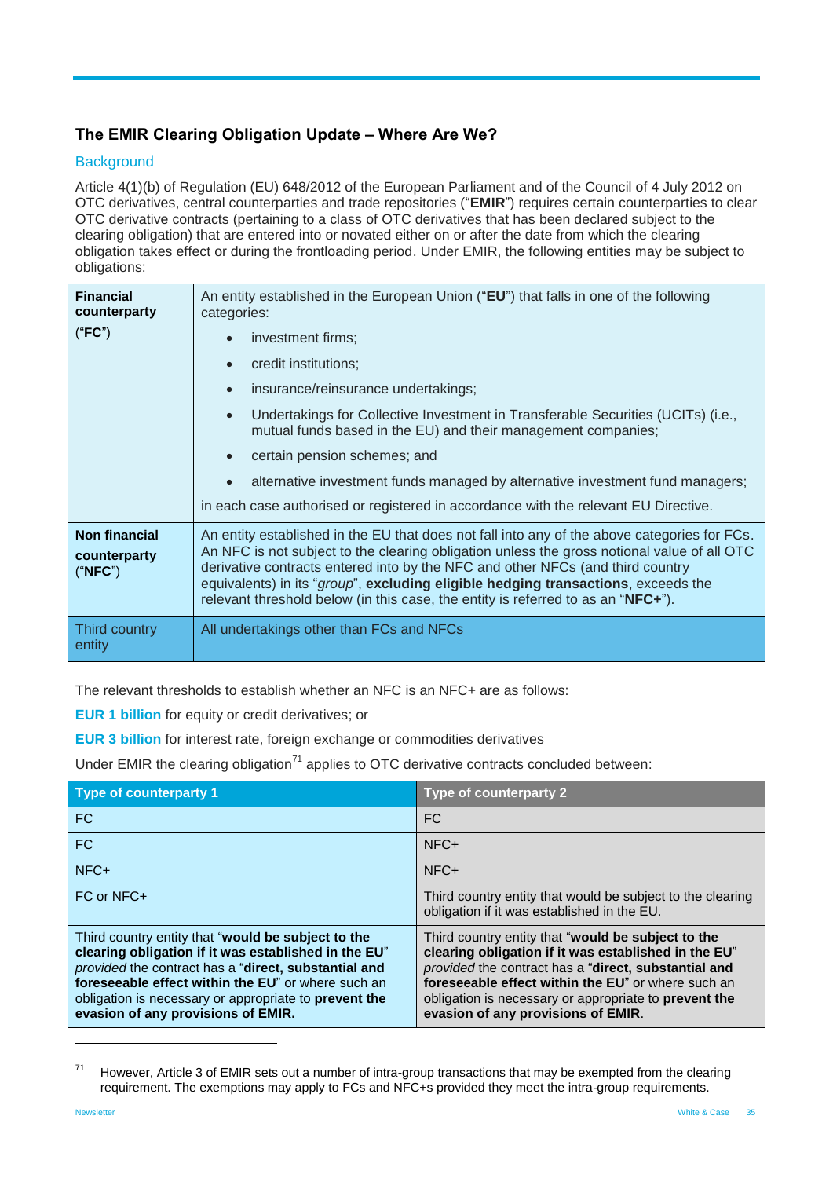## The EMIR Clearing Obligation Update – Where Are We?

### Background

Article 4(1)(b) of Regulation (EU) 648/2012 of the European Parliament and of the Council of 4 July 2012 on OTC derivatives, central counterparties and trade repositories ("**EMIR**") requires certain counterparties to clear OTC derivative contracts (pertaining to a class of OTC derivatives that has been declared subject to the clearing obligation) that are entered into or novated either on or after the date from which the clearing obligation takes effect or during the frontloading period. Under EMIR, the following entities may be subject to obligations:

| | |
|---|---|
| **Financial counterparty** ("**FC**") | An entity established in the European Union ("**EU**") that falls in one of the following categories:<br>• investment firms;<br>• credit institutions;<br>• insurance/reinsurance undertakings;<br>• Undertakings for Collective Investment in Transferable Securities (UCITs) (i.e., mutual funds based in the EU) and their management companies;<br>• certain pension schemes; and<br>• alternative investment funds managed by alternative investment fund managers;<br>in each case authorised or registered in accordance with the relevant EU Directive. |
| **Non financial counterparty** ("**NFC**") | An entity established in the EU that does not fall into any of the above categories for FCs. An NFC is not subject to the clearing obligation unless the gross notional value of all OTC derivative contracts entered into by the NFC and other NFCs (and third country equivalents) in its "*group*", **excluding eligible hedging transactions**, exceeds the relevant threshold below (in this case, the entity is referred to as an "**NFC+**"). |
| Third country entity | All undertakings other than FCs and NFCs |

The relevant thresholds to establish whether an NFC is an NFC+ are as follows:

**EUR 1 billion** for equity or credit derivatives; or

**EUR 3 billion** for interest rate, foreign exchange or commodities derivatives

Under EMIR the clearing obligation[71] applies to OTC derivative contracts concluded between:

| Type of counterparty 1 | Type of counterparty 2 |
|---|---|
| FC | FC |
| FC | NFC+ |
| NFC+ | NFC+ |
| FC or NFC+ | Third country entity that would be subject to the clearing obligation if it was established in the EU. |
| Third country entity that "**would be subject to the clearing obligation if it was established in the EU**" *provided* the contract has a "**direct, substantial and foreseeable effect within the EU**" or where such an obligation is necessary or appropriate to **prevent the evasion of any provisions of EMIR.** | Third country entity that "**would be subject to the clearing obligation if it was established in the EU**" *provided* the contract has a "**direct, substantial and foreseeable effect within the EU**" or where such an obligation is necessary or appropriate to **prevent the evasion of any provisions of EMIR**. |

[71] However, Article 3 of EMIR sets out a number of intra-group transactions that may be exempted from the clearing requirement. The exemptions may apply to FCs and NFC+s provided they meet the intra-group requirements.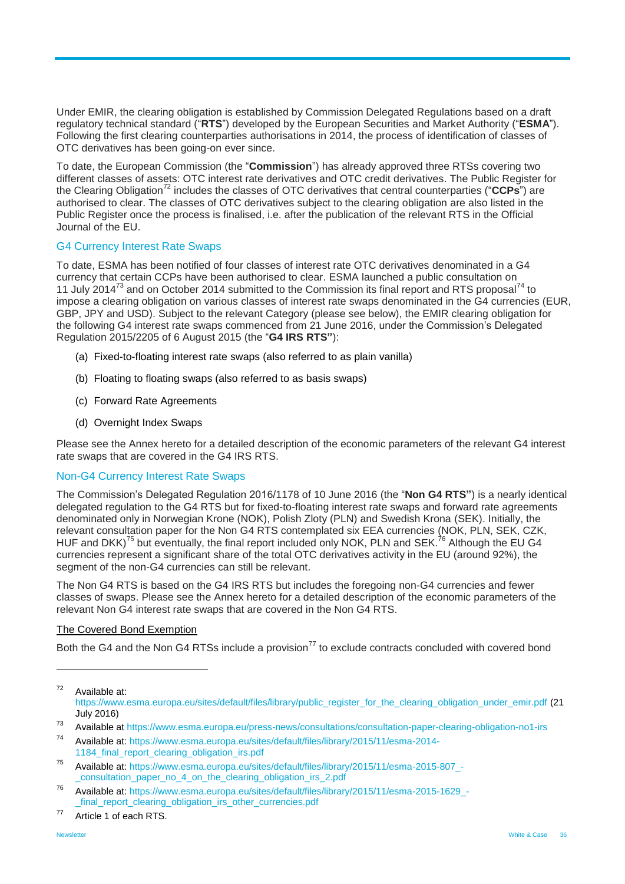Under EMIR, the clearing obligation is established by Commission Delegated Regulations based on a draft regulatory technical standard ("**RTS**") developed by the European Securities and Market Authority ("**ESMA**"). Following the first clearing counterparties authorisations in 2014, the process of identification of classes of OTC derivatives has been going-on ever since.

To date, the European Commission (the "**Commission**") has already approved three RTSs covering two different classes of assets: OTC interest rate derivatives and OTC credit derivatives. The Public Register for the Clearing Obligation[72] includes the classes of OTC derivatives that central counterparties ("**CCPs**") are authorised to clear. The classes of OTC derivatives subject to the clearing obligation are also listed in the Public Register once the process is finalised, i.e. after the publication of the relevant RTS in the Official Journal of the EU.

## G4 Currency Interest Rate Swaps

To date, ESMA has been notified of four classes of interest rate OTC derivatives denominated in a G4 currency that certain CCPs have been authorised to clear. ESMA launched a public consultation on 11 July 2014[73] and on October 2014 submitted to the Commission its final report and RTS proposal[74] to impose a clearing obligation on various classes of interest rate swaps denominated in the G4 currencies (EUR, GBP, JPY and USD). Subject to the relevant Category (please see below), the EMIR clearing obligation for the following G4 interest rate swaps commenced from 21 June 2016, under the Commission's Delegated Regulation 2015/2205 of 6 August 2015 (the "**G4 IRS RTS"**):

(a) Fixed-to-floating interest rate swaps (also referred to as plain vanilla)

(b) Floating to floating swaps (also referred to as basis swaps)

(c) Forward Rate Agreements

(d) Overnight Index Swaps

Please see the Annex hereto for a detailed description of the economic parameters of the relevant G4 interest rate swaps that are covered in the G4 IRS RTS.

## Non-G4 Currency Interest Rate Swaps

The Commission's Delegated Regulation 2016/1178 of 10 June 2016 (the "**Non G4 RTS"**) is a nearly identical delegated regulation to the G4 RTS but for fixed-to-floating interest rate swaps and forward rate agreements denominated only in Norwegian Krone (NOK), Polish Zloty (PLN) and Swedish Krona (SEK). Initially, the relevant consultation paper for the Non G4 RTS contemplated six EEA currencies (NOK, PLN, SEK, CZK, HUF and DKK)[75] but eventually, the final report included only NOK, PLN and SEK.[76] Although the EU G4 currencies represent a significant share of the total OTC derivatives activity in the EU (around 92%), the segment of the non-G4 currencies can still be relevant.

The Non G4 RTS is based on the G4 IRS RTS but includes the foregoing non-G4 currencies and fewer classes of swaps. Please see the Annex hereto for a detailed description of the economic parameters of the relevant Non G4 interest rate swaps that are covered in the Non G4 RTS.

<u>The Covered Bond Exemption</u>

Both the G4 and the Non G4 RTSs include a provision[77] to exclude contracts concluded with covered bond

---

[72] Available at: https://www.esma.europa.eu/sites/default/files/library/public_register_for_the_clearing_obligation_under_emir.pdf (21 July 2016)

[73] Available at https://www.esma.europa.eu/press-news/consultations/consultation-paper-clearing-obligation-no1-irs

[74] Available at: https://www.esma.europa.eu/sites/default/files/library/2015/11/esma-2014-1184_final_report_clearing_obligation_irs.pdf

[75] Available at: https://www.esma.europa.eu/sites/default/files/library/2015/11/esma-2015-807_-_consultation_paper_no_4_on_the_clearing_obligation_irs_2.pdf

[76] Available at: https://www.esma.europa.eu/sites/default/files/library/2015/11/esma-2015-1629_-_final_report_clearing_obligation_irs_other_currencies.pdf

[77] Article 1 of each RTS.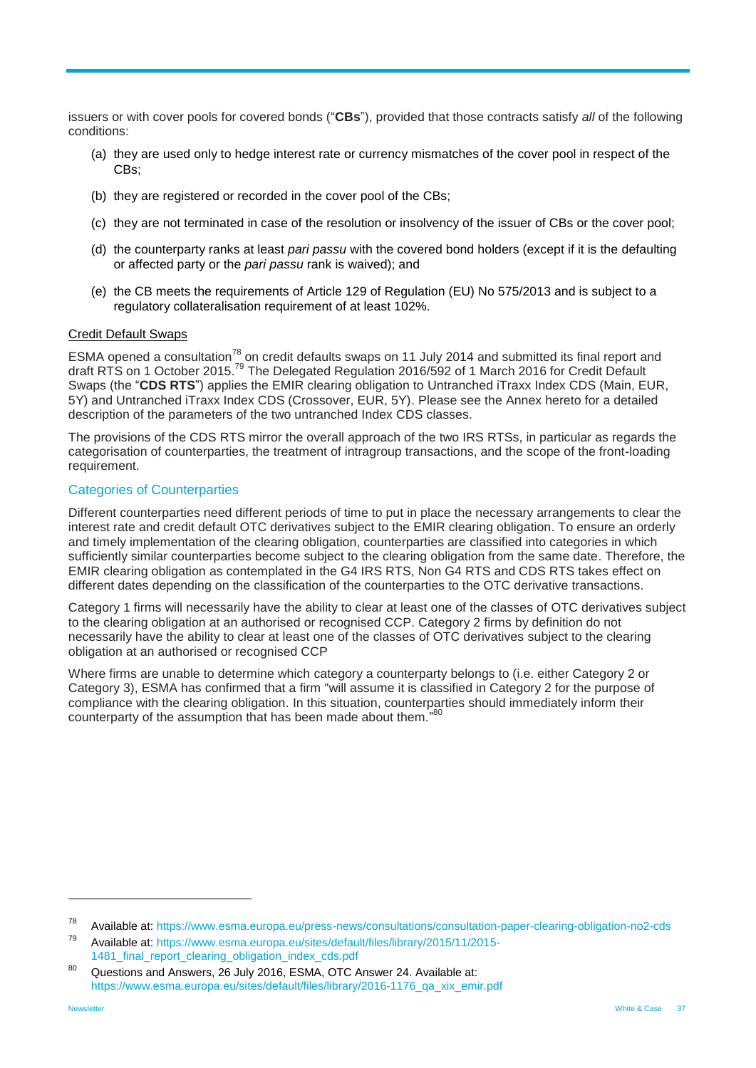issuers or with cover pools for covered bonds ("**CBs**"), provided that those contracts satisfy *all* of the following conditions:

(a) they are used only to hedge interest rate or currency mismatches of the cover pool in respect of the CBs;

(b) they are registered or recorded in the cover pool of the CBs;

(c) they are not terminated in case of the resolution or insolvency of the issuer of CBs or the cover pool;

(d) the counterparty ranks at least *pari passu* with the covered bond holders (except if it is the defaulting or affected party or the *pari passu* rank is waived); and

(e) the CB meets the requirements of Article 129 of Regulation (EU) No 575/2013 and is subject to a regulatory collateralisation requirement of at least 102%.

Credit Default Swaps

ESMA opened a consultation[78] on credit defaults swaps on 11 July 2014 and submitted its final report and draft RTS on 1 October 2015.[79] The Delegated Regulation 2016/592 of 1 March 2016 for Credit Default Swaps (the "**CDS RTS**") applies the EMIR clearing obligation to Untranched iTraxx Index CDS (Main, EUR, 5Y) and Untranched iTraxx Index CDS (Crossover, EUR, 5Y). Please see the Annex hereto for a detailed description of the parameters of the two untranched Index CDS classes.

The provisions of the CDS RTS mirror the overall approach of the two IRS RTSs, in particular as regards the categorisation of counterparties, the treatment of intragroup transactions, and the scope of the front-loading requirement.

## Categories of Counterparties

Different counterparties need different periods of time to put in place the necessary arrangements to clear the interest rate and credit default OTC derivatives subject to the EMIR clearing obligation. To ensure an orderly and timely implementation of the clearing obligation, counterparties are classified into categories in which sufficiently similar counterparties become subject to the clearing obligation from the same date. Therefore, the EMIR clearing obligation as contemplated in the G4 IRS RTS, Non G4 RTS and CDS RTS takes effect on different dates depending on the classification of the counterparties to the OTC derivative transactions.

Category 1 firms will necessarily have the ability to clear at least one of the classes of OTC derivatives subject to the clearing obligation at an authorised or recognised CCP. Category 2 firms by definition do not necessarily have the ability to clear at least one of the classes of OTC derivatives subject to the clearing obligation at an authorised or recognised CCP

Where firms are unable to determine which category a counterparty belongs to (i.e. either Category 2 or Category 3), ESMA has confirmed that a firm "will assume it is classified in Category 2 for the purpose of compliance with the clearing obligation. In this situation, counterparties should immediately inform their counterparty of the assumption that has been made about them."[80]

---

[78] Available at: https://www.esma.europa.eu/press-news/consultations/consultation-paper-clearing-obligation-no2-cds

[79] Available at: https://www.esma.europa.eu/sites/default/files/library/2015/11/2015-1481_final_report_clearing_obligation_index_cds.pdf

[80] Questions and Answers, 26 July 2016, ESMA, OTC Answer 24. Available at: https://www.esma.europa.eu/sites/default/files/library/2016-1176_qa_xix_emir.pdf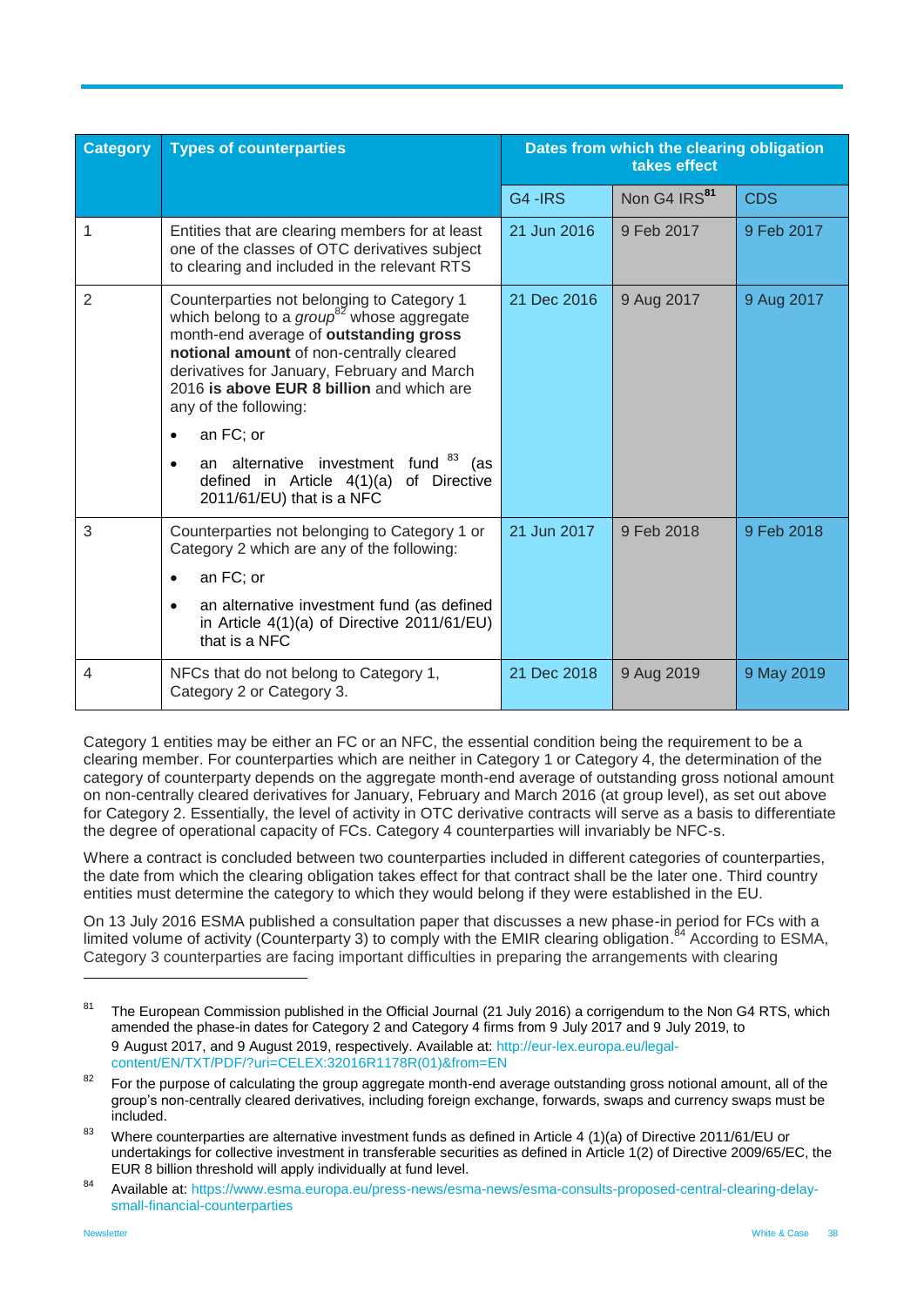| Category | Types of counterparties | Dates from which the clearing obligation takes effect | | |
|---|---|---|---|---|
| | | G4 -IRS | Non G4 IRS[81] | CDS |
| 1 | Entities that are clearing members for at least one of the classes of OTC derivatives subject to clearing and included in the relevant RTS | 21 Jun 2016 | 9 Feb 2017 | 9 Feb 2017 |
| 2 | Counterparties not belonging to Category 1 which belong to a *group*[82] whose aggregate month-end average of **outstanding gross notional amount** of non-centrally cleared derivatives for January, February and March 2016 **is above EUR 8 billion** and which are any of the following: • an FC; or • an alternative investment fund [83] (as defined in Article 4(1)(a) of Directive 2011/61/EU) that is a NFC | 21 Dec 2016 | 9 Aug 2017 | 9 Aug 2017 |
| 3 | Counterparties not belonging to Category 1 or Category 2 which are any of the following: • an FC; or • an alternative investment fund (as defined in Article 4(1)(a) of Directive 2011/61/EU) that is a NFC | 21 Jun 2017 | 9 Feb 2018 | 9 Feb 2018 |
| 4 | NFCs that do not belong to Category 1, Category 2 or Category 3. | 21 Dec 2018 | 9 Aug 2019 | 9 May 2019 |

Category 1 entities may be either an FC or an NFC, the essential condition being the requirement to be a clearing member. For counterparties which are neither in Category 1 or Category 4, the determination of the category of counterparty depends on the aggregate month-end average of outstanding gross notional amount on non-centrally cleared derivatives for January, February and March 2016 (at group level), as set out above for Category 2. Essentially, the level of activity in OTC derivative contracts will serve as a basis to differentiate the degree of operational capacity of FCs. Category 4 counterparties will invariably be NFC-s.

Where a contract is concluded between two counterparties included in different categories of counterparties, the date from which the clearing obligation takes effect for that contract shall be the later one. Third country entities must determine the category to which they would belong if they were established in the EU.

On 13 July 2016 ESMA published a consultation paper that discusses a new phase-in period for FCs with a limited volume of activity (Counterparty 3) to comply with the EMIR clearing obligation.[84] According to ESMA, Category 3 counterparties are facing important difficulties in preparing the arrangements with clearing

---

[81] The European Commission published in the Official Journal (21 July 2016) a corrigendum to the Non G4 RTS, which amended the phase-in dates for Category 2 and Category 4 firms from 9 July 2017 and 9 July 2019, to 9 August 2017, and 9 August 2019, respectively. Available at: http://eur-lex.europa.eu/legal-content/EN/TXT/PDF/?uri=CELEX:32016R1178R(01)&from=EN

[82] For the purpose of calculating the group aggregate month-end average outstanding gross notional amount, all of the group's non-centrally cleared derivatives, including foreign exchange, forwards, swaps and currency swaps must be included.

[83] Where counterparties are alternative investment funds as defined in Article 4 (1)(a) of Directive 2011/61/EU or undertakings for collective investment in transferable securities as defined in Article 1(2) of Directive 2009/65/EC, the EUR 8 billion threshold will apply individually at fund level.

[84] Available at: https://www.esma.europa.eu/press-news/esma-news/esma-consults-proposed-central-clearing-delay-small-financial-counterparties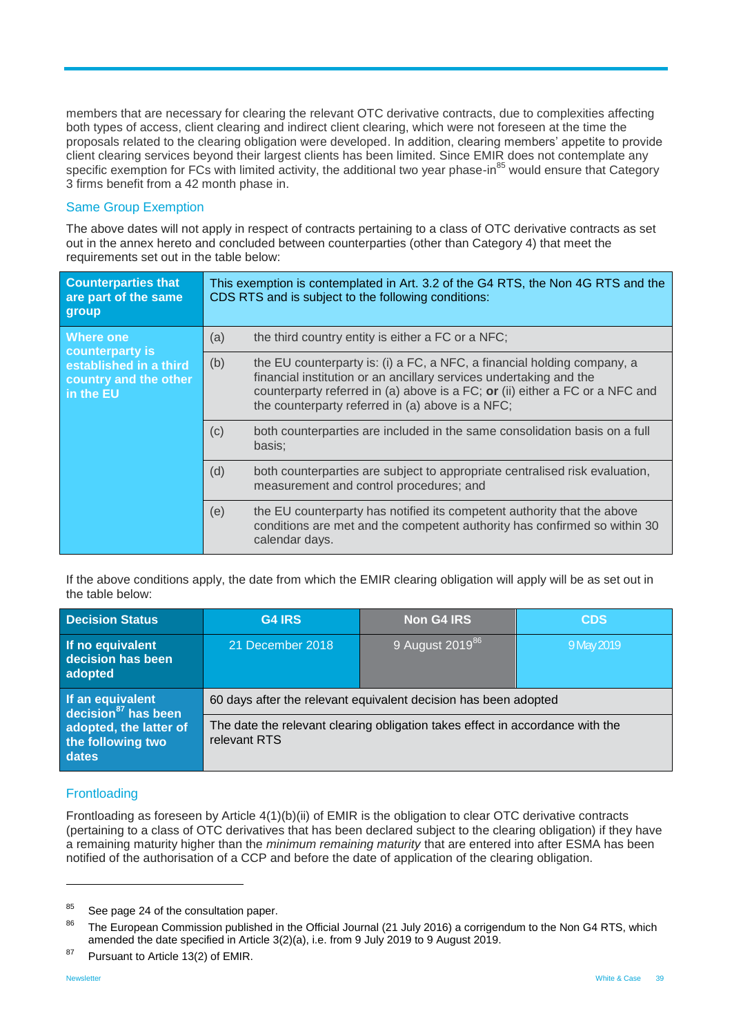members that are necessary for clearing the relevant OTC derivative contracts, due to complexities affecting both types of access, client clearing and indirect client clearing, which were not foreseen at the time the proposals related to the clearing obligation were developed. In addition, clearing members' appetite to provide client clearing services beyond their largest clients has been limited. Since EMIR does not contemplate any specific exemption for FCs with limited activity, the additional two year phase-in[85] would ensure that Category 3 firms benefit from a 42 month phase in.

### Same Group Exemption

The above dates will not apply in respect of contracts pertaining to a class of OTC derivative contracts as set out in the annex hereto and concluded between counterparties (other than Category 4) that meet the requirements set out in the table below:

| **Counterparties that are part of the same group** | This exemption is contemplated in Art. 3.2 of the G4 RTS, the Non 4G RTS and the CDS RTS and is subject to the following conditions: | |
|---|---|---|
| **Where one counterparty is established in a third country and the other in the EU** | (a) | the third country entity is either a FC or a NFC; |
| | (b) | the EU counterparty is: (i) a FC, a NFC, a financial holding company, a financial institution or an ancillary services undertaking and the counterparty referred in (a) above is a FC; **or** (ii) either a FC or a NFC and the counterparty referred in (a) above is a NFC; |
| | (c) | both counterparties are included in the same consolidation basis on a full basis; |
| | (d) | both counterparties are subject to appropriate centralised risk evaluation, measurement and control procedures; and |
| | (e) | the EU counterparty has notified its competent authority that the above conditions are met and the competent authority has confirmed so within 30 calendar days. |

If the above conditions apply, the date from which the EMIR clearing obligation will apply will be as set out in the table below:

| **Decision Status** | **G4 IRS** | **Non G4 IRS** | **CDS** |
|---|---|---|---|
| **If no equivalent decision has been adopted** | 21 December 2018 | 9 August 2019[86] | 9 May 2019 |
| **If an equivalent decision[87] has been adopted, the latter of the following two dates** | 60 days after the relevant equivalent decision has been adopted | | |
| | The date the relevant clearing obligation takes effect in accordance with the relevant RTS | | |

### Frontloading

Frontloading as foreseen by Article 4(1)(b)(ii) of EMIR is the obligation to clear OTC derivative contracts (pertaining to a class of OTC derivatives that has been declared subject to the clearing obligation) if they have a remaining maturity higher than the *minimum remaining maturity* that are entered into after ESMA has been notified of the authorisation of a CCP and before the date of application of the clearing obligation.

---

[85] See page 24 of the consultation paper.

[86] The European Commission published in the Official Journal (21 July 2016) a corrigendum to the Non G4 RTS, which amended the date specified in Article 3(2)(a), i.e. from 9 July 2019 to 9 August 2019.

[87] Pursuant to Article 13(2) of EMIR.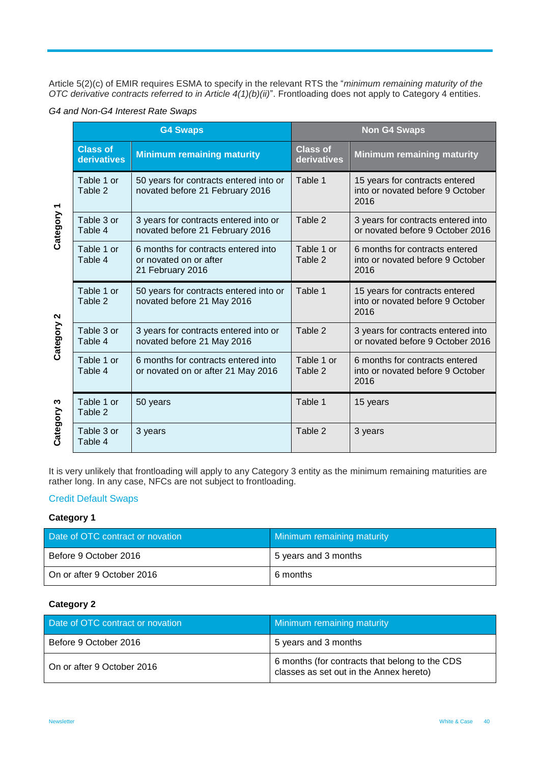Article 5(2)(c) of EMIR requires ESMA to specify in the relevant RTS the "*minimum remaining maturity of the OTC derivative contracts referred to in Article 4(1)(b)(ii)*". Frontloading does not apply to Category 4 entities.

*G4 and Non-G4 Interest Rate Swaps*

| | G4 Swaps | | Non G4 Swaps | |
|---|---|---|---|---|
| | **Class of derivatives** | **Minimum remaining maturity** | **Class of derivatives** | **Minimum remaining maturity** |
| **Category 1** | Table 1 or Table 2 | 50 years for contracts entered into or novated before 21 February 2016 | Table 1 | 15 years for contracts entered into or novated before 9 October 2016 |
| | Table 3 or Table 4 | 3 years for contracts entered into or novated before 21 February 2016 | Table 2 | 3 years for contracts entered into or novated before 9 October 2016 |
| | Table 1 or Table 4 | 6 months for contracts entered into or novated on or after 21 February 2016 | Table 1 or Table 2 | 6 months for contracts entered into or novated before 9 October 2016 |
| **Category 2** | Table 1 or Table 2 | 50 years for contracts entered into or novated before 21 May 2016 | Table 1 | 15 years for contracts entered into or novated before 9 October 2016 |
| | Table 3 or Table 4 | 3 years for contracts entered into or novated before 21 May 2016 | Table 2 | 3 years for contracts entered into or novated before 9 October 2016 |
| | Table 1 or Table 4 | 6 months for contracts entered into or novated on or after 21 May 2016 | Table 1 or Table 2 | 6 months for contracts entered into or novated before 9 October 2016 |
| **Category 3** | Table 1 or Table 2 | 50 years | Table 1 | 15 years |
| | Table 3 or Table 4 | 3 years | Table 2 | 3 years |

It is very unlikely that frontloading will apply to any Category 3 entity as the minimum remaining maturities are rather long. In any case, NFCs are not subject to frontloading.

## Credit Default Swaps

**Category 1**

| Date of OTC contract or novation | Minimum remaining maturity |
|---|---|
| Before 9 October 2016 | 5 years and 3 months |
| On or after 9 October 2016 | 6 months |

**Category 2**

| Date of OTC contract or novation | Minimum remaining maturity |
|---|---|
| Before 9 October 2016 | 5 years and 3 months |
| On or after 9 October 2016 | 6 months (for contracts that belong to the CDS classes as set out in the Annex hereto) |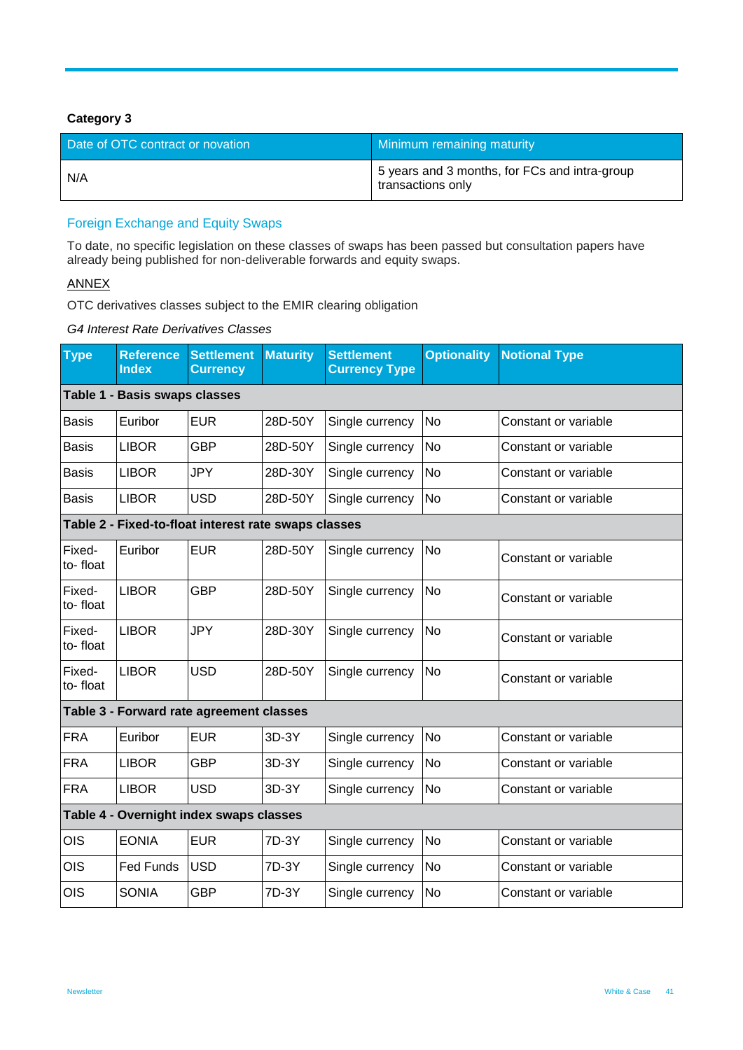**Category 3**

| Date of OTC contract or novation | Minimum remaining maturity |
|---|---|
| N/A | 5 years and 3 months, for FCs and intra-group transactions only |

## Foreign Exchange and Equity Swaps

To date, no specific legislation on these classes of swaps has been passed but consultation papers have already being published for non-deliverable forwards and equity swaps.

ANNEX

OTC derivatives classes subject to the EMIR clearing obligation

*G4 Interest Rate Derivatives Classes*

| Type | Reference Index | Settlement Currency | Maturity | Settlement Currency Type | Optionality | Notional Type |
|---|---|---|---|---|---|---|
| **Table 1 - Basis swaps classes** | | | | | | |
| Basis | Euribor | EUR | 28D-50Y | Single currency | No | Constant or variable |
| Basis | LIBOR | GBP | 28D-50Y | Single currency | No | Constant or variable |
| Basis | LIBOR | JPY | 28D-30Y | Single currency | No | Constant or variable |
| Basis | LIBOR | USD | 28D-50Y | Single currency | No | Constant or variable |
| **Table 2 - Fixed-to-float interest rate swaps classes** | | | | | | |
| Fixed-to- float | Euribor | EUR | 28D-50Y | Single currency | No | Constant or variable |
| Fixed-to- float | LIBOR | GBP | 28D-50Y | Single currency | No | Constant or variable |
| Fixed-to- float | LIBOR | JPY | 28D-30Y | Single currency | No | Constant or variable |
| Fixed-to- float | LIBOR | USD | 28D-50Y | Single currency | No | Constant or variable |
| **Table 3 - Forward rate agreement classes** | | | | | | |
| FRA | Euribor | EUR | 3D-3Y | Single currency | No | Constant or variable |
| FRA | LIBOR | GBP | 3D-3Y | Single currency | No | Constant or variable |
| FRA | LIBOR | USD | 3D-3Y | Single currency | No | Constant or variable |
| **Table 4 - Overnight index swaps classes** | | | | | | |
| OIS | EONIA | EUR | 7D-3Y | Single currency | No | Constant or variable |
| OIS | Fed Funds | USD | 7D-3Y | Single currency | No | Constant or variable |
| OIS | SONIA | GBP | 7D-3Y | Single currency | No | Constant or variable |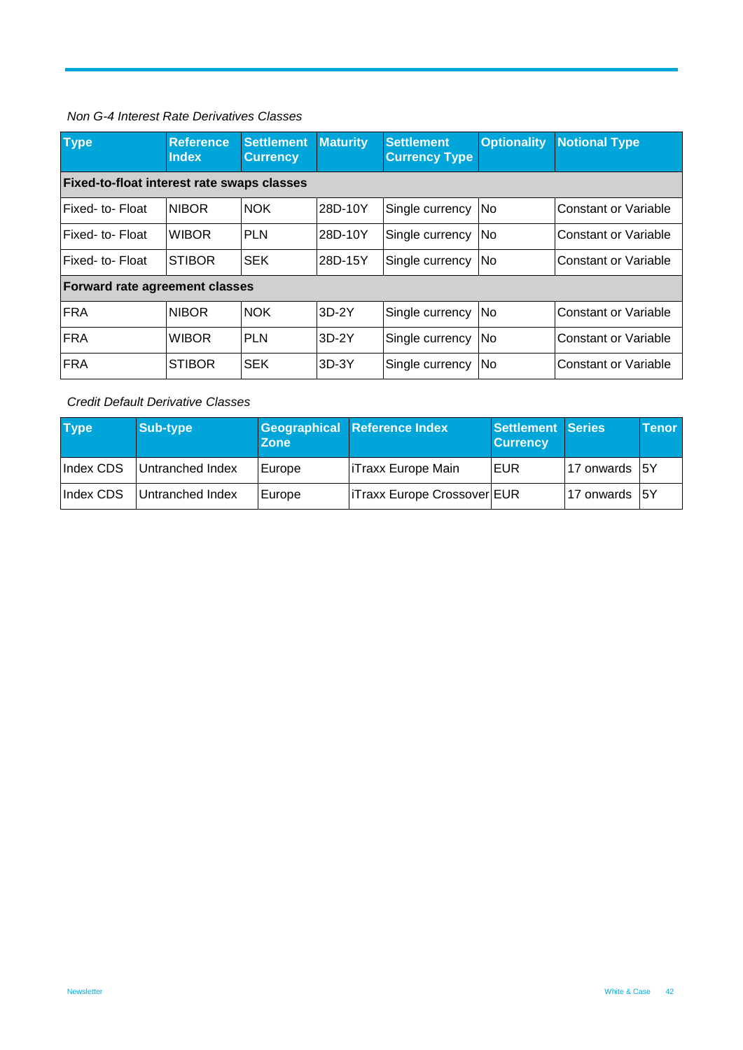*Non G-4 Interest Rate Derivatives Classes*

| Type | Reference Index | Settlement Currency | Maturity | Settlement Currency Type | Optionality | Notional Type |
|---|---|---|---|---|---|---|
| **Fixed-to-float interest rate swaps classes** | | | | | | |
| Fixed- to- Float | NIBOR | NOK | 28D-10Y | Single currency | No | Constant or Variable |
| Fixed- to- Float | WIBOR | PLN | 28D-10Y | Single currency | No | Constant or Variable |
| Fixed- to- Float | STIBOR | SEK | 28D-15Y | Single currency | No | Constant or Variable |
| **Forward rate agreement classes** | | | | | | |
| FRA | NIBOR | NOK | 3D-2Y | Single currency | No | Constant or Variable |
| FRA | WIBOR | PLN | 3D-2Y | Single currency | No | Constant or Variable |
| FRA | STIBOR | SEK | 3D-3Y | Single currency | No | Constant or Variable |

*Credit Default Derivative Classes*

| Type | Sub-type | Geographical Zone | Reference Index | Settlement Currency | Series | Tenor |
|---|---|---|---|---|---|---|
| Index CDS | Untranched Index | Europe | iTraxx Europe Main | EUR | 17 onwards | 5Y |
| Index CDS | Untranched Index | Europe | iTraxx Europe Crossover | EUR | 17 onwards | 5Y |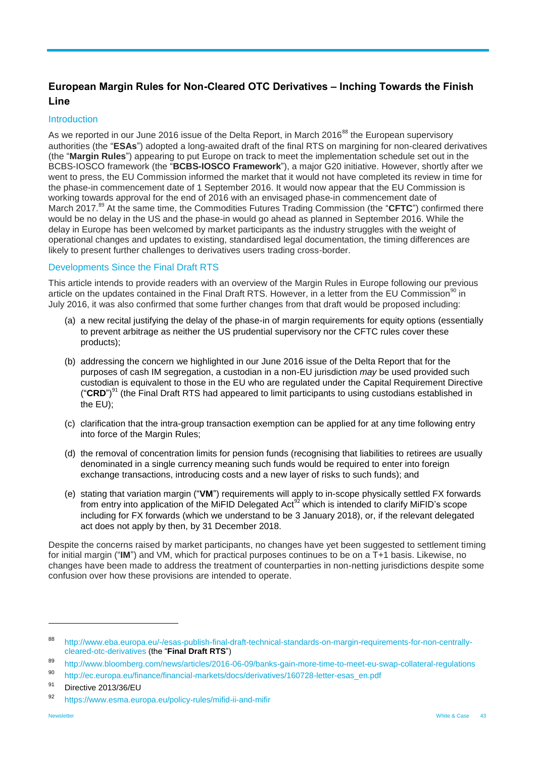## European Margin Rules for Non-Cleared OTC Derivatives – Inching Towards the Finish Line

### Introduction

As we reported in our June 2016 issue of the Delta Report, in March 2016[88] the European supervisory authorities (the "**ESAs**") adopted a long-awaited draft of the final RTS on margining for non-cleared derivatives (the "**Margin Rules**") appearing to put Europe on track to meet the implementation schedule set out in the BCBS-IOSCO framework (the "**BCBS-IOSCO Framework**"), a major G20 initiative. However, shortly after we went to press, the EU Commission informed the market that it would not have completed its review in time for the phase-in commencement date of 1 September 2016. It would now appear that the EU Commission is working towards approval for the end of 2016 with an envisaged phase-in commencement date of March 2017.[89] At the same time, the Commodities Futures Trading Commission (the "**CFTC**") confirmed there would be no delay in the US and the phase-in would go ahead as planned in September 2016. While the delay in Europe has been welcomed by market participants as the industry struggles with the weight of operational changes and updates to existing, standardised legal documentation, the timing differences are likely to present further challenges to derivatives users trading cross-border.

### Developments Since the Final Draft RTS

This article intends to provide readers with an overview of the Margin Rules in Europe following our previous article on the updates contained in the Final Draft RTS. However, in a letter from the EU Commission[90] in July 2016, it was also confirmed that some further changes from that draft would be proposed including:

(a) a new recital justifying the delay of the phase-in of margin requirements for equity options (essentially to prevent arbitrage as neither the US prudential supervisory nor the CFTC rules cover these products);

(b) addressing the concern we highlighted in our June 2016 issue of the Delta Report that for the purposes of cash IM segregation, a custodian in a non-EU jurisdiction *may* be used provided such custodian is equivalent to those in the EU who are regulated under the Capital Requirement Directive ("**CRD**")[91] (the Final Draft RTS had appeared to limit participants to using custodians established in the EU);

(c) clarification that the intra-group transaction exemption can be applied for at any time following entry into force of the Margin Rules;

(d) the removal of concentration limits for pension funds (recognising that liabilities to retirees are usually denominated in a single currency meaning such funds would be required to enter into foreign exchange transactions, introducing costs and a new layer of risks to such funds); and

(e) stating that variation margin ("**VM**") requirements will apply to in-scope physically settled FX forwards from entry into application of the MiFID Delegated Act[92] which is intended to clarify MiFID's scope including for FX forwards (which we understand to be 3 January 2018), or, if the relevant delegated act does not apply by then, by 31 December 2018.

Despite the concerns raised by market participants, no changes have yet been suggested to settlement timing for initial margin ("**IM**") and VM, which for practical purposes continues to be on a T+1 basis. Likewise, no changes have been made to address the treatment of counterparties in non-netting jurisdictions despite some confusion over how these provisions are intended to operate.

---

[88] http://www.eba.europa.eu/-/esas-publish-final-draft-technical-standards-on-margin-requirements-for-non-centrally-cleared-otc-derivatives (the "**Final Draft RTS**")

[89] http://www.bloomberg.com/news/articles/2016-06-09/banks-gain-more-time-to-meet-eu-swap-collateral-regulations

[90] http://ec.europa.eu/finance/financial-markets/docs/derivatives/160728-letter-esas_en.pdf

[91] Directive 2013/36/EU

[92] https://www.esma.europa.eu/policy-rules/mifid-ii-and-mifir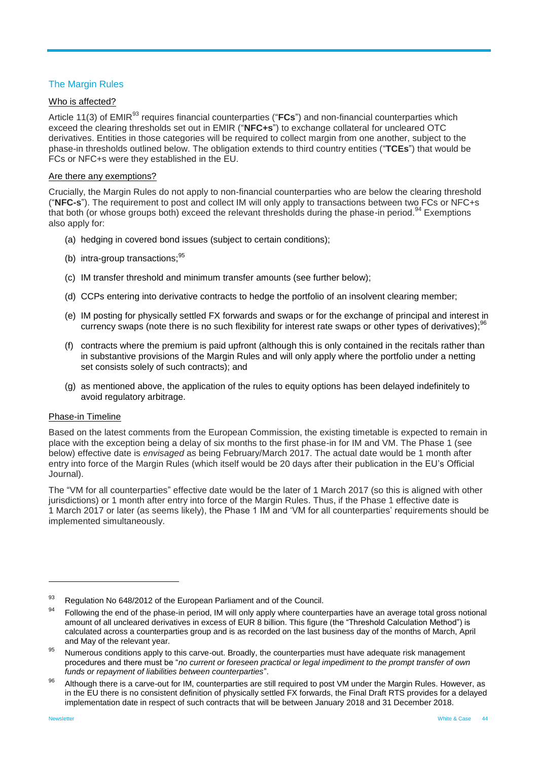## The Margin Rules

### Who is affected?

Article 11(3) of EMIR[93] requires financial counterparties ("**FCs**") and non-financial counterparties which exceed the clearing thresholds set out in EMIR ("**NFC+s**") to exchange collateral for uncleared OTC derivatives. Entities in those categories will be required to collect margin from one another, subject to the phase-in thresholds outlined below. The obligation extends to third country entities ("**TCEs**") that would be FCs or NFC+s were they established in the EU.

### Are there any exemptions?

Crucially, the Margin Rules do not apply to non-financial counterparties who are below the clearing threshold ("**NFC-s**"). The requirement to post and collect IM will only apply to transactions between two FCs or NFC+s that both (or whose groups both) exceed the relevant thresholds during the phase-in period.[94] Exemptions also apply for:

(a) hedging in covered bond issues (subject to certain conditions);

(b) intra-group transactions;[95]

(c) IM transfer threshold and minimum transfer amounts (see further below);

(d) CCPs entering into derivative contracts to hedge the portfolio of an insolvent clearing member;

(e) IM posting for physically settled FX forwards and swaps or for the exchange of principal and interest in currency swaps (note there is no such flexibility for interest rate swaps or other types of derivatives);[96]

(f) contracts where the premium is paid upfront (although this is only contained in the recitals rather than in substantive provisions of the Margin Rules and will only apply where the portfolio under a netting set consists solely of such contracts); and

(g) as mentioned above, the application of the rules to equity options has been delayed indefinitely to avoid regulatory arbitrage.

### Phase-in Timeline

Based on the latest comments from the European Commission, the existing timetable is expected to remain in place with the exception being a delay of six months to the first phase-in for IM and VM. The Phase 1 (see below) effective date is *envisaged* as being February/March 2017. The actual date would be 1 month after entry into force of the Margin Rules (which itself would be 20 days after their publication in the EU's Official Journal).

The "VM for all counterparties" effective date would be the later of 1 March 2017 (so this is aligned with other jurisdictions) or 1 month after entry into force of the Margin Rules. Thus, if the Phase 1 effective date is 1 March 2017 or later (as seems likely), the Phase 1 IM and 'VM for all counterparties' requirements should be implemented simultaneously.

---

[93] Regulation No 648/2012 of the European Parliament and of the Council.

[94] Following the end of the phase-in period, IM will only apply where counterparties have an average total gross notional amount of all uncleared derivatives in excess of EUR 8 billion. This figure (the "Threshold Calculation Method") is calculated across a counterparties group and is as recorded on the last business day of the months of March, April and May of the relevant year.

[95] Numerous conditions apply to this carve-out. Broadly, the counterparties must have adequate risk management procedures and there must be "*no current or foreseen practical or legal impediment to the prompt transfer of own funds or repayment of liabilities between counterparties*".

[96] Although there is a carve-out for IM, counterparties are still required to post VM under the Margin Rules. However, as in the EU there is no consistent definition of physically settled FX forwards, the Final Draft RTS provides for a delayed implementation date in respect of such contracts that will be between January 2018 and 31 December 2018.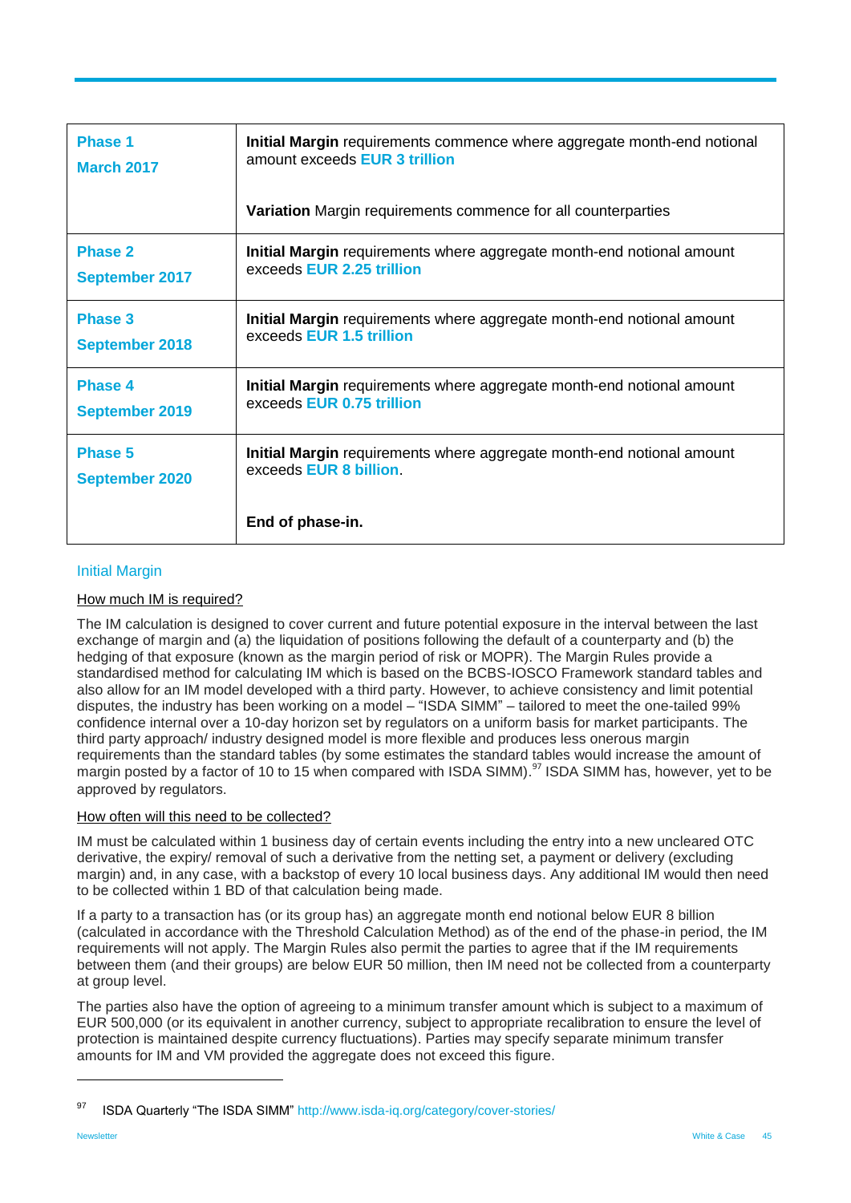| | |
|---|---|
| **Phase 1** **March 2017** | **Initial Margin** requirements commence where aggregate month-end notional amount exceeds **EUR 3 trillion** <br><br> **Variation** Margin requirements commence for all counterparties |
| **Phase 2** **September 2017** | **Initial Margin** requirements where aggregate month-end notional amount exceeds **EUR 2.25 trillion** |
| **Phase 3** **September 2018** | **Initial Margin** requirements where aggregate month-end notional amount exceeds **EUR 1.5 trillion** |
| **Phase 4** **September 2019** | **Initial Margin** requirements where aggregate month-end notional amount exceeds **EUR 0.75 trillion** |
| **Phase 5** **September 2020** | **Initial Margin** requirements where aggregate month-end notional amount exceeds **EUR 8 billion**. <br><br> **End of phase-in.** |

### Initial Margin

How much IM is required?

The IM calculation is designed to cover current and future potential exposure in the interval between the last exchange of margin and (a) the liquidation of positions following the default of a counterparty and (b) the hedging of that exposure (known as the margin period of risk or MOPR). The Margin Rules provide a standardised method for calculating IM which is based on the BCBS-IOSCO Framework standard tables and also allow for an IM model developed with a third party. However, to achieve consistency and limit potential disputes, the industry has been working on a model – "ISDA SIMM" – tailored to meet the one-tailed 99% confidence internal over a 10-day horizon set by regulators on a uniform basis for market participants. The third party approach/ industry designed model is more flexible and produces less onerous margin requirements than the standard tables (by some estimates the standard tables would increase the amount of margin posted by a factor of 10 to 15 when compared with ISDA SIMM).[97] ISDA SIMM has, however, yet to be approved by regulators.

How often will this need to be collected?

IM must be calculated within 1 business day of certain events including the entry into a new uncleared OTC derivative, the expiry/ removal of such a derivative from the netting set, a payment or delivery (excluding margin) and, in any case, with a backstop of every 10 local business days. Any additional IM would then need to be collected within 1 BD of that calculation being made.

If a party to a transaction has (or its group has) an aggregate month end notional below EUR 8 billion (calculated in accordance with the Threshold Calculation Method) as of the end of the phase-in period, the IM requirements will not apply. The Margin Rules also permit the parties to agree that if the IM requirements between them (and their groups) are below EUR 50 million, then IM need not be collected from a counterparty at group level.

The parties also have the option of agreeing to a minimum transfer amount which is subject to a maximum of EUR 500,000 (or its equivalent in another currency, subject to appropriate recalibration to ensure the level of protection is maintained despite currency fluctuations). Parties may specify separate minimum transfer amounts for IM and VM provided the aggregate does not exceed this figure.

---

[97] ISDA Quarterly "The ISDA SIMM" http://www.isda-iq.org/category/cover-stories/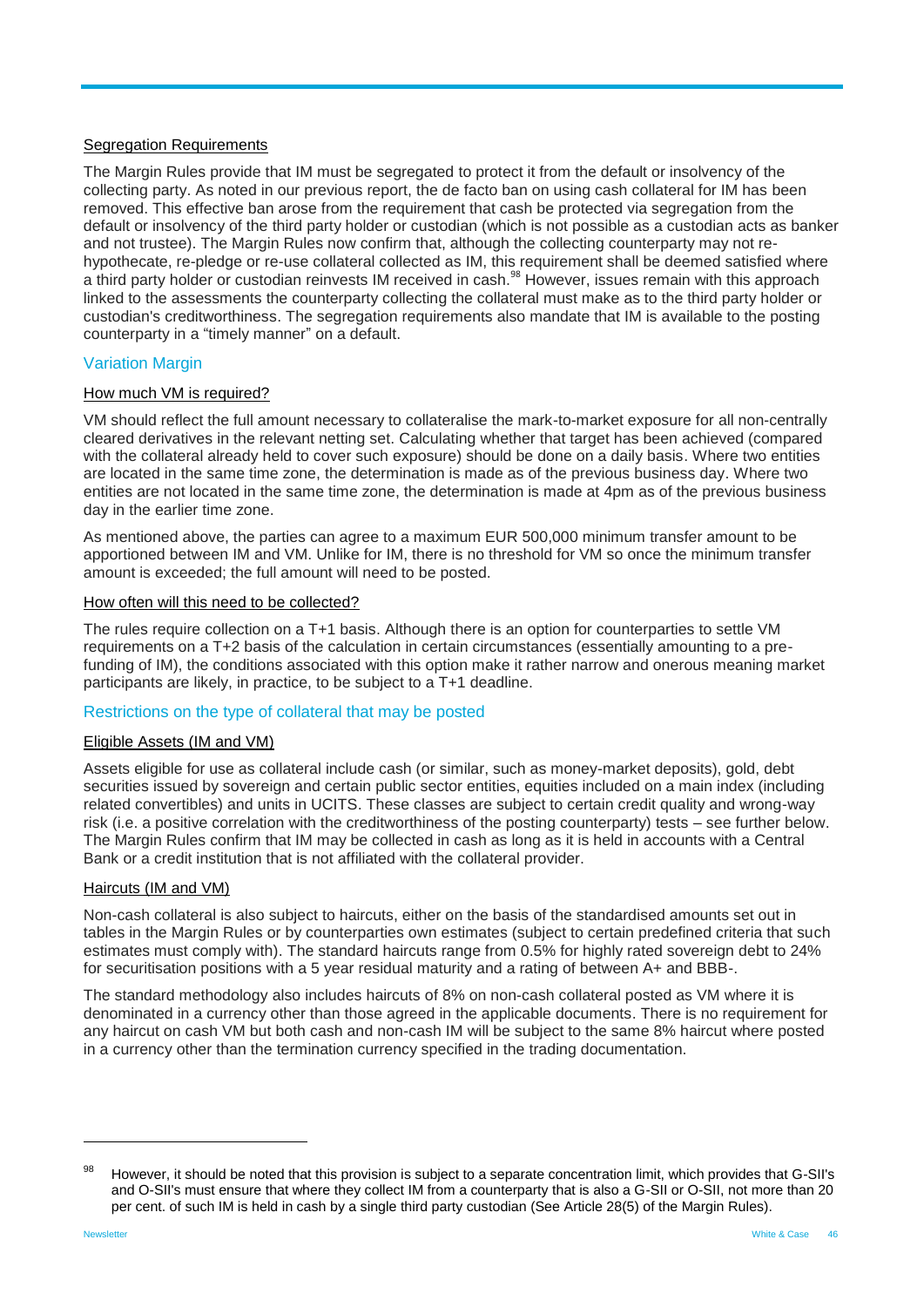<u>Segregation Requirements</u>

The Margin Rules provide that IM must be segregated to protect it from the default or insolvency of the collecting party. As noted in our previous report, the de facto ban on using cash collateral for IM has been removed. This effective ban arose from the requirement that cash be protected via segregation from the default or insolvency of the third party holder or custodian (which is not possible as a custodian acts as banker and not trustee). The Margin Rules now confirm that, although the collecting counterparty may not re-hypothecate, re-pledge or re-use collateral collected as IM, this requirement shall be deemed satisfied where a third party holder or custodian reinvests IM received in cash.[98] However, issues remain with this approach linked to the assessments the counterparty collecting the collateral must make as to the third party holder or custodian's creditworthiness. The segregation requirements also mandate that IM is available to the posting counterparty in a "timely manner" on a default.

## Variation Margin

<u>How much VM is required?</u>

VM should reflect the full amount necessary to collateralise the mark-to-market exposure for all non-centrally cleared derivatives in the relevant netting set. Calculating whether that target has been achieved (compared with the collateral already held to cover such exposure) should be done on a daily basis. Where two entities are located in the same time zone, the determination is made as of the previous business day. Where two entities are not located in the same time zone, the determination is made at 4pm as of the previous business day in the earlier time zone.

As mentioned above, the parties can agree to a maximum EUR 500,000 minimum transfer amount to be apportioned between IM and VM. Unlike for IM, there is no threshold for VM so once the minimum transfer amount is exceeded; the full amount will need to be posted.

<u>How often will this need to be collected?</u>

The rules require collection on a T+1 basis. Although there is an option for counterparties to settle VM requirements on a T+2 basis of the calculation in certain circumstances (essentially amounting to a pre-funding of IM), the conditions associated with this option make it rather narrow and onerous meaning market participants are likely, in practice, to be subject to a T+1 deadline.

## Restrictions on the type of collateral that may be posted

<u>Eligible Assets (IM and VM)</u>

Assets eligible for use as collateral include cash (or similar, such as money-market deposits), gold, debt securities issued by sovereign and certain public sector entities, equities included on a main index (including related convertibles) and units in UCITS. These classes are subject to certain credit quality and wrong-way risk (i.e. a positive correlation with the creditworthiness of the posting counterparty) tests – see further below. The Margin Rules confirm that IM may be collected in cash as long as it is held in accounts with a Central Bank or a credit institution that is not affiliated with the collateral provider.

<u>Haircuts (IM and VM)</u>

Non-cash collateral is also subject to haircuts, either on the basis of the standardised amounts set out in tables in the Margin Rules or by counterparties own estimates (subject to certain predefined criteria that such estimates must comply with). The standard haircuts range from 0.5% for highly rated sovereign debt to 24% for securitisation positions with a 5 year residual maturity and a rating of between A+ and BBB-.

The standard methodology also includes haircuts of 8% on non-cash collateral posted as VM where it is denominated in a currency other than those agreed in the applicable documents. There is no requirement for any haircut on cash VM but both cash and non-cash IM will be subject to the same 8% haircut where posted in a currency other than the termination currency specified in the trading documentation.

---

[98] However, it should be noted that this provision is subject to a separate concentration limit, which provides that G-SII's and O-SII's must ensure that where they collect IM from a counterparty that is also a G-SII or O-SII, not more than 20 per cent. of such IM is held in cash by a single third party custodian (See Article 28(5) of the Margin Rules).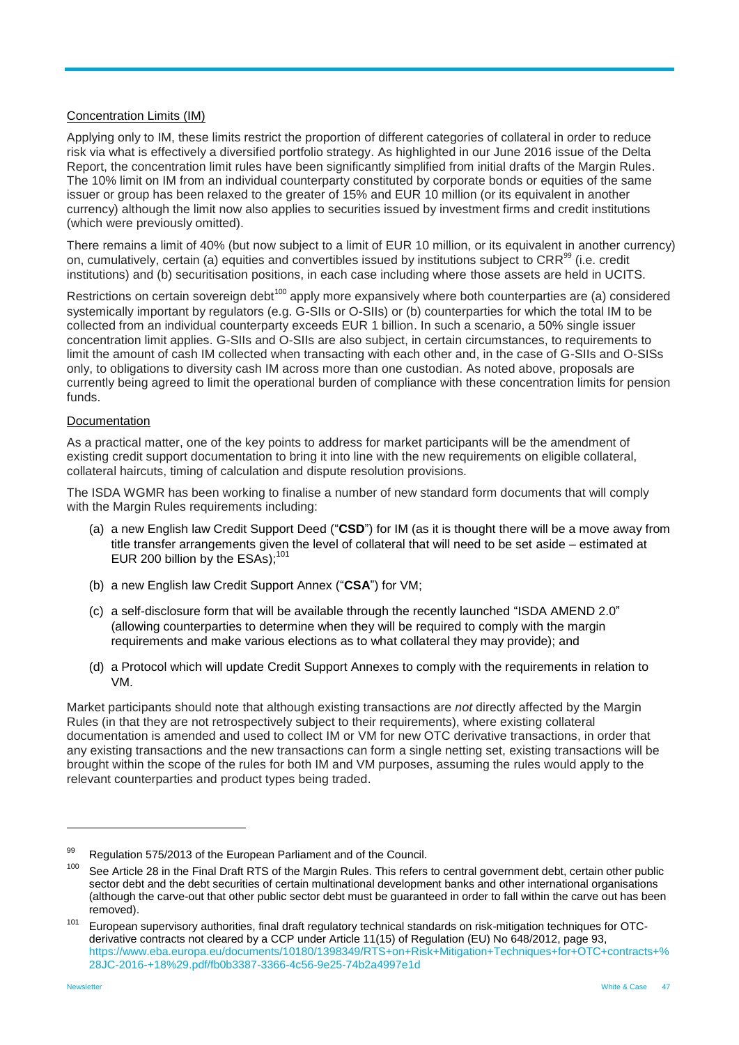Concentration Limits (IM)

Applying only to IM, these limits restrict the proportion of different categories of collateral in order to reduce risk via what is effectively a diversified portfolio strategy. As highlighted in our June 2016 issue of the Delta Report, the concentration limit rules have been significantly simplified from initial drafts of the Margin Rules. The 10% limit on IM from an individual counterparty constituted by corporate bonds or equities of the same issuer or group has been relaxed to the greater of 15% and EUR 10 million (or its equivalent in another currency) although the limit now also applies to securities issued by investment firms and credit institutions (which were previously omitted).

There remains a limit of 40% (but now subject to a limit of EUR 10 million, or its equivalent in another currency) on, cumulatively, certain (a) equities and convertibles issued by institutions subject to CRR[99] (i.e. credit institutions) and (b) securitisation positions, in each case including where those assets are held in UCITS.

Restrictions on certain sovereign debt[100] apply more expansively where both counterparties are (a) considered systemically important by regulators (e.g. G-SIIs or O-SIIs) or (b) counterparties for which the total IM to be collected from an individual counterparty exceeds EUR 1 billion. In such a scenario, a 50% single issuer concentration limit applies. G-SIIs and O-SIIs are also subject, in certain circumstances, to requirements to limit the amount of cash IM collected when transacting with each other and, in the case of G-SIIs and O-SISs only, to obligations to diversity cash IM across more than one custodian. As noted above, proposals are currently being agreed to limit the operational burden of compliance with these concentration limits for pension funds.

Documentation

As a practical matter, one of the key points to address for market participants will be the amendment of existing credit support documentation to bring it into line with the new requirements on eligible collateral, collateral haircuts, timing of calculation and dispute resolution provisions.

The ISDA WGMR has been working to finalise a number of new standard form documents that will comply with the Margin Rules requirements including:

(a) a new English law Credit Support Deed ("**CSD**") for IM (as it is thought there will be a move away from title transfer arrangements given the level of collateral that will need to be set aside – estimated at EUR 200 billion by the ESAs);[101]

(b) a new English law Credit Support Annex ("**CSA**") for VM;

(c) a self-disclosure form that will be available through the recently launched "ISDA AMEND 2.0" (allowing counterparties to determine when they will be required to comply with the margin requirements and make various elections as to what collateral they may provide); and

(d) a Protocol which will update Credit Support Annexes to comply with the requirements in relation to VM.

Market participants should note that although existing transactions are *not* directly affected by the Margin Rules (in that they are not retrospectively subject to their requirements), where existing collateral documentation is amended and used to collect IM or VM for new OTC derivative transactions, in order that any existing transactions and the new transactions can form a single netting set, existing transactions will be brought within the scope of the rules for both IM and VM purposes, assuming the rules would apply to the relevant counterparties and product types being traded.

---

[99] Regulation 575/2013 of the European Parliament and of the Council.

[100] See Article 28 in the Final Draft RTS of the Margin Rules. This refers to central government debt, certain other public sector debt and the debt securities of certain multinational development banks and other international organisations (although the carve-out that other public sector debt must be guaranteed in order to fall within the carve out has been removed).

[101] European supervisory authorities, final draft regulatory technical standards on risk-mitigation techniques for OTC-derivative contracts not cleared by a CCP under Article 11(15) of Regulation (EU) No 648/2012, page 93, https://www.eba.europa.eu/documents/10180/1398349/RTS+on+Risk+Mitigation+Techniques+for+OTC+contracts+%28JC-2016-+18%29.pdf/fb0b3387-3366-4c56-9e25-74b2a4997e1d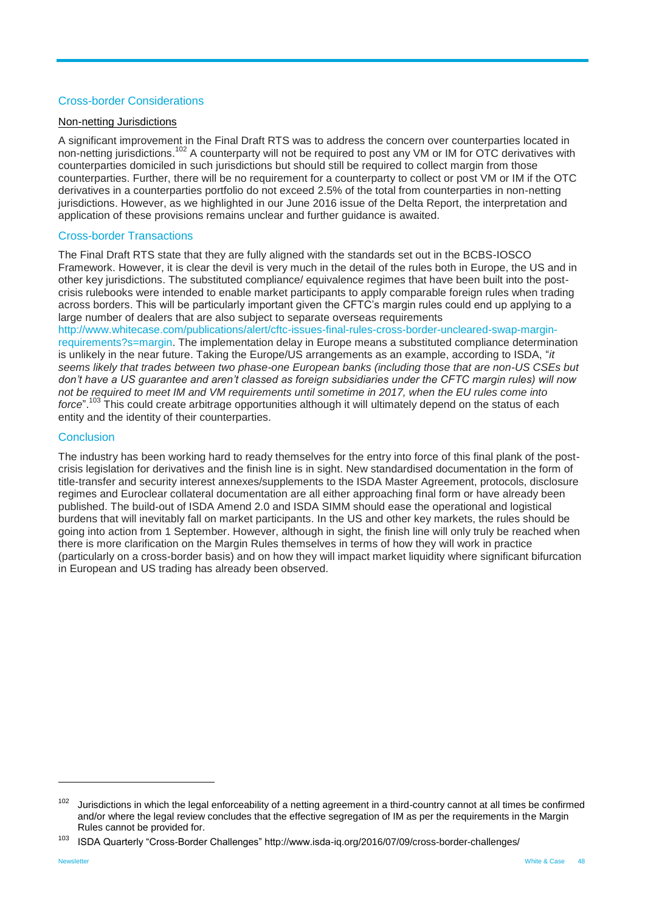## Cross-border Considerations

### Non-netting Jurisdictions

A significant improvement in the Final Draft RTS was to address the concern over counterparties located in non-netting jurisdictions.[102] A counterparty will not be required to post any VM or IM for OTC derivatives with counterparties domiciled in such jurisdictions but should still be required to collect margin from those counterparties. Further, there will be no requirement for a counterparty to collect or post VM or IM if the OTC derivatives in a counterparties portfolio do not exceed 2.5% of the total from counterparties in non-netting jurisdictions. However, as we highlighted in our June 2016 issue of the Delta Report, the interpretation and application of these provisions remains unclear and further guidance is awaited.

## Cross-border Transactions

The Final Draft RTS state that they are fully aligned with the standards set out in the BCBS-IOSCO Framework. However, it is clear the devil is very much in the detail of the rules both in Europe, the US and in other key jurisdictions. The substituted compliance/ equivalence regimes that have been built into the post-crisis rulebooks were intended to enable market participants to apply comparable foreign rules when trading across borders. This will be particularly important given the CFTC's margin rules could end up applying to a large number of dealers that are also subject to separate overseas requirements http://www.whitecase.com/publications/alert/cftc-issues-final-rules-cross-border-uncleared-swap-margin-requirements?s=margin. The implementation delay in Europe means a substituted compliance determination is unlikely in the near future. Taking the Europe/US arrangements as an example, according to ISDA, "*it seems likely that trades between two phase-one European banks (including those that are non-US CSEs but don't have a US guarantee and aren't classed as foreign subsidiaries under the CFTC margin rules) will now not be required to meet IM and VM requirements until sometime in 2017, when the EU rules come into force*".[103] This could create arbitrage opportunities although it will ultimately depend on the status of each entity and the identity of their counterparties.

## Conclusion

The industry has been working hard to ready themselves for the entry into force of this final plank of the post-crisis legislation for derivatives and the finish line is in sight. New standardised documentation in the form of title-transfer and security interest annexes/supplements to the ISDA Master Agreement, protocols, disclosure regimes and Euroclear collateral documentation are all either approaching final form or have already been published. The build-out of ISDA Amend 2.0 and ISDA SIMM should ease the operational and logistical burdens that will inevitably fall on market participants. In the US and other key markets, the rules should be going into action from 1 September. However, although in sight, the finish line will only truly be reached when there is more clarification on the Margin Rules themselves in terms of how they will work in practice (particularly on a cross-border basis) and on how they will impact market liquidity where significant bifurcation in European and US trading has already been observed.

---

[102] Jurisdictions in which the legal enforceability of a netting agreement in a third-country cannot at all times be confirmed and/or where the legal review concludes that the effective segregation of IM as per the requirements in the Margin Rules cannot be provided for.

[103] ISDA Quarterly "Cross-Border Challenges" http://www.isda-iq.org/2016/07/09/cross-border-challenges/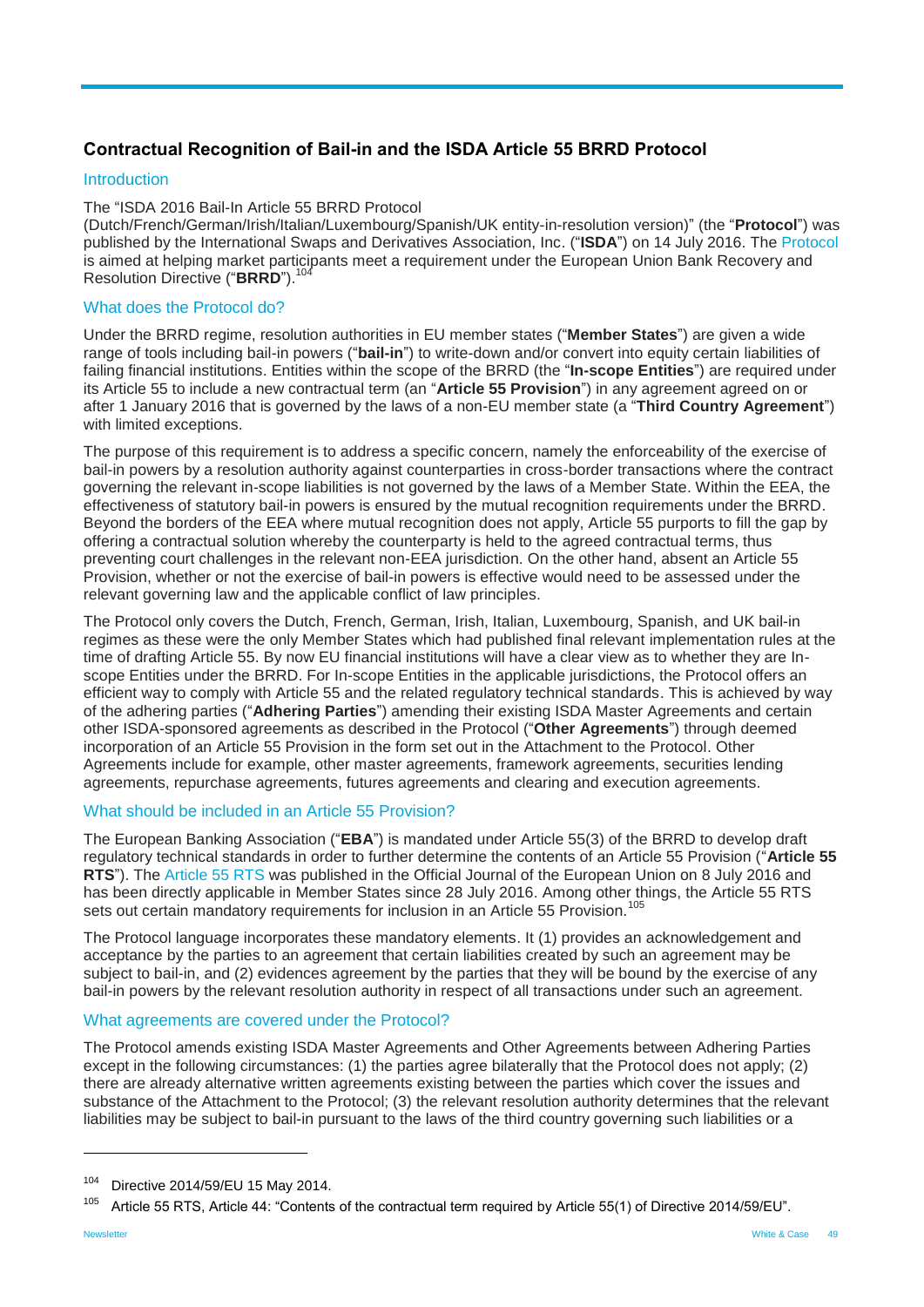## Contractual Recognition of Bail-in and the ISDA Article 55 BRRD Protocol

### Introduction

The "ISDA 2016 Bail-In Article 55 BRRD Protocol (Dutch/French/German/Irish/Italian/Luxembourg/Spanish/UK entity-in-resolution version)" (the "**Protocol**") was published by the International Swaps and Derivatives Association, Inc. ("**ISDA**") on 14 July 2016. The Protocol is aimed at helping market participants meet a requirement under the European Union Bank Recovery and Resolution Directive ("**BRRD**").[104]

### What does the Protocol do?

Under the BRRD regime, resolution authorities in EU member states ("**Member States**") are given a wide range of tools including bail-in powers ("**bail-in**") to write-down and/or convert into equity certain liabilities of failing financial institutions. Entities within the scope of the BRRD (the "**In-scope Entities**") are required under its Article 55 to include a new contractual term (an "**Article 55 Provision**") in any agreement agreed on or after 1 January 2016 that is governed by the laws of a non-EU member state (a "**Third Country Agreement**") with limited exceptions.

The purpose of this requirement is to address a specific concern, namely the enforceability of the exercise of bail-in powers by a resolution authority against counterparties in cross-border transactions where the contract governing the relevant in-scope liabilities is not governed by the laws of a Member State. Within the EEA, the effectiveness of statutory bail-in powers is ensured by the mutual recognition requirements under the BRRD. Beyond the borders of the EEA where mutual recognition does not apply, Article 55 purports to fill the gap by offering a contractual solution whereby the counterparty is held to the agreed contractual terms, thus preventing court challenges in the relevant non-EEA jurisdiction. On the other hand, absent an Article 55 Provision, whether or not the exercise of bail-in powers is effective would need to be assessed under the relevant governing law and the applicable conflict of law principles.

The Protocol only covers the Dutch, French, German, Irish, Italian, Luxembourg, Spanish, and UK bail-in regimes as these were the only Member States which had published final relevant implementation rules at the time of drafting Article 55. By now EU financial institutions will have a clear view as to whether they are In-scope Entities under the BRRD. For In-scope Entities in the applicable jurisdictions, the Protocol offers an efficient way to comply with Article 55 and the related regulatory technical standards. This is achieved by way of the adhering parties ("**Adhering Parties**") amending their existing ISDA Master Agreements and certain other ISDA-sponsored agreements as described in the Protocol ("**Other Agreements**") through deemed incorporation of an Article 55 Provision in the form set out in the Attachment to the Protocol. Other Agreements include for example, other master agreements, framework agreements, securities lending agreements, repurchase agreements, futures agreements and clearing and execution agreements.

### What should be included in an Article 55 Provision?

The European Banking Association ("**EBA**") is mandated under Article 55(3) of the BRRD to develop draft regulatory technical standards in order to further determine the contents of an Article 55 Provision ("**Article 55 RTS**"). The Article 55 RTS was published in the Official Journal of the European Union on 8 July 2016 and has been directly applicable in Member States since 28 July 2016. Among other things, the Article 55 RTS sets out certain mandatory requirements for inclusion in an Article 55 Provision.[105]

The Protocol language incorporates these mandatory elements. It (1) provides an acknowledgement and acceptance by the parties to an agreement that certain liabilities created by such an agreement may be subject to bail-in, and (2) evidences agreement by the parties that they will be bound by the exercise of any bail-in powers by the relevant resolution authority in respect of all transactions under such an agreement.

### What agreements are covered under the Protocol?

The Protocol amends existing ISDA Master Agreements and Other Agreements between Adhering Parties except in the following circumstances: (1) the parties agree bilaterally that the Protocol does not apply; (2) there are already alternative written agreements existing between the parties which cover the issues and substance of the Attachment to the Protocol; (3) the relevant resolution authority determines that the relevant liabilities may be subject to bail-in pursuant to the laws of the third country governing such liabilities or a

---

[104] Directive 2014/59/EU 15 May 2014.

[105] Article 55 RTS, Article 44: "Contents of the contractual term required by Article 55(1) of Directive 2014/59/EU".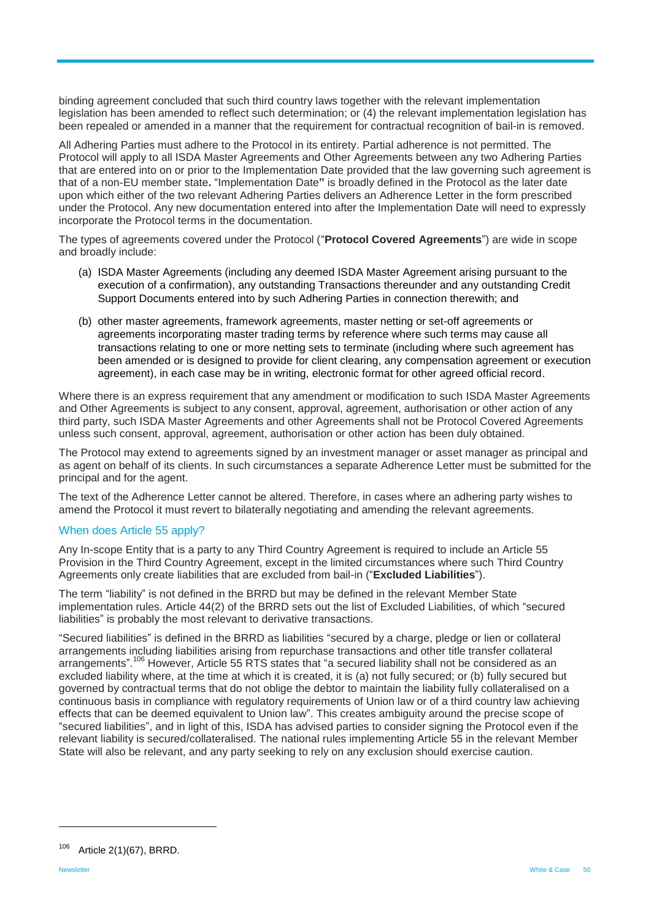binding agreement concluded that such third country laws together with the relevant implementation legislation has been amended to reflect such determination; or (4) the relevant implementation legislation has been repealed or amended in a manner that the requirement for contractual recognition of bail-in is removed.

All Adhering Parties must adhere to the Protocol in its entirety. Partial adherence is not permitted. The Protocol will apply to all ISDA Master Agreements and Other Agreements between any two Adhering Parties that are entered into on or prior to the Implementation Date provided that the law governing such agreement is that of a non-EU member state**.** "Implementation Date**"** is broadly defined in the Protocol as the later date upon which either of the two relevant Adhering Parties delivers an Adherence Letter in the form prescribed under the Protocol. Any new documentation entered into after the Implementation Date will need to expressly incorporate the Protocol terms in the documentation.

The types of agreements covered under the Protocol ("**Protocol Covered Agreements**") are wide in scope and broadly include:

(a) ISDA Master Agreements (including any deemed ISDA Master Agreement arising pursuant to the execution of a confirmation), any outstanding Transactions thereunder and any outstanding Credit Support Documents entered into by such Adhering Parties in connection therewith; and

(b) other master agreements, framework agreements, master netting or set-off agreements or agreements incorporating master trading terms by reference where such terms may cause all transactions relating to one or more netting sets to terminate (including where such agreement has been amended or is designed to provide for client clearing, any compensation agreement or execution agreement), in each case may be in writing, electronic format for other agreed official record.

Where there is an express requirement that any amendment or modification to such ISDA Master Agreements and Other Agreements is subject to any consent, approval, agreement, authorisation or other action of any third party, such ISDA Master Agreements and other Agreements shall not be Protocol Covered Agreements unless such consent, approval, agreement, authorisation or other action has been duly obtained.

The Protocol may extend to agreements signed by an investment manager or asset manager as principal and as agent on behalf of its clients. In such circumstances a separate Adherence Letter must be submitted for the principal and for the agent.

The text of the Adherence Letter cannot be altered. Therefore, in cases where an adhering party wishes to amend the Protocol it must revert to bilaterally negotiating and amending the relevant agreements.

## When does Article 55 apply?

Any In-scope Entity that is a party to any Third Country Agreement is required to include an Article 55 Provision in the Third Country Agreement, except in the limited circumstances where such Third Country Agreements only create liabilities that are excluded from bail-in ("**Excluded Liabilities**").

The term "liability" is not defined in the BRRD but may be defined in the relevant Member State implementation rules. Article 44(2) of the BRRD sets out the list of Excluded Liabilities, of which "secured liabilities" is probably the most relevant to derivative transactions.

"Secured liabilities" is defined in the BRRD as liabilities "secured by a charge, pledge or lien or collateral arrangements including liabilities arising from repurchase transactions and other title transfer collateral arrangements".[106] However, Article 55 RTS states that "a secured liability shall not be considered as an excluded liability where, at the time at which it is created, it is (a) not fully secured; or (b) fully secured but governed by contractual terms that do not oblige the debtor to maintain the liability fully collateralised on a continuous basis in compliance with regulatory requirements of Union law or of a third country law achieving effects that can be deemed equivalent to Union law". This creates ambiguity around the precise scope of "secured liabilities", and in light of this, ISDA has advised parties to consider signing the Protocol even if the relevant liability is secured/collateralised. The national rules implementing Article 55 in the relevant Member State will also be relevant, and any party seeking to rely on any exclusion should exercise caution.

---

[106] Article 2(1)(67), BRRD.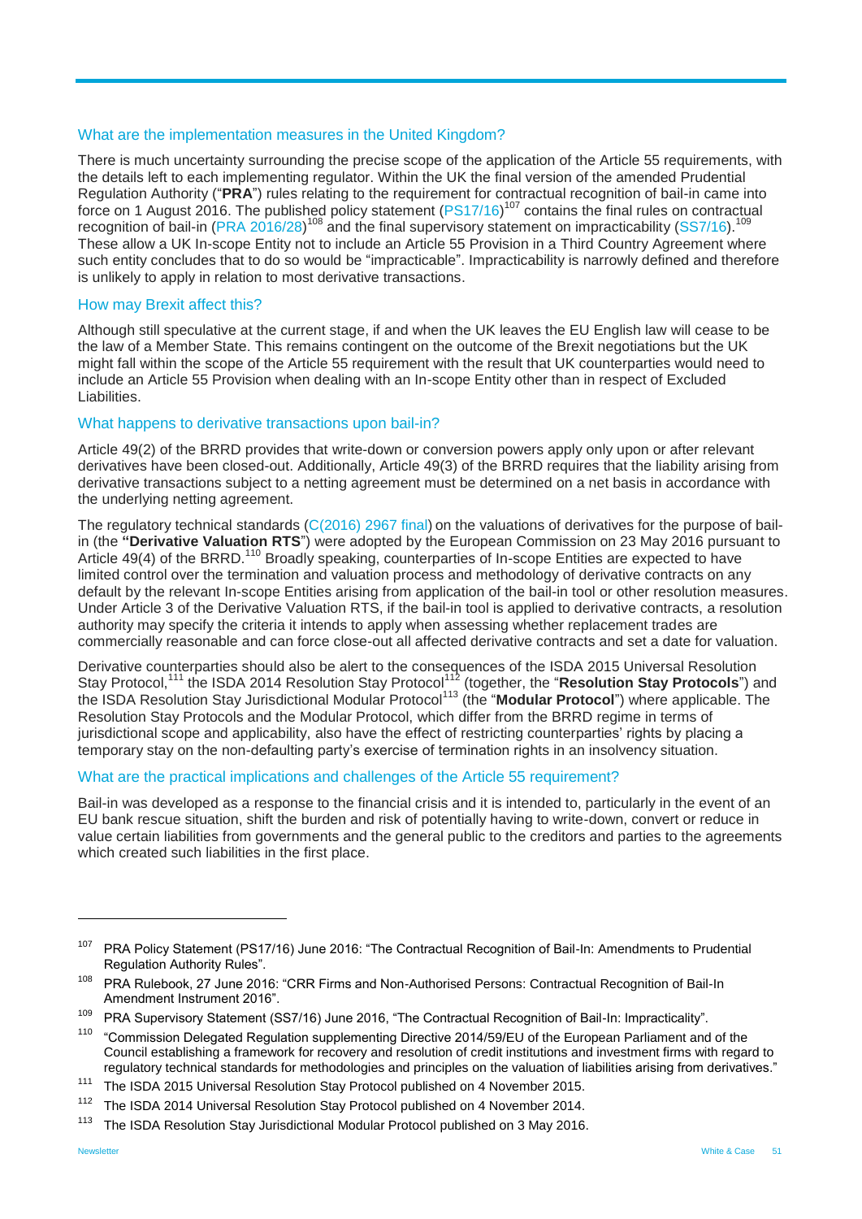### What are the implementation measures in the United Kingdom?

There is much uncertainty surrounding the precise scope of the application of the Article 55 requirements, with the details left to each implementing regulator. Within the UK the final version of the amended Prudential Regulation Authority ("**PRA**") rules relating to the requirement for contractual recognition of bail-in came into force on 1 August 2016. The published policy statement (PS17/16)[107] contains the final rules on contractual recognition of bail-in (PRA 2016/28)[108] and the final supervisory statement on impracticability (SS7/16).[109] These allow a UK In-scope Entity not to include an Article 55 Provision in a Third Country Agreement where such entity concludes that to do so would be "impracticable". Impracticability is narrowly defined and therefore is unlikely to apply in relation to most derivative transactions.

### How may Brexit affect this?

Although still speculative at the current stage, if and when the UK leaves the EU English law will cease to be the law of a Member State. This remains contingent on the outcome of the Brexit negotiations but the UK might fall within the scope of the Article 55 requirement with the result that UK counterparties would need to include an Article 55 Provision when dealing with an In-scope Entity other than in respect of Excluded Liabilities.

### What happens to derivative transactions upon bail-in?

Article 49(2) of the BRRD provides that write-down or conversion powers apply only upon or after relevant derivatives have been closed-out. Additionally, Article 49(3) of the BRRD requires that the liability arising from derivative transactions subject to a netting agreement must be determined on a net basis in accordance with the underlying netting agreement.

The regulatory technical standards (C(2016) 2967 final) on the valuations of derivatives for the purpose of bail-in (the **"Derivative Valuation RTS**") were adopted by the European Commission on 23 May 2016 pursuant to Article 49(4) of the BRRD.[110] Broadly speaking, counterparties of In-scope Entities are expected to have limited control over the termination and valuation process and methodology of derivative contracts on any default by the relevant In-scope Entities arising from application of the bail-in tool or other resolution measures. Under Article 3 of the Derivative Valuation RTS, if the bail-in tool is applied to derivative contracts, a resolution authority may specify the criteria it intends to apply when assessing whether replacement trades are commercially reasonable and can force close-out all affected derivative contracts and set a date for valuation.

Derivative counterparties should also be alert to the consequences of the ISDA 2015 Universal Resolution Stay Protocol,[111] the ISDA 2014 Resolution Stay Protocol[112] (together, the "**Resolution Stay Protocols**") and the ISDA Resolution Stay Jurisdictional Modular Protocol[113] (the "**Modular Protocol**") where applicable. The Resolution Stay Protocols and the Modular Protocol, which differ from the BRRD regime in terms of jurisdictional scope and applicability, also have the effect of restricting counterparties' rights by placing a temporary stay on the non-defaulting party's exercise of termination rights in an insolvency situation.

### What are the practical implications and challenges of the Article 55 requirement?

Bail-in was developed as a response to the financial crisis and it is intended to, particularly in the event of an EU bank rescue situation, shift the burden and risk of potentially having to write-down, convert or reduce in value certain liabilities from governments and the general public to the creditors and parties to the agreements which created such liabilities in the first place.

---

[107] PRA Policy Statement (PS17/16) June 2016: "The Contractual Recognition of Bail-In: Amendments to Prudential Regulation Authority Rules".

[108] PRA Rulebook, 27 June 2016: "CRR Firms and Non-Authorised Persons: Contractual Recognition of Bail-In Amendment Instrument 2016".

[109] PRA Supervisory Statement (SS7/16) June 2016, "The Contractual Recognition of Bail-In: Impracticality".

[110] "Commission Delegated Regulation supplementing Directive 2014/59/EU of the European Parliament and of the Council establishing a framework for recovery and resolution of credit institutions and investment firms with regard to regulatory technical standards for methodologies and principles on the valuation of liabilities arising from derivatives."

[111] The ISDA 2015 Universal Resolution Stay Protocol published on 4 November 2015.

[112] The ISDA 2014 Universal Resolution Stay Protocol published on 4 November 2014.

[113] The ISDA Resolution Stay Jurisdictional Modular Protocol published on 3 May 2016.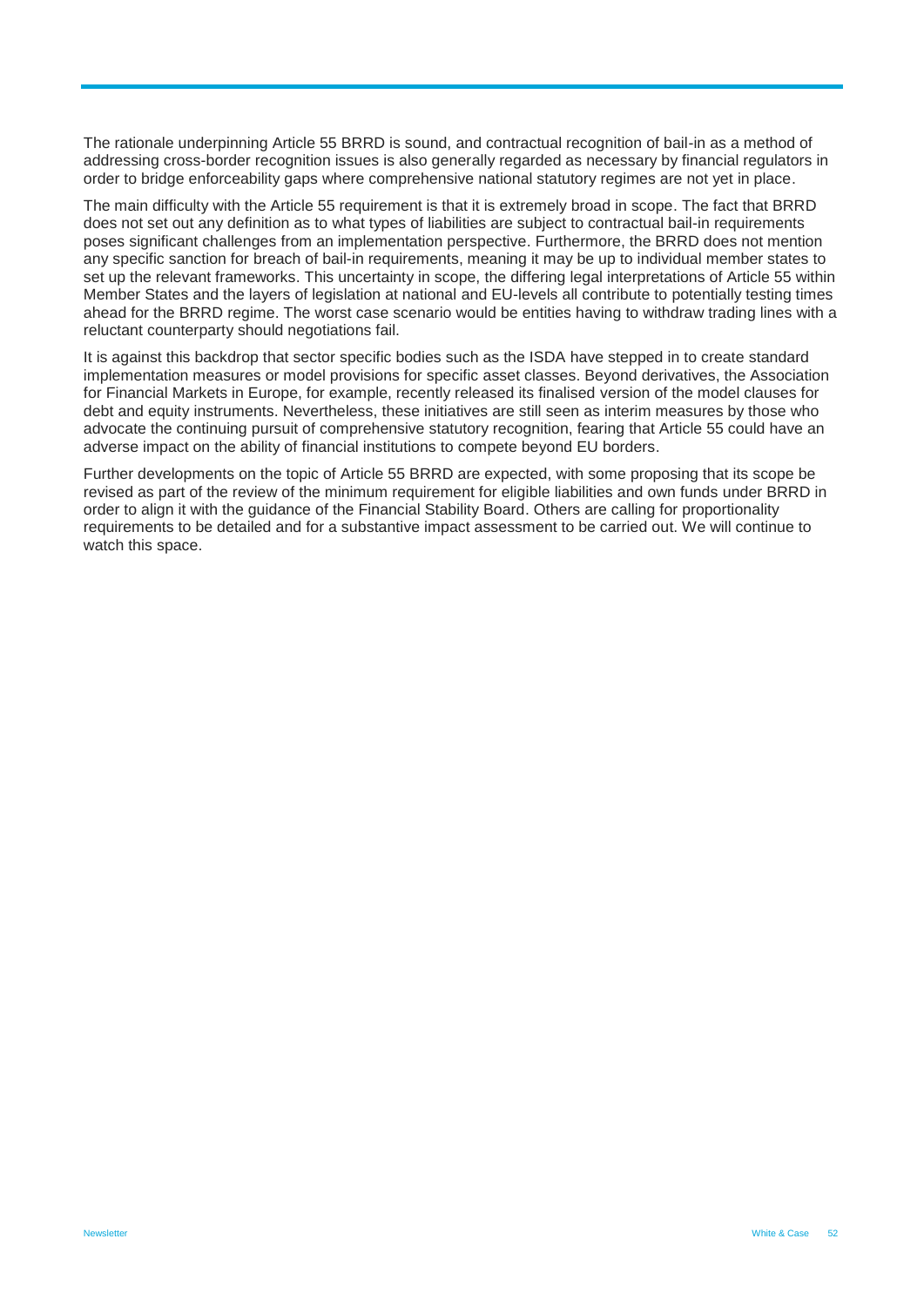The rationale underpinning Article 55 BRRD is sound, and contractual recognition of bail-in as a method of addressing cross-border recognition issues is also generally regarded as necessary by financial regulators in order to bridge enforceability gaps where comprehensive national statutory regimes are not yet in place.

The main difficulty with the Article 55 requirement is that it is extremely broad in scope. The fact that BRRD does not set out any definition as to what types of liabilities are subject to contractual bail-in requirements poses significant challenges from an implementation perspective. Furthermore, the BRRD does not mention any specific sanction for breach of bail-in requirements, meaning it may be up to individual member states to set up the relevant frameworks. This uncertainty in scope, the differing legal interpretations of Article 55 within Member States and the layers of legislation at national and EU-levels all contribute to potentially testing times ahead for the BRRD regime. The worst case scenario would be entities having to withdraw trading lines with a reluctant counterparty should negotiations fail.

It is against this backdrop that sector specific bodies such as the ISDA have stepped in to create standard implementation measures or model provisions for specific asset classes. Beyond derivatives, the Association for Financial Markets in Europe, for example, recently released its finalised version of the model clauses for debt and equity instruments. Nevertheless, these initiatives are still seen as interim measures by those who advocate the continuing pursuit of comprehensive statutory recognition, fearing that Article 55 could have an adverse impact on the ability of financial institutions to compete beyond EU borders.

Further developments on the topic of Article 55 BRRD are expected, with some proposing that its scope be revised as part of the review of the minimum requirement for eligible liabilities and own funds under BRRD in order to align it with the guidance of the Financial Stability Board. Others are calling for proportionality requirements to be detailed and for a substantive impact assessment to be carried out. We will continue to watch this space.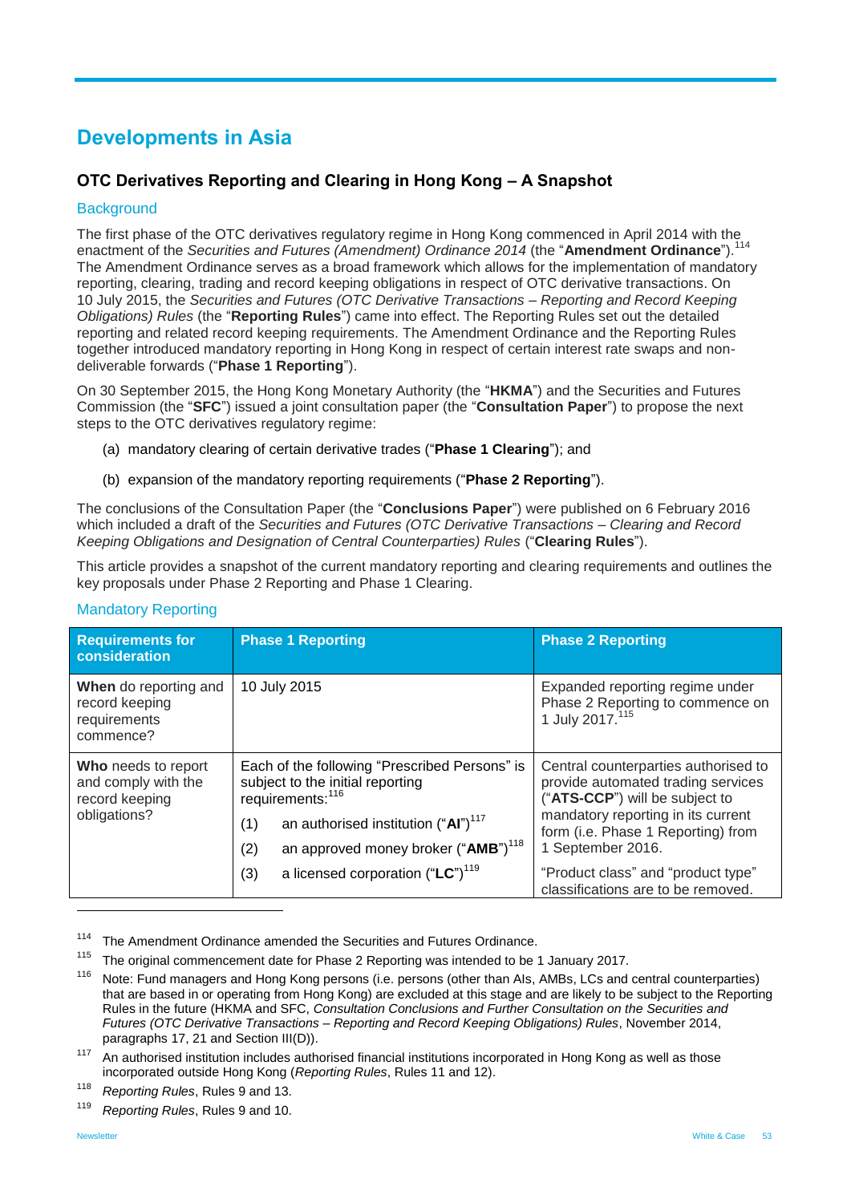# Developments in Asia

## OTC Derivatives Reporting and Clearing in Hong Kong – A Snapshot

### Background

The first phase of the OTC derivatives regulatory regime in Hong Kong commenced in April 2014 with the enactment of the *Securities and Futures (Amendment) Ordinance 2014* (the "**Amendment Ordinance**").[114] The Amendment Ordinance serves as a broad framework which allows for the implementation of mandatory reporting, clearing, trading and record keeping obligations in respect of OTC derivative transactions. On 10 July 2015, the *Securities and Futures (OTC Derivative Transactions – Reporting and Record Keeping Obligations) Rules* (the "**Reporting Rules**") came into effect. The Reporting Rules set out the detailed reporting and related record keeping requirements. The Amendment Ordinance and the Reporting Rules together introduced mandatory reporting in Hong Kong in respect of certain interest rate swaps and non-deliverable forwards ("**Phase 1 Reporting**").

On 30 September 2015, the Hong Kong Monetary Authority (the "**HKMA**") and the Securities and Futures Commission (the "**SFC**") issued a joint consultation paper (the "**Consultation Paper**") to propose the next steps to the OTC derivatives regulatory regime:

(a) mandatory clearing of certain derivative trades ("**Phase 1 Clearing**"); and

(b) expansion of the mandatory reporting requirements ("**Phase 2 Reporting**").

The conclusions of the Consultation Paper (the "**Conclusions Paper**") were published on 6 February 2016 which included a draft of the *Securities and Futures (OTC Derivative Transactions – Clearing and Record Keeping Obligations and Designation of Central Counterparties) Rules* ("**Clearing Rules**").

This article provides a snapshot of the current mandatory reporting and clearing requirements and outlines the key proposals under Phase 2 Reporting and Phase 1 Clearing.

### Mandatory Reporting

| Requirements for consideration | Phase 1 Reporting | Phase 2 Reporting |
|---|---|---|
| **When** do reporting and record keeping requirements commence? | 10 July 2015 | Expanded reporting regime under Phase 2 Reporting to commence on 1 July 2017.[115] |
| **Who** needs to report and comply with the record keeping obligations? | Each of the following "Prescribed Persons" is subject to the initial reporting requirements:[116]<br>(1) an authorised institution ("**AI**")[117]<br>(2) an approved money broker ("**AMB**")[118]<br>(3) a licensed corporation ("**LC**")[119] | Central counterparties authorised to provide automated trading services ("**ATS-CCP**") will be subject to mandatory reporting in its current form (i.e. Phase 1 Reporting) from 1 September 2016.<br>"Product class" and "product type" classifications are to be removed. |

---

[114] The Amendment Ordinance amended the Securities and Futures Ordinance.

[115] The original commencement date for Phase 2 Reporting was intended to be 1 January 2017.

[116] Note: Fund managers and Hong Kong persons (i.e. persons (other than AIs, AMBs, LCs and central counterparties) that are based in or operating from Hong Kong) are excluded at this stage and are likely to be subject to the Reporting Rules in the future (HKMA and SFC, *Consultation Conclusions and Further Consultation on the Securities and Futures (OTC Derivative Transactions – Reporting and Record Keeping Obligations) Rules*, November 2014, paragraphs 17, 21 and Section III(D)).

[117] An authorised institution includes authorised financial institutions incorporated in Hong Kong as well as those incorporated outside Hong Kong (*Reporting Rules*, Rules 11 and 12).

[118] *Reporting Rules*, Rules 9 and 13.

[119] *Reporting Rules*, Rules 9 and 10.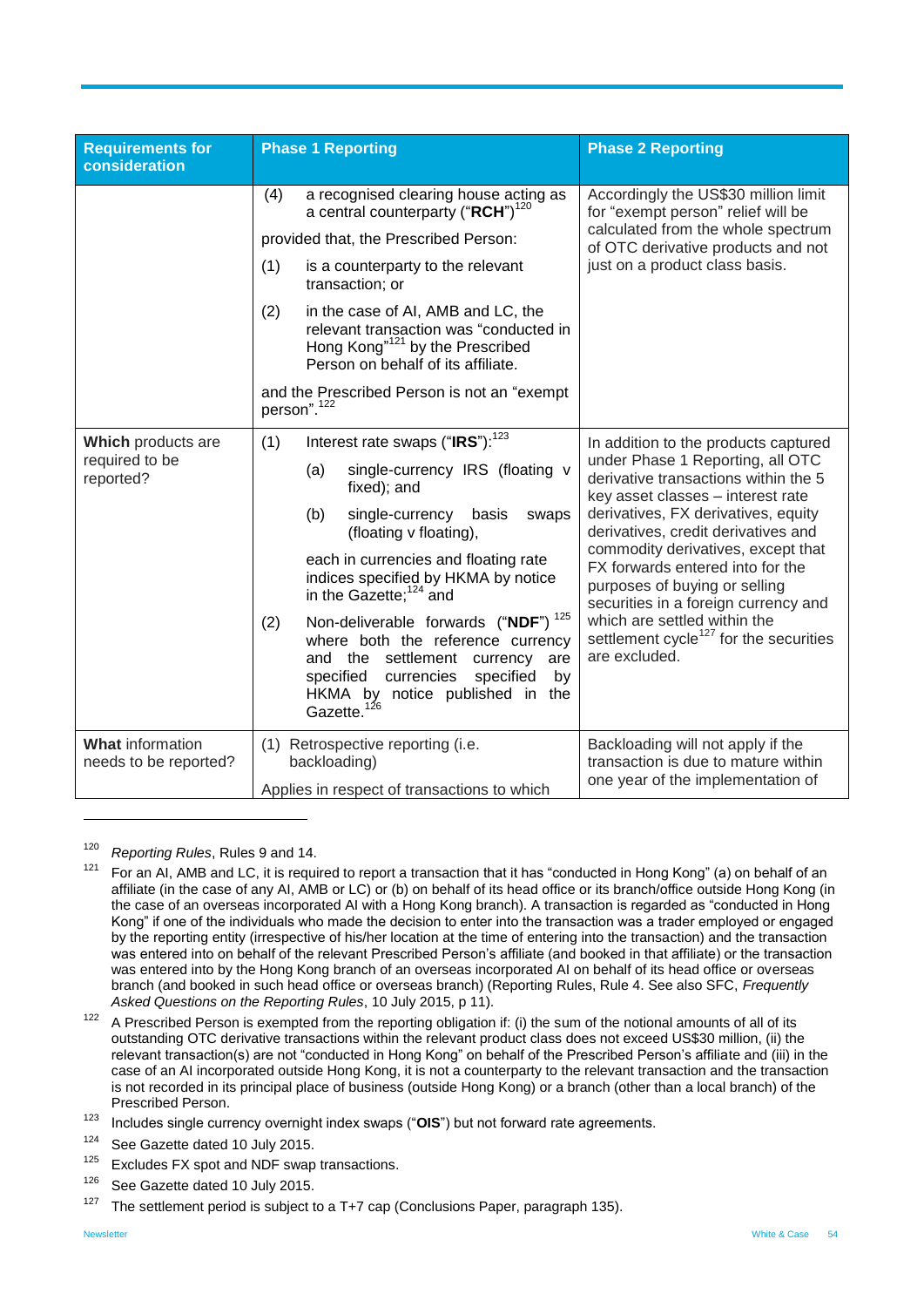| Requirements for consideration | Phase 1 Reporting | Phase 2 Reporting |
|---|---|---|
| | (4) a recognised clearing house acting as a central counterparty ("**RCH**")[120]<br><br>provided that, the Prescribed Person:<br><br>(1) is a counterparty to the relevant transaction; or<br><br>(2) in the case of AI, AMB and LC, the relevant transaction was "conducted in Hong Kong"[121] by the Prescribed Person on behalf of its affiliate.<br><br>and the Prescribed Person is not an "exempt person".[122] | Accordingly the US$30 million limit for "exempt person" relief will be calculated from the whole spectrum of OTC derivative products and not just on a product class basis. |
| **Which** products are required to be reported? | (1) Interest rate swaps ("**IRS**"):[123]<br><br>(a) single-currency IRS (floating v fixed); and<br><br>(b) single-currency basis swaps (floating v floating),<br><br>each in currencies and floating rate indices specified by HKMA by notice in the Gazette;[124] and<br><br>(2) Non-deliverable forwards ("**NDF**")[125] where both the reference currency and the settlement currency are specified currencies specified by HKMA by notice published in the Gazette.[126] | In addition to the products captured under Phase 1 Reporting, all OTC derivative transactions within the 5 key asset classes – interest rate derivatives, FX derivatives, equity derivatives, credit derivatives and commodity derivatives, except that FX forwards entered into for the purposes of buying or selling securities in a foreign currency and which are settled within the settlement cycle[127] for the securities are excluded. |
| **What** information needs to be reported? | (1) Retrospective reporting (i.e. backloading)<br><br>Applies in respect of transactions to which | Backloading will not apply if the transaction is due to mature within one year of the implementation of |

---

[120] *Reporting Rules*, Rules 9 and 14.

[121] For an AI, AMB and LC, it is required to report a transaction that it has "conducted in Hong Kong" (a) on behalf of an affiliate (in the case of any AI, AMB or LC) or (b) on behalf of its head office or its branch/office outside Hong Kong (in the case of an overseas incorporated AI with a Hong Kong branch). A transaction is regarded as "conducted in Hong Kong" if one of the individuals who made the decision to enter into the transaction was a trader employed or engaged by the reporting entity (irrespective of his/her location at the time of entering into the transaction) and the transaction was entered into on behalf of the relevant Prescribed Person's affiliate (and booked in that affiliate) or the transaction was entered into by the Hong Kong branch of an overseas incorporated AI on behalf of its head office or overseas branch (and booked in such head office or overseas branch) (Reporting Rules, Rule 4. See also SFC, *Frequently Asked Questions on the Reporting Rules*, 10 July 2015, p 11).

[122] A Prescribed Person is exempted from the reporting obligation if: (i) the sum of the notional amounts of all of its outstanding OTC derivative transactions within the relevant product class does not exceed US$30 million, (ii) the relevant transaction(s) are not "conducted in Hong Kong" on behalf of the Prescribed Person's affiliate and (iii) in the case of an AI incorporated outside Hong Kong, it is not a counterparty to the relevant transaction and the transaction is not recorded in its principal place of business (outside Hong Kong) or a branch (other than a local branch) of the Prescribed Person.

[123] Includes single currency overnight index swaps ("**OIS**") but not forward rate agreements.

[124] See Gazette dated 10 July 2015.

[125] Excludes FX spot and NDF swap transactions.

[126] See Gazette dated 10 July 2015.

[127] The settlement period is subject to a T+7 cap (Conclusions Paper, paragraph 135).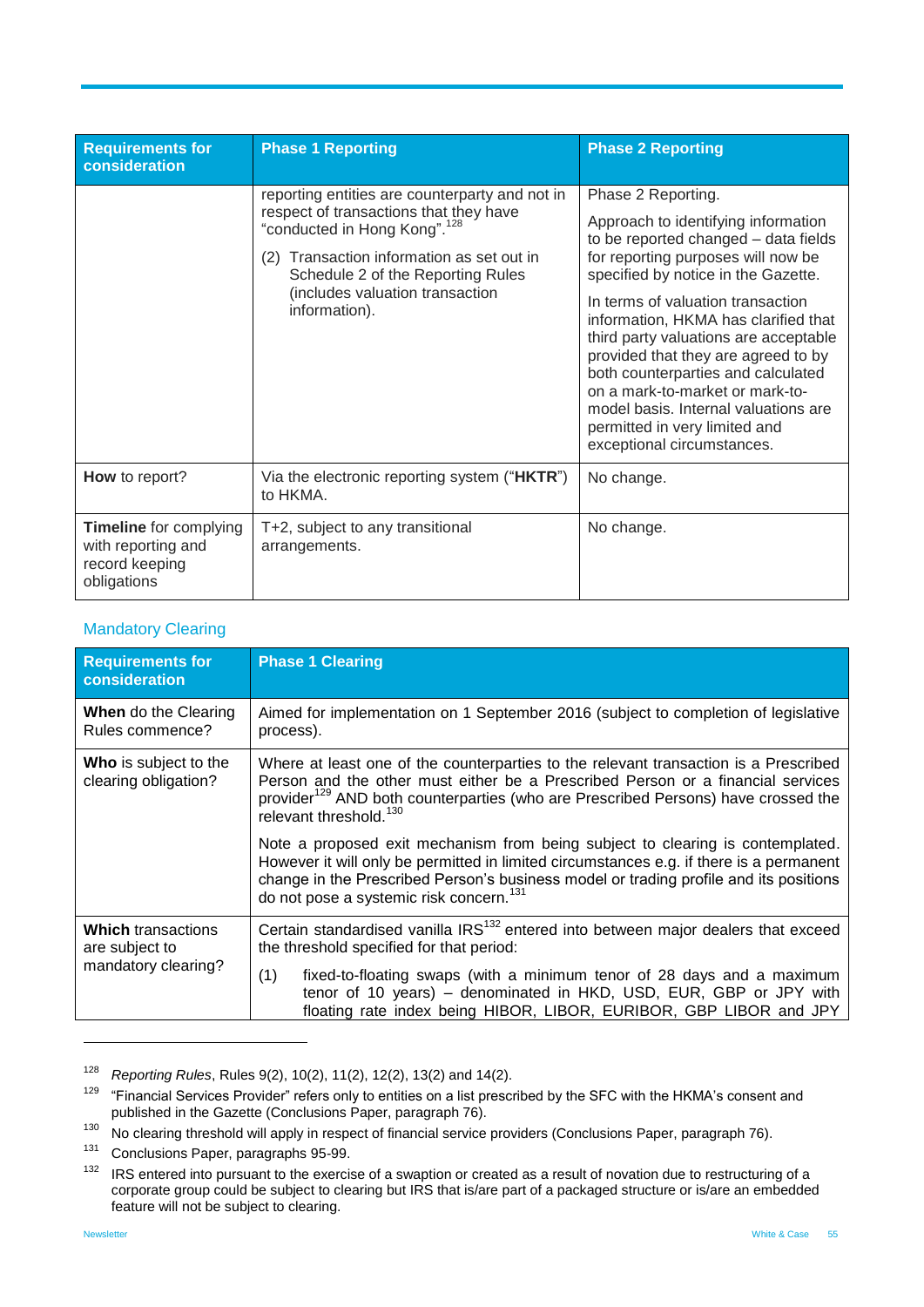| Requirements for consideration | Phase 1 Reporting | Phase 2 Reporting |
|---|---|---|
| | reporting entities are counterparty and not in respect of transactions that they have "conducted in Hong Kong".[128]<br><br>(2) Transaction information as set out in Schedule 2 of the Reporting Rules (includes valuation transaction information). | Phase 2 Reporting.<br><br>Approach to identifying information to be reported changed – data fields for reporting purposes will now be specified by notice in the Gazette.<br><br>In terms of valuation transaction information, HKMA has clarified that third party valuations are acceptable provided that they are agreed to by both counterparties and calculated on a mark-to-market or mark-to-model basis. Internal valuations are permitted in very limited and exceptional circumstances. |
| **How** to report? | Via the electronic reporting system ("**HKTR**") to HKMA. | No change. |
| **Timeline** for complying with reporting and record keeping obligations | T+2, subject to any transitional arrangements. | No change. |

### Mandatory Clearing

| Requirements for consideration | Phase 1 Clearing |
|---|---|
| **When** do the Clearing Rules commence? | Aimed for implementation on 1 September 2016 (subject to completion of legislative process). |
| **Who** is subject to the clearing obligation? | Where at least one of the counterparties to the relevant transaction is a Prescribed Person and the other must either be a Prescribed Person or a financial services provider[129] AND both counterparties (who are Prescribed Persons) have crossed the relevant threshold.[130]<br><br>Note a proposed exit mechanism from being subject to clearing is contemplated. However it will only be permitted in limited circumstances e.g. if there is a permanent change in the Prescribed Person's business model or trading profile and its positions do not pose a systemic risk concern.[131] |
| **Which** transactions are subject to mandatory clearing? | Certain standardised vanilla IRS[132] entered into between major dealers that exceed the threshold specified for that period:<br><br>(1) fixed-to-floating swaps (with a minimum tenor of 28 days and a maximum tenor of 10 years) – denominated in HKD, USD, EUR, GBP or JPY with floating rate index being HIBOR, LIBOR, EURIBOR, GBP LIBOR and JPY |

[128] *Reporting Rules*, Rules 9(2), 10(2), 11(2), 12(2), 13(2) and 14(2).

[129] "Financial Services Provider" refers only to entities on a list prescribed by the SFC with the HKMA's consent and published in the Gazette (Conclusions Paper, paragraph 76).

[130] No clearing threshold will apply in respect of financial service providers (Conclusions Paper, paragraph 76).

[131] Conclusions Paper, paragraphs 95-99.

[132] IRS entered into pursuant to the exercise of a swaption or created as a result of novation due to restructuring of a corporate group could be subject to clearing but IRS that is/are part of a packaged structure or is/are an embedded feature will not be subject to clearing.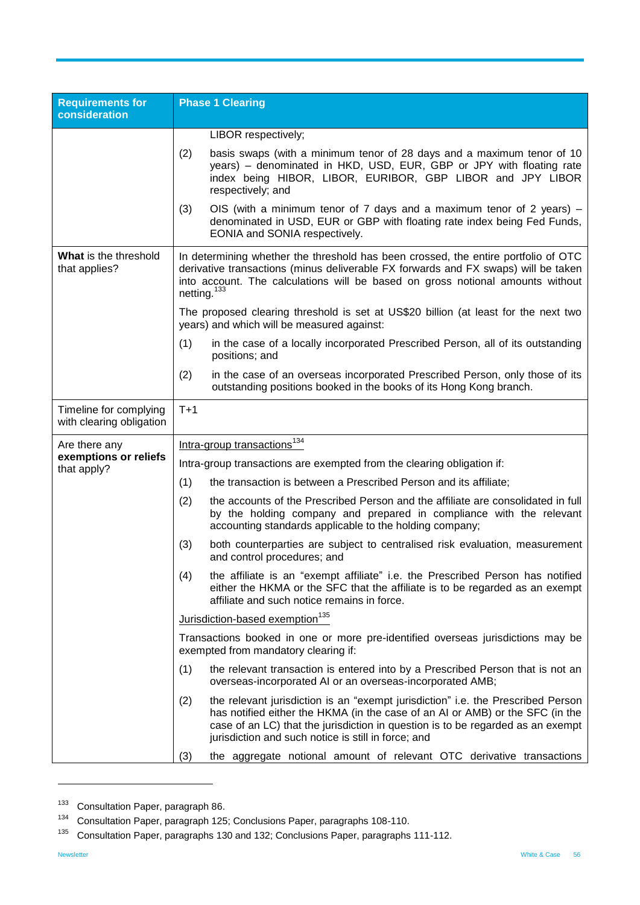| Requirements for consideration | Phase 1 Clearing |
|---|---|
| | LIBOR respectively;<br>(2) basis swaps (with a minimum tenor of 28 days and a maximum tenor of 10 years) – denominated in HKD, USD, EUR, GBP or JPY with floating rate index being HIBOR, LIBOR, EURIBOR, GBP LIBOR and JPY LIBOR respectively; and<br>(3) OIS (with a minimum tenor of 7 days and a maximum tenor of 2 years) – denominated in USD, EUR or GBP with floating rate index being Fed Funds, EONIA and SONIA respectively. |
| **What** is the threshold that applies? | In determining whether the threshold has been crossed, the entire portfolio of OTC derivative transactions (minus deliverable FX forwards and FX swaps) will be taken into account. The calculations will be based on gross notional amounts without netting.[133]<br><br>The proposed clearing threshold is set at US$20 billion (at least for the next two years) and which will be measured against:<br>(1) in the case of a locally incorporated Prescribed Person, all of its outstanding positions; and<br>(2) in the case of an overseas incorporated Prescribed Person, only those of its outstanding positions booked in the books of its Hong Kong branch. |
| Timeline for complying with clearing obligation | T+1 |
| Are there any **exemptions or reliefs** that apply? | <u>Intra-group transactions</u>[134]<br><br>Intra-group transactions are exempted from the clearing obligation if:<br>(1) the transaction is between a Prescribed Person and its affiliate;<br>(2) the accounts of the Prescribed Person and the affiliate are consolidated in full by the holding company and prepared in compliance with the relevant accounting standards applicable to the holding company;<br>(3) both counterparties are subject to centralised risk evaluation, measurement and control procedures; and<br>(4) the affiliate is an "exempt affiliate" i.e. the Prescribed Person has notified either the HKMA or the SFC that the affiliate is to be regarded as an exempt affiliate and such notice remains in force.<br><br><u>Jurisdiction-based exemption</u>[135]<br><br>Transactions booked in one or more pre-identified overseas jurisdictions may be exempted from mandatory clearing if:<br>(1) the relevant transaction is entered into by a Prescribed Person that is not an overseas-incorporated AI or an overseas-incorporated AMB;<br>(2) the relevant jurisdiction is an "exempt jurisdiction" i.e. the Prescribed Person has notified either the HKMA (in the case of an AI or AMB) or the SFC (in the case of an LC) that the jurisdiction in question is to be regarded as an exempt jurisdiction and such notice is still in force; and<br>(3) the aggregate notional amount of relevant OTC derivative transactions |

[133] Consultation Paper, paragraph 86.

[134] Consultation Paper, paragraph 125; Conclusions Paper, paragraphs 108-110.

[135] Consultation Paper, paragraphs 130 and 132; Conclusions Paper, paragraphs 111-112.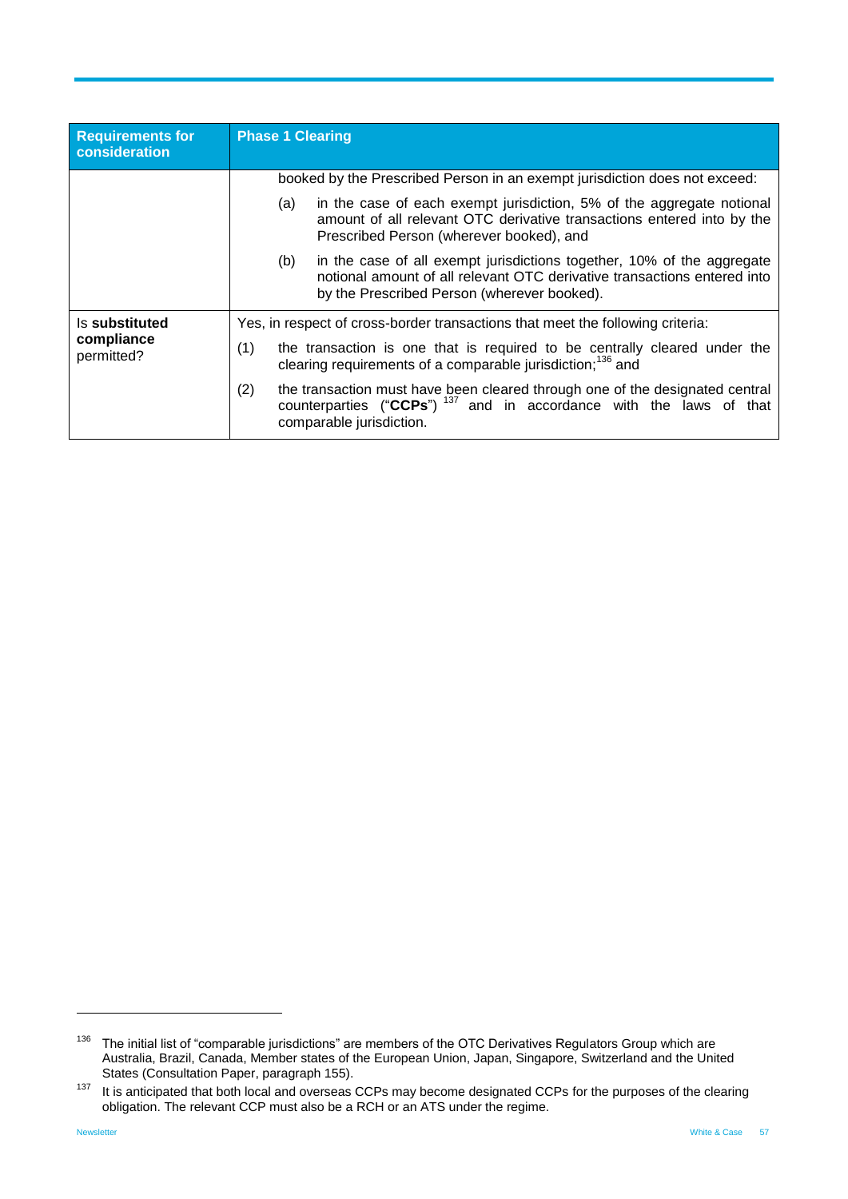| Requirements for consideration | Phase 1 Clearing |
| --- | --- |
| | booked by the Prescribed Person in an exempt jurisdiction does not exceed:<br>(a) in the case of each exempt jurisdiction, 5% of the aggregate notional amount of all relevant OTC derivative transactions entered into by the Prescribed Person (wherever booked), and<br>(b) in the case of all exempt jurisdictions together, 10% of the aggregate notional amount of all relevant OTC derivative transactions entered into by the Prescribed Person (wherever booked). |
| Is **substituted compliance** permitted? | Yes, in respect of cross-border transactions that meet the following criteria:<br>(1) the transaction is one that is required to be centrally cleared under the clearing requirements of a comparable jurisdiction;[136] and<br>(2) the transaction must have been cleared through one of the designated central counterparties ("**CCPs**")[137] and in accordance with the laws of that comparable jurisdiction. |

[136] The initial list of "comparable jurisdictions" are members of the OTC Derivatives Regulators Group which are Australia, Brazil, Canada, Member states of the European Union, Japan, Singapore, Switzerland and the United States (Consultation Paper, paragraph 155).

[137] It is anticipated that both local and overseas CCPs may become designated CCPs for the purposes of the clearing obligation. The relevant CCP must also be a RCH or an ATS under the regime.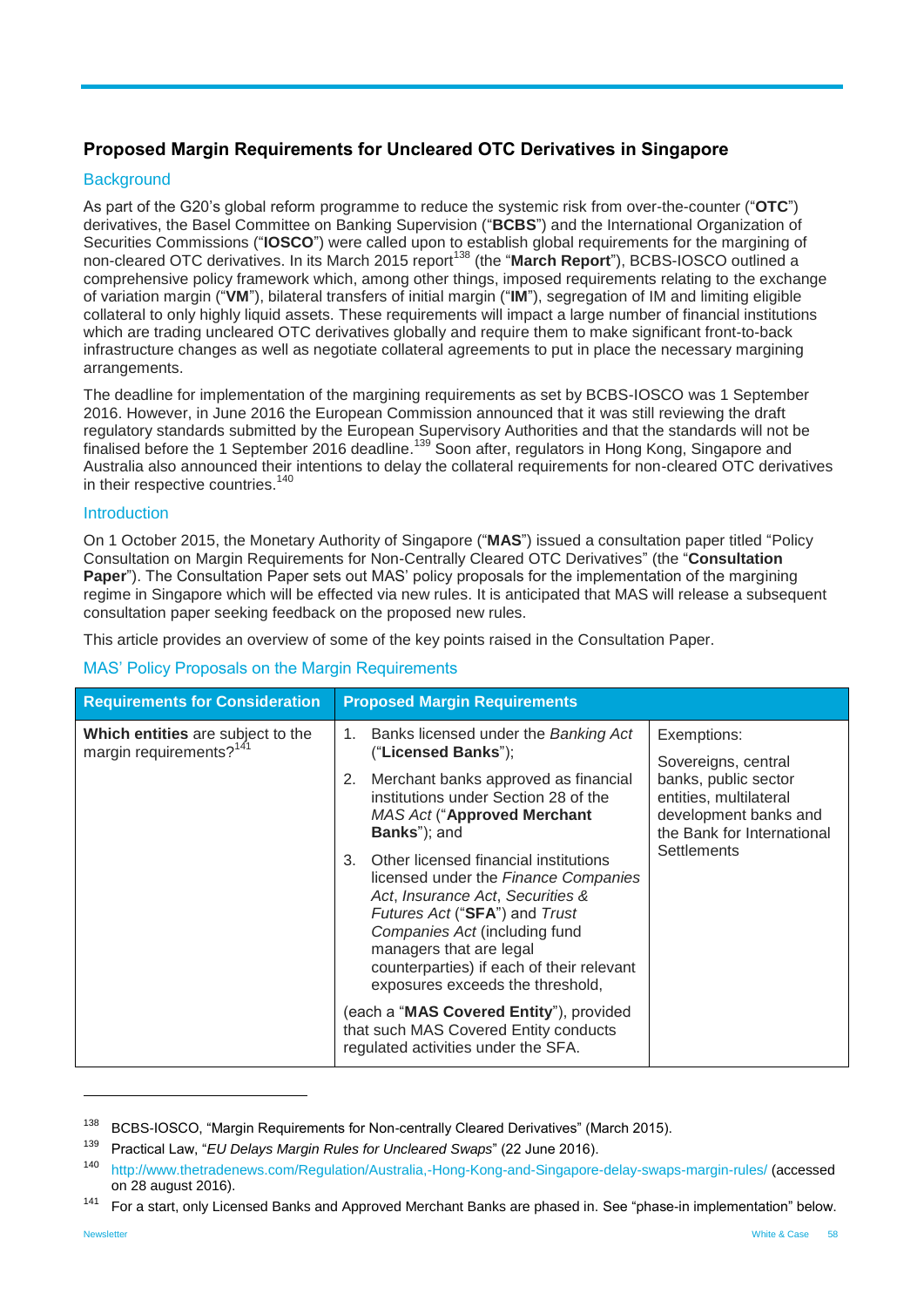## Proposed Margin Requirements for Uncleared OTC Derivatives in Singapore

### Background

As part of the G20's global reform programme to reduce the systemic risk from over-the-counter ("**OTC**") derivatives, the Basel Committee on Banking Supervision ("**BCBS**") and the International Organization of Securities Commissions ("**IOSCO**") were called upon to establish global requirements for the margining of non-cleared OTC derivatives. In its March 2015 report[138] (the "**March Report**"), BCBS-IOSCO outlined a comprehensive policy framework which, among other things, imposed requirements relating to the exchange of variation margin ("**VM**"), bilateral transfers of initial margin ("**IM**"), segregation of IM and limiting eligible collateral to only highly liquid assets. These requirements will impact a large number of financial institutions which are trading uncleared OTC derivatives globally and require them to make significant front-to-back infrastructure changes as well as negotiate collateral agreements to put in place the necessary margining arrangements.

The deadline for implementation of the margining requirements as set by BCBS-IOSCO was 1 September 2016. However, in June 2016 the European Commission announced that it was still reviewing the draft regulatory standards submitted by the European Supervisory Authorities and that the standards will not be finalised before the 1 September 2016 deadline.[139] Soon after, regulators in Hong Kong, Singapore and Australia also announced their intentions to delay the collateral requirements for non-cleared OTC derivatives in their respective countries.[140]

### Introduction

On 1 October 2015, the Monetary Authority of Singapore ("**MAS**") issued a consultation paper titled "Policy Consultation on Margin Requirements for Non-Centrally Cleared OTC Derivatives" (the "**Consultation Paper**"). The Consultation Paper sets out MAS' policy proposals for the implementation of the margining regime in Singapore which will be effected via new rules. It is anticipated that MAS will release a subsequent consultation paper seeking feedback on the proposed new rules.

This article provides an overview of some of the key points raised in the Consultation Paper.

### MAS' Policy Proposals on the Margin Requirements

| Requirements for Consideration | Proposed Margin Requirements | |
|---|---|---|
| **Which entities** are subject to the margin requirements?[141] | 1. Banks licensed under the *Banking Act* ("**Licensed Banks**");<br>2. Merchant banks approved as financial institutions under Section 28 of the *MAS Act* ("**Approved Merchant Banks**"); and<br>3. Other licensed financial institutions licensed under the *Finance Companies Act*, *Insurance Act*, *Securities & Futures Act* ("**SFA**") and *Trust Companies Act* (including fund managers that are legal counterparties) if each of their relevant exposures exceeds the threshold,<br><br>(each a "**MAS Covered Entity**"), provided that such MAS Covered Entity conducts regulated activities under the SFA. | Exemptions:<br><br>Sovereigns, central banks, public sector entities, multilateral development banks and the Bank for International Settlements |

[138] BCBS-IOSCO, "Margin Requirements for Non-centrally Cleared Derivatives" (March 2015).

[139] Practical Law, "*EU Delays Margin Rules for Uncleared Swaps*" (22 June 2016).

[140] http://www.thetradenews.com/Regulation/Australia,-Hong-Kong-and-Singapore-delay-swaps-margin-rules/ (accessed on 28 august 2016).

[141] For a start, only Licensed Banks and Approved Merchant Banks are phased in. See "phase-in implementation" below.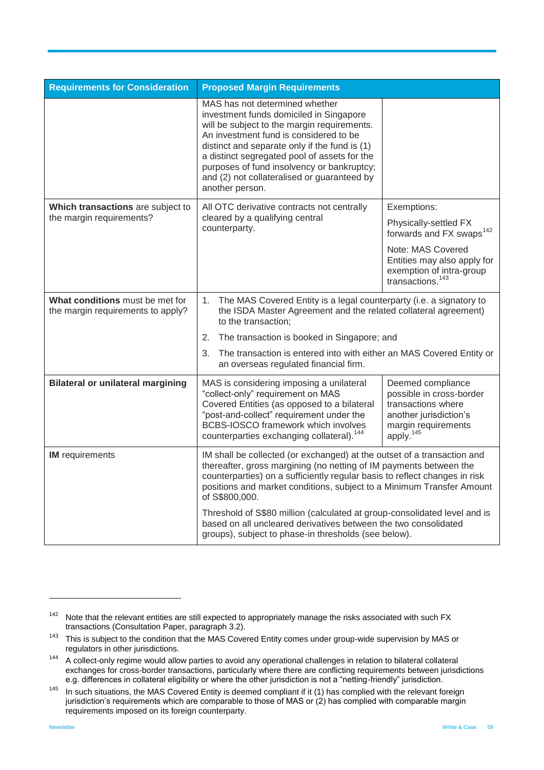| Requirements for Consideration | Proposed Margin Requirements | |
|---|---|---|
| | MAS has not determined whether investment funds domiciled in Singapore will be subject to the margin requirements. An investment fund is considered to be distinct and separate only if the fund is (1) a distinct segregated pool of assets for the purposes of fund insolvency or bankruptcy; and (2) not collateralised or guaranteed by another person. | |
| **Which transactions** are subject to the margin requirements? | All OTC derivative contracts not centrally cleared by a qualifying central counterparty. | Exemptions:<br><br>Physically-settled FX forwards and FX swaps[142]<br><br>Note: MAS Covered Entities may also apply for exemption of intra-group transactions.[143] |
| **What conditions** must be met for the margin requirements to apply? | 1. The MAS Covered Entity is a legal counterparty (i.e. a signatory to the ISDA Master Agreement and the related collateral agreement) to the transaction;<br><br>2. The transaction is booked in Singapore; and<br><br>3. The transaction is entered into with either an MAS Covered Entity or an overseas regulated financial firm. | |
| **Bilateral or unilateral margining** | MAS is considering imposing a unilateral "collect-only" requirement on MAS Covered Entities (as opposed to a bilateral "post-and-collect" requirement under the BCBS-IOSCO framework which involves counterparties exchanging collateral).[144] | Deemed compliance possible in cross-border transactions where another jurisdiction's margin requirements apply.[145] |
| **IM** requirements | IM shall be collected (or exchanged) at the outset of a transaction and thereafter, gross margining (no netting of IM payments between the counterparties) on a sufficiently regular basis to reflect changes in risk positions and market conditions, subject to a Minimum Transfer Amount of S$800,000.<br><br>Threshold of S$80 million (calculated at group-consolidated level and is based on all uncleared derivatives between the two consolidated groups), subject to phase-in thresholds (see below). | |

---

[142] Note that the relevant entities are still expected to appropriately manage the risks associated with such FX transactions (Consultation Paper, paragraph 3.2).

[143] This is subject to the condition that the MAS Covered Entity comes under group-wide supervision by MAS or regulators in other jurisdictions.

[144] A collect-only regime would allow parties to avoid any operational challenges in relation to bilateral collateral exchanges for cross-border transactions, particularly where there are conflicting requirements between jurisdictions e.g. differences in collateral eligibility or where the other jurisdiction is not a "netting-friendly" jurisdiction.

[145] In such situations, the MAS Covered Entity is deemed compliant if it (1) has complied with the relevant foreign jurisdiction's requirements which are comparable to those of MAS or (2) has complied with comparable margin requirements imposed on its foreign counterparty.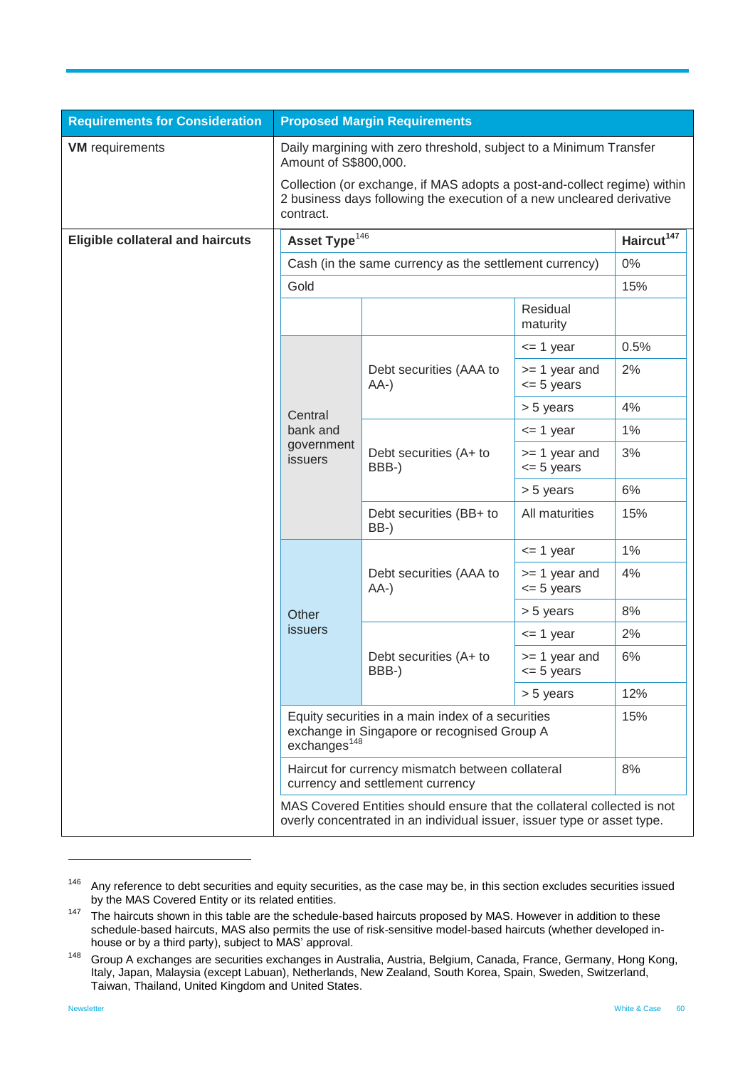| Requirements for Consideration | Proposed Margin Requirements | | | |
|---|---|---|---|---|
| **VM** requirements | Daily margining with zero threshold, subject to a Minimum Transfer Amount of S$800,000.<br><br>Collection (or exchange, if MAS adopts a post-and-collect regime) within 2 business days following the execution of a new uncleared derivative contract. | | | |
| **Eligible collateral and haircuts** | **Asset Type**[146] | | | **Haircut**[147] |
| | Cash (in the same currency as the settlement currency) | | | 0% |
| | Gold | | | 15% |
| | | | Residual maturity | |
| | Central bank and government issuers | Debt securities (AAA to AA-) | <= 1 year | 0.5% |
| | | | >= 1 year and <= 5 years | 2% |
| | | | > 5 years | 4% |
| | | Debt securities (A+ to BBB-) | <= 1 year | 1% |
| | | | >= 1 year and <= 5 years | 3% |
| | | | > 5 years | 6% |
| | | Debt securities (BB+ to BB-) | All maturities | 15% |
| | Other issuers | Debt securities (AAA to AA-) | <= 1 year | 1% |
| | | | >= 1 year and <= 5 years | 4% |
| | | | > 5 years | 8% |
| | | Debt securities (A+ to BBB-) | <= 1 year | 2% |
| | | | >= 1 year and <= 5 years | 6% |
| | | | > 5 years | 12% |
| | Equity securities in a main index of a securities exchange in Singapore or recognised Group A exchanges[148] | | | 15% |
| | Haircut for currency mismatch between collateral currency and settlement currency | | | 8% |
| | MAS Covered Entities should ensure that the collateral collected is not overly concentrated in an individual issuer, issuer type or asset type. | | | |

[146] Any reference to debt securities and equity securities, as the case may be, in this section excludes securities issued by the MAS Covered Entity or its related entities.

[147] The haircuts shown in this table are the schedule-based haircuts proposed by MAS. However in addition to these schedule-based haircuts, MAS also permits the use of risk-sensitive model-based haircuts (whether developed in-house or by a third party), subject to MAS' approval.

[148] Group A exchanges are securities exchanges in Australia, Austria, Belgium, Canada, France, Germany, Hong Kong, Italy, Japan, Malaysia (except Labuan), Netherlands, New Zealand, South Korea, Spain, Sweden, Switzerland, Taiwan, Thailand, United Kingdom and United States.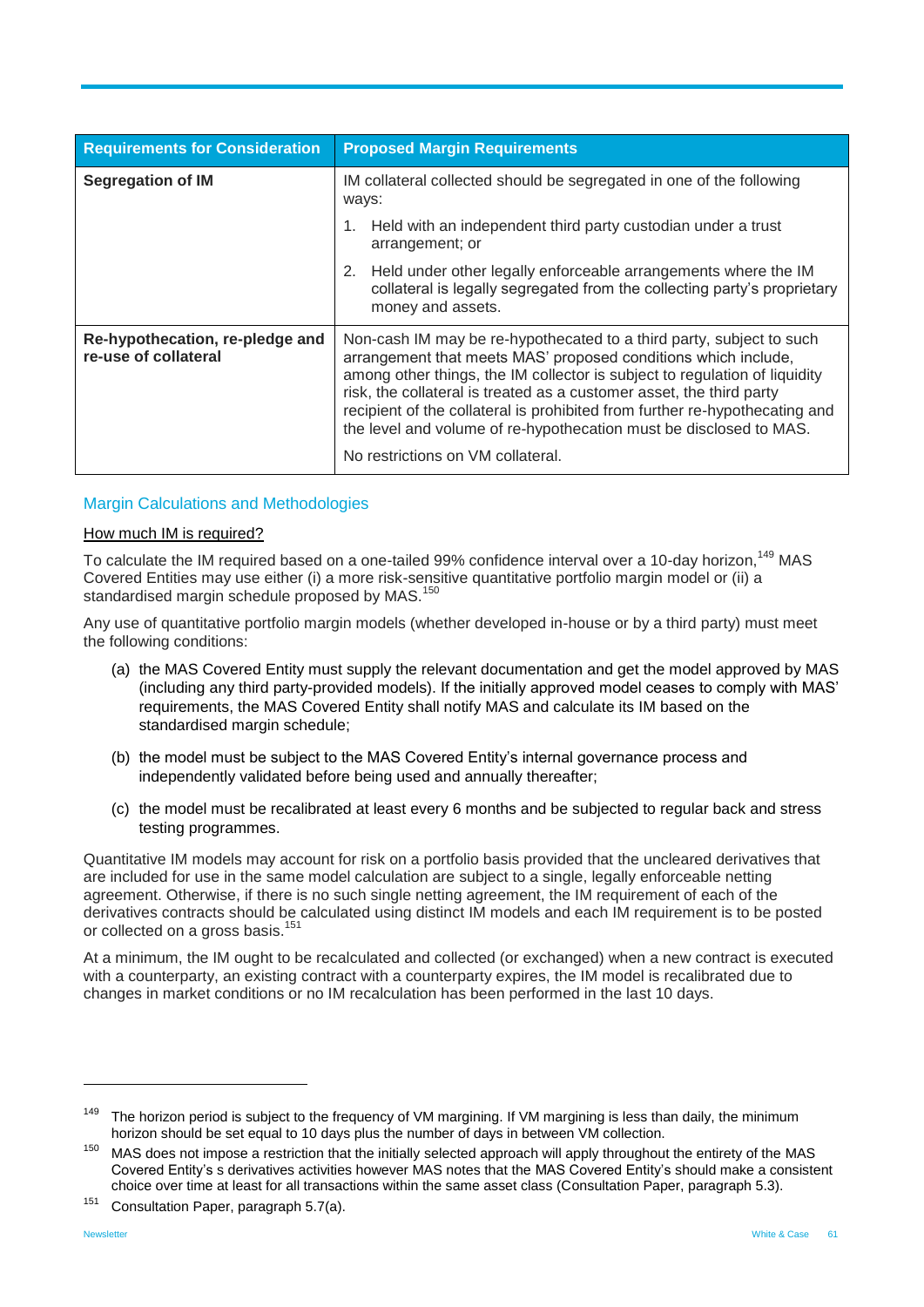| Requirements for Consideration | Proposed Margin Requirements |
| --- | --- |
| **Segregation of IM** | IM collateral collected should be segregated in one of the following ways: 1. Held with an independent third party custodian under a trust arrangement; or 2. Held under other legally enforceable arrangements where the IM collateral is legally segregated from the collecting party's proprietary money and assets. |
| **Re-hypothecation, re-pledge and re-use of collateral** | Non-cash IM may be re-hypothecated to a third party, subject to such arrangement that meets MAS' proposed conditions which include, among other things, the IM collector is subject to regulation of liquidity risk, the collateral is treated as a customer asset, the third party recipient of the collateral is prohibited from further re-hypothecating and the level and volume of re-hypothecation must be disclosed to MAS. No restrictions on VM collateral. |

## Margin Calculations and Methodologies

### How much IM is required?

To calculate the IM required based on a one-tailed 99% confidence interval over a 10-day horizon,[149] MAS Covered Entities may use either (i) a more risk-sensitive quantitative portfolio margin model or (ii) a standardised margin schedule proposed by MAS.[150]

Any use of quantitative portfolio margin models (whether developed in-house or by a third party) must meet the following conditions:

(a) the MAS Covered Entity must supply the relevant documentation and get the model approved by MAS (including any third party-provided models). If the initially approved model ceases to comply with MAS' requirements, the MAS Covered Entity shall notify MAS and calculate its IM based on the standardised margin schedule;

(b) the model must be subject to the MAS Covered Entity's internal governance process and independently validated before being used and annually thereafter;

(c) the model must be recalibrated at least every 6 months and be subjected to regular back and stress testing programmes.

Quantitative IM models may account for risk on a portfolio basis provided that the uncleared derivatives that are included for use in the same model calculation are subject to a single, legally enforceable netting agreement. Otherwise, if there is no such single netting agreement, the IM requirement of each of the derivatives contracts should be calculated using distinct IM models and each IM requirement is to be posted or collected on a gross basis.[151]

At a minimum, the IM ought to be recalculated and collected (or exchanged) when a new contract is executed with a counterparty, an existing contract with a counterparty expires, the IM model is recalibrated due to changes in market conditions or no IM recalculation has been performed in the last 10 days.

---

[149] The horizon period is subject to the frequency of VM margining. If VM margining is less than daily, the minimum horizon should be set equal to 10 days plus the number of days in between VM collection.

[150] MAS does not impose a restriction that the initially selected approach will apply throughout the entirety of the MAS Covered Entity's s derivatives activities however MAS notes that the MAS Covered Entity's should make a consistent choice over time at least for all transactions within the same asset class (Consultation Paper, paragraph 5.3).

[151] Consultation Paper, paragraph 5.7(a).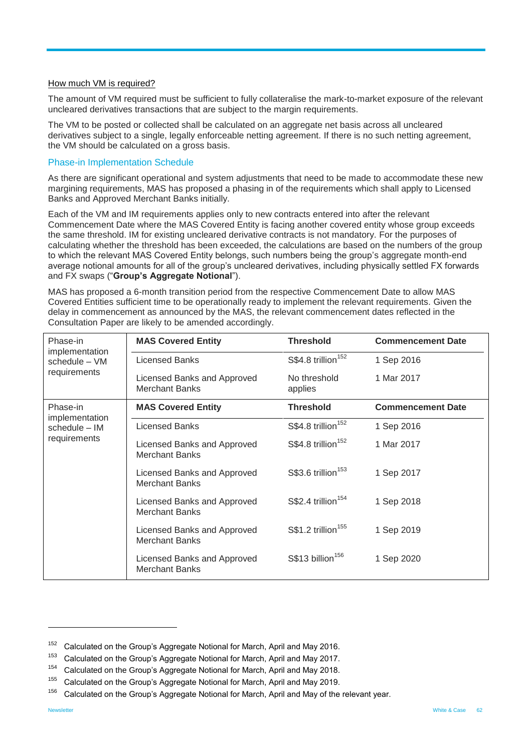How much VM is required?

The amount of VM required must be sufficient to fully collateralise the mark-to-market exposure of the relevant uncleared derivatives transactions that are subject to the margin requirements.

The VM to be posted or collected shall be calculated on an aggregate net basis across all uncleared derivatives subject to a single, legally enforceable netting agreement. If there is no such netting agreement, the VM should be calculated on a gross basis.

### Phase-in Implementation Schedule

As there are significant operational and system adjustments that need to be made to accommodate these new margining requirements, MAS has proposed a phasing in of the requirements which shall apply to Licensed Banks and Approved Merchant Banks initially.

Each of the VM and IM requirements applies only to new contracts entered into after the relevant Commencement Date where the MAS Covered Entity is facing another covered entity whose group exceeds the same threshold. IM for existing uncleared derivative contracts is not mandatory. For the purposes of calculating whether the threshold has been exceeded, the calculations are based on the numbers of the group to which the relevant MAS Covered Entity belongs, such numbers being the group's aggregate month-end average notional amounts for all of the group's uncleared derivatives, including physically settled FX forwards and FX swaps ("**Group's Aggregate Notional**").

MAS has proposed a 6-month transition period from the respective Commencement Date to allow MAS Covered Entities sufficient time to be operationally ready to implement the relevant requirements. Given the delay in commencement as announced by the MAS, the relevant commencement dates reflected in the Consultation Paper are likely to be amended accordingly.

| | **MAS Covered Entity** | **Threshold** | **Commencement Date** |
|---|---|---|---|
| Phase-in implementation schedule – VM requirements | Licensed Banks | S$4.8 trillion[152] | 1 Sep 2016 |
| | Licensed Banks and Approved Merchant Banks | No threshold applies | 1 Mar 2017 |
| Phase-in implementation schedule – IM requirements | **MAS Covered Entity** | **Threshold** | **Commencement Date** |
| | Licensed Banks | S$4.8 trillion[152] | 1 Sep 2016 |
| | Licensed Banks and Approved Merchant Banks | S$4.8 trillion[152] | 1 Mar 2017 |
| | Licensed Banks and Approved Merchant Banks | S$3.6 trillion[153] | 1 Sep 2017 |
| | Licensed Banks and Approved Merchant Banks | S$2.4 trillion[154] | 1 Sep 2018 |
| | Licensed Banks and Approved Merchant Banks | S$1.2 trillion[155] | 1 Sep 2019 |
| | Licensed Banks and Approved Merchant Banks | S$13 billion[156] | 1 Sep 2020 |

[152] Calculated on the Group's Aggregate Notional for March, April and May 2016.

[153] Calculated on the Group's Aggregate Notional for March, April and May 2017.

[154] Calculated on the Group's Aggregate Notional for March, April and May 2018.

[155] Calculated on the Group's Aggregate Notional for March, April and May 2019.

[156] Calculated on the Group's Aggregate Notional for March, April and May of the relevant year.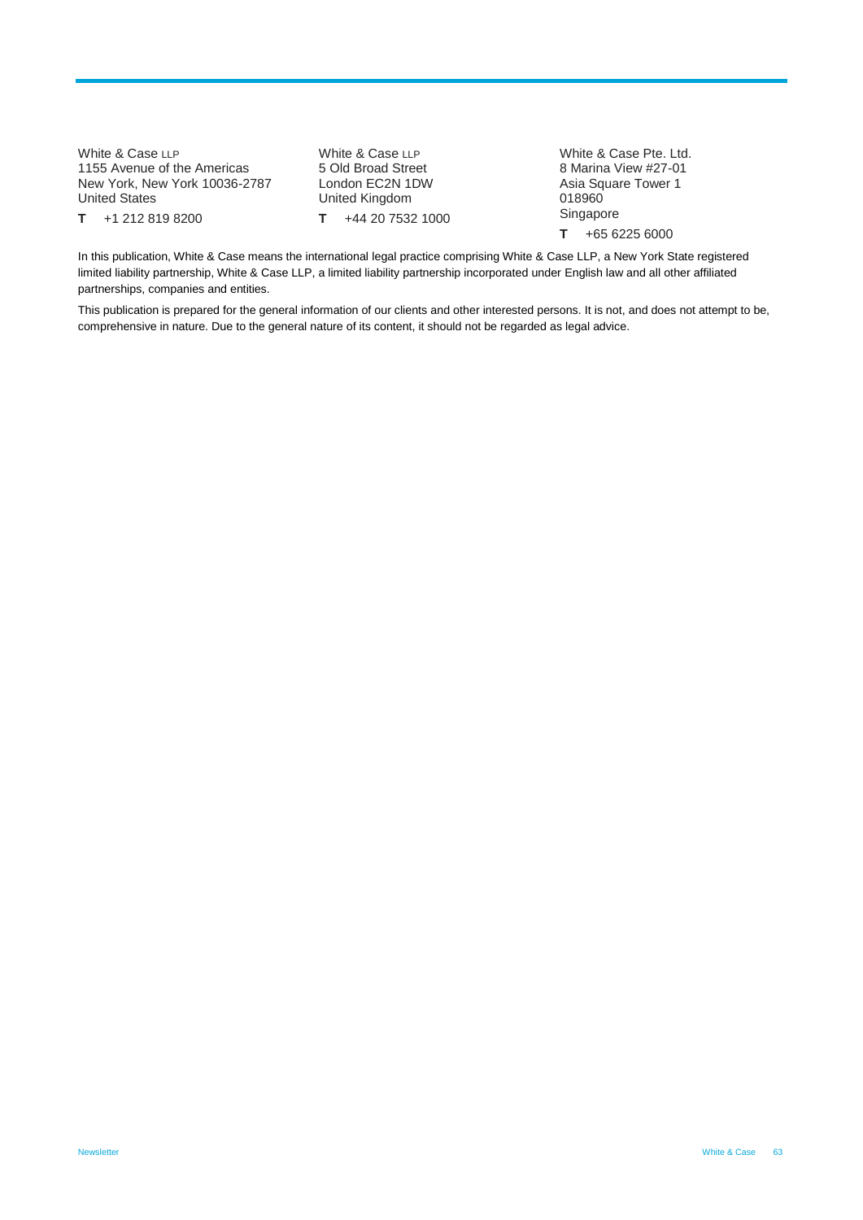White & Case LLP
1155 Avenue of the Americas
New York, New York 10036-2787
United States

**T** +1 212 819 8200

White & Case LLP
5 Old Broad Street
London EC2N 1DW
United Kingdom

**T** +44 20 7532 1000

White & Case Pte. Ltd.
8 Marina View #27-01
Asia Square Tower 1
018960
Singapore

**T** +65 6225 6000

In this publication, White & Case means the international legal practice comprising White & Case LLP, a New York State registered limited liability partnership, White & Case LLP, a limited liability partnership incorporated under English law and all other affiliated partnerships, companies and entities.

This publication is prepared for the general information of our clients and other interested persons. It is not, and does not attempt to be, comprehensive in nature. Due to the general nature of its content, it should not be regarded as legal advice.